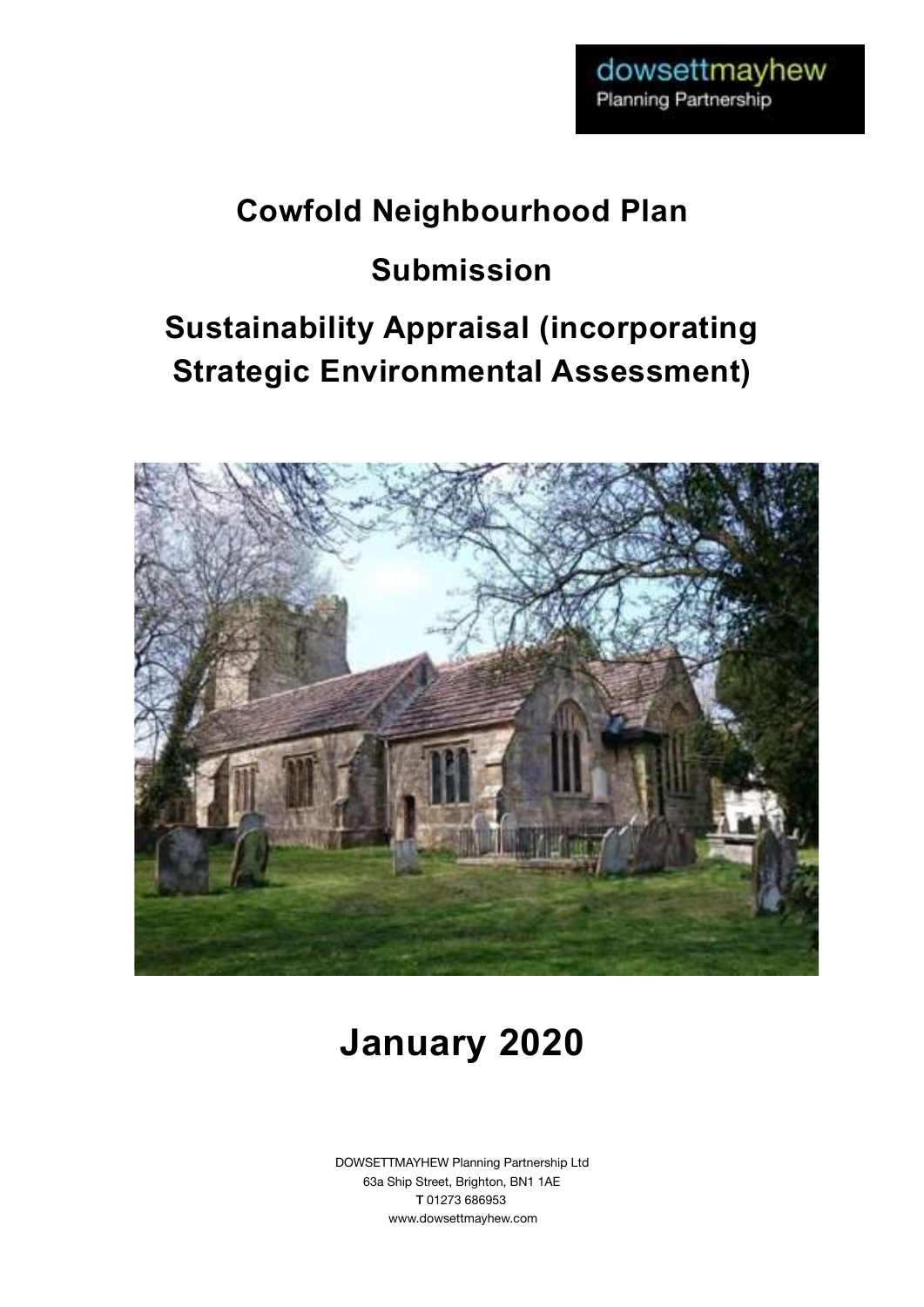dowsettmayhew
Planning Partnership

# Cowfold Neighbourhood Plan

## Submission

## Sustainability Appraisal (incorporating Strategic Environmental Assessment)

# January 2020

DOWSETTMAYHEW Planning Partnership Ltd
63a Ship Street, Brighton, BN1 1AE
**T** 01273 686953
www.dowsettmayhew.com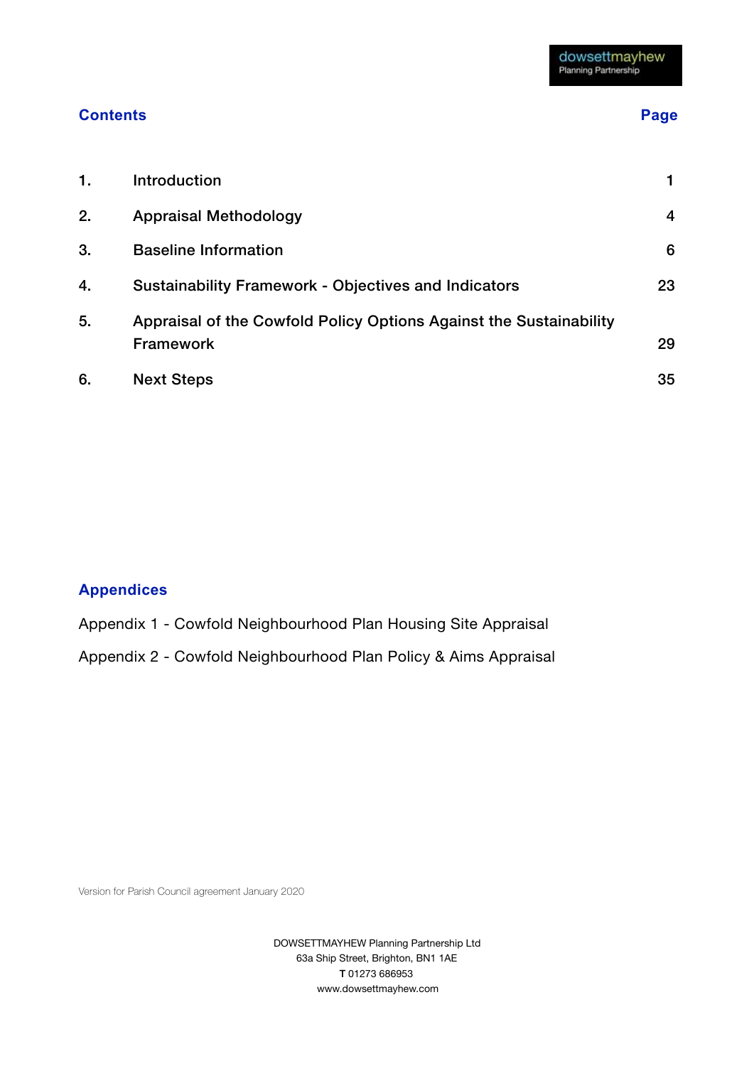## Contents

| | | Page |
|---|---|---|
| 1. | Introduction | 1 |
| 2. | Appraisal Methodology | 4 |
| 3. | Baseline Information | 6 |
| 4. | Sustainability Framework - Objectives and Indicators | 23 |
| 5. | Appraisal of the Cowfold Policy Options Against the Sustainability Framework | 29 |
| 6. | Next Steps | 35 |

## Appendices

Appendix 1 - Cowfold Neighbourhood Plan Housing Site Appraisal

Appendix 2 - Cowfold Neighbourhood Plan Policy & Aims Appraisal

Version for Parish Council agreement January 2020

DOWSETTMAYHEW Planning Partnership Ltd
63a Ship Street, Brighton, BN1 1AE
**T** 01273 686953
www.dowsettmayhew.com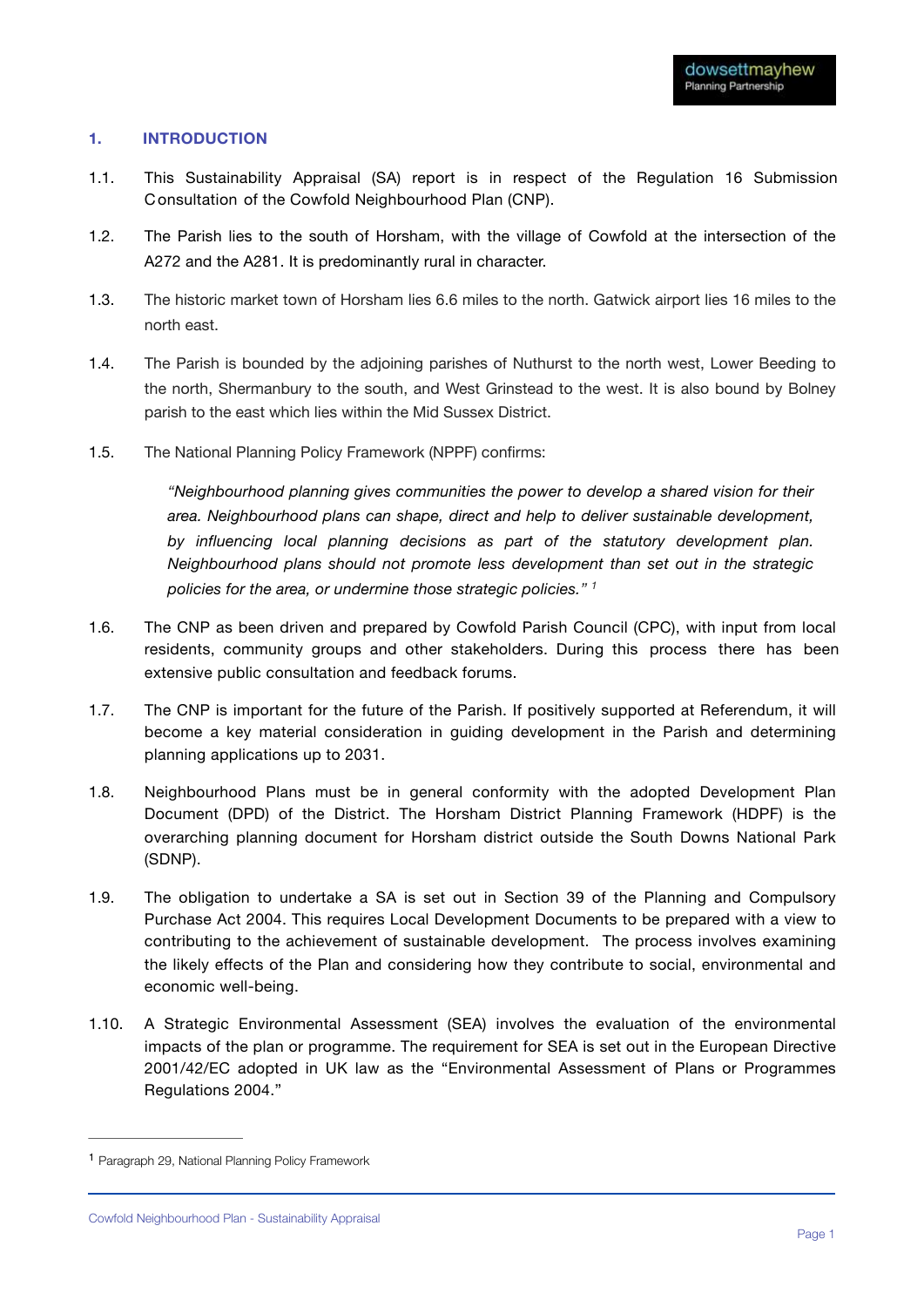## 1. INTRODUCTION

1.1. This Sustainability Appraisal (SA) report is in respect of the Regulation 16 Submission Consultation of the Cowfold Neighbourhood Plan (CNP).

1.2. The Parish lies to the south of Horsham, with the village of Cowfold at the intersection of the A272 and the A281. It is predominantly rural in character.

1.3. The historic market town of Horsham lies 6.6 miles to the north. Gatwick airport lies 16 miles to the north east.

1.4. The Parish is bounded by the adjoining parishes of Nuthurst to the north west, Lower Beeding to the north, Shermanbury to the south, and West Grinstead to the west. It is also bound by Bolney parish to the east which lies within the Mid Sussex District.

1.5. The National Planning Policy Framework (NPPF) confirms:

> *"Neighbourhood planning gives communities the power to develop a shared vision for their area. Neighbourhood plans can shape, direct and help to deliver sustainable development, by influencing local planning decisions as part of the statutory development plan. Neighbourhood plans should not promote less development than set out in the strategic policies for the area, or undermine those strategic policies."* [1]

1.6. The CNP as been driven and prepared by Cowfold Parish Council (CPC), with input from local residents, community groups and other stakeholders. During this process there has been extensive public consultation and feedback forums.

1.7. The CNP is important for the future of the Parish. If positively supported at Referendum, it will become a key material consideration in guiding development in the Parish and determining planning applications up to 2031.

1.8. Neighbourhood Plans must be in general conformity with the adopted Development Plan Document (DPD) of the District. The Horsham District Planning Framework (HDPF) is the overarching planning document for Horsham district outside the South Downs National Park (SDNP).

1.9. The obligation to undertake a SA is set out in Section 39 of the Planning and Compulsory Purchase Act 2004. This requires Local Development Documents to be prepared with a view to contributing to the achievement of sustainable development. The process involves examining the likely effects of the Plan and considering how they contribute to social, environmental and economic well-being.

1.10. A Strategic Environmental Assessment (SEA) involves the evaluation of the environmental impacts of the plan or programme. The requirement for SEA is set out in the European Directive 2001/42/EC adopted in UK law as the "Environmental Assessment of Plans or Programmes Regulations 2004."

---

[1] Paragraph 29, National Planning Policy Framework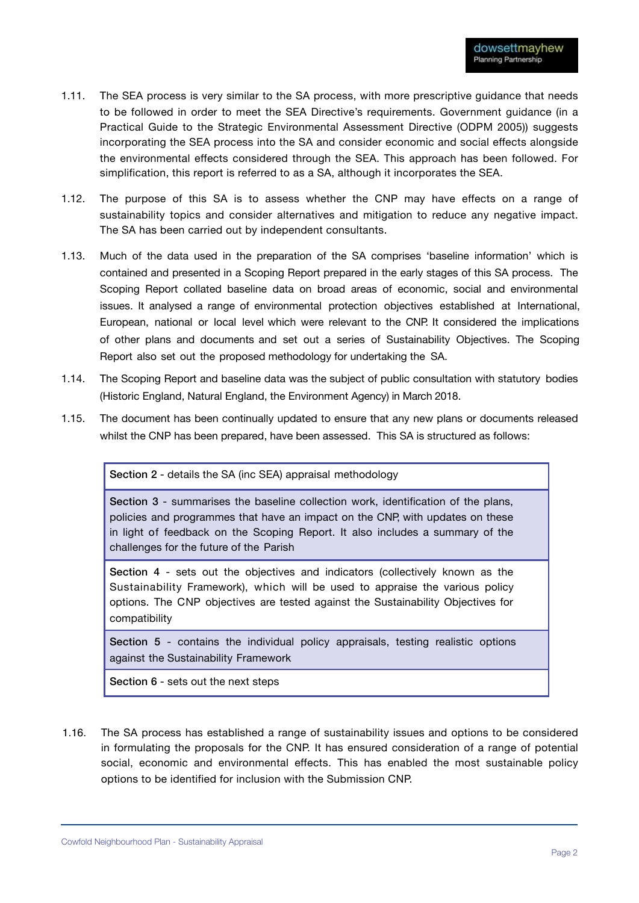1.11. The SEA process is very similar to the SA process, with more prescriptive guidance that needs to be followed in order to meet the SEA Directive's requirements. Government guidance (in a Practical Guide to the Strategic Environmental Assessment Directive (ODPM 2005)) suggests incorporating the SEA process into the SA and consider economic and social effects alongside the environmental effects considered through the SEA. This approach has been followed. For simplification, this report is referred to as a SA, although it incorporates the SEA.

1.12. The purpose of this SA is to assess whether the CNP may have effects on a range of sustainability topics and consider alternatives and mitigation to reduce any negative impact. The SA has been carried out by independent consultants.

1.13. Much of the data used in the preparation of the SA comprises 'baseline information' which is contained and presented in a Scoping Report prepared in the early stages of this SA process. The Scoping Report collated baseline data on broad areas of economic, social and environmental issues. It analysed a range of environmental protection objectives established at International, European, national or local level which were relevant to the CNP. It considered the implications of other plans and documents and set out a series of Sustainability Objectives. The Scoping Report also set out the proposed methodology for undertaking the SA.

1.14. The Scoping Report and baseline data was the subject of public consultation with statutory bodies (Historic England, Natural England, the Environment Agency) in March 2018.

1.15. The document has been continually updated to ensure that any new plans or documents released whilst the CNP has been prepared, have been assessed. This SA is structured as follows:

| |
|---|
| **Section 2** - details the SA (inc SEA) appraisal methodology |
| **Section 3** - summarises the baseline collection work, identification of the plans, policies and programmes that have an impact on the CNP, with updates on these in light of feedback on the Scoping Report. It also includes a summary of the challenges for the future of the Parish |
| **Section 4** - sets out the objectives and indicators (collectively known as the Sustainability Framework), which will be used to appraise the various policy options. The CNP objectives are tested against the Sustainability Objectives for compatibility |
| **Section 5** - contains the individual policy appraisals, testing realistic options against the Sustainability Framework |
| **Section 6** - sets out the next steps |

1.16. The SA process has established a range of sustainability issues and options to be considered in formulating the proposals for the CNP. It has ensured consideration of a range of potential social, economic and environmental effects. This has enabled the most sustainable policy options to be identified for inclusion with the Submission CNP.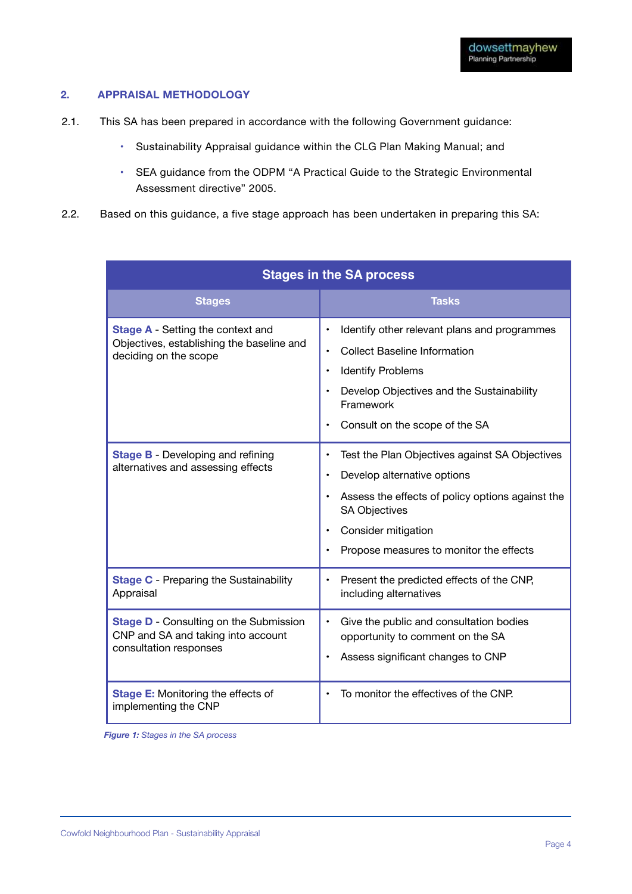## 2. APPRAISAL METHODOLOGY

2.1. This SA has been prepared in accordance with the following Government guidance:

- Sustainability Appraisal guidance within the CLG Plan Making Manual; and
- SEA guidance from the ODPM "A Practical Guide to the Strategic Environmental Assessment directive" 2005.

2.2. Based on this guidance, a five stage approach has been undertaken in preparing this SA:

| Stages in the SA process | |
|---|---|
| **Stages** | **Tasks** |
| **Stage A** - Setting the context and Objectives, establishing the baseline and deciding on the scope | • Identify other relevant plans and programmes<br>• Collect Baseline Information<br>• Identify Problems<br>• Develop Objectives and the Sustainability Framework<br>• Consult on the scope of the SA |
| **Stage B** - Developing and refining alternatives and assessing effects | • Test the Plan Objectives against SA Objectives<br>• Develop alternative options<br>• Assess the effects of policy options against the SA Objectives<br>• Consider mitigation<br>• Propose measures to monitor the effects |
| **Stage C** - Preparing the Sustainability Appraisal | • Present the predicted effects of the CNP, including alternatives |
| **Stage D** - Consulting on the Submission CNP and SA and taking into account consultation responses | • Give the public and consultation bodies opportunity to comment on the SA<br>• Assess significant changes to CNP |
| **Stage E:** Monitoring the effects of implementing the CNP | • To monitor the effectives of the CNP. |

***Figure 1:*** *Stages in the SA process*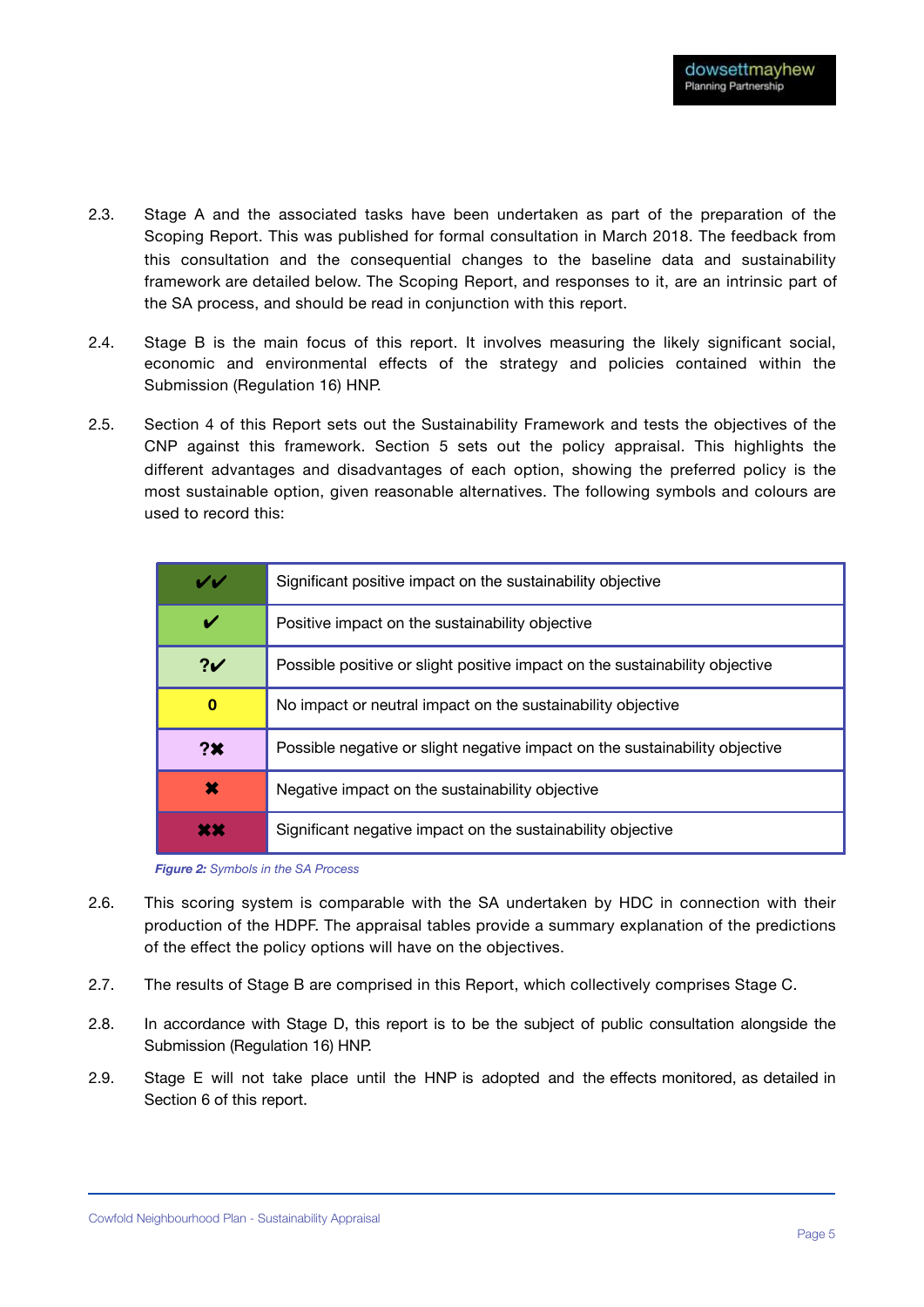2.3. Stage A and the associated tasks have been undertaken as part of the preparation of the Scoping Report. This was published for formal consultation in March 2018. The feedback from this consultation and the consequential changes to the baseline data and sustainability framework are detailed below. The Scoping Report, and responses to it, are an intrinsic part of the SA process, and should be read in conjunction with this report.

2.4. Stage B is the main focus of this report. It involves measuring the likely significant social, economic and environmental effects of the strategy and policies contained within the Submission (Regulation 16) HNP.

2.5. Section 4 of this Report sets out the Sustainability Framework and tests the objectives of the CNP against this framework. Section 5 sets out the policy appraisal. This highlights the different advantages and disadvantages of each option, showing the preferred policy is the most sustainable option, given reasonable alternatives. The following symbols and colours are used to record this:

| Symbol | Meaning |
|---|---|
| ✔✔ | Significant positive impact on the sustainability objective |
| ✔ | Positive impact on the sustainability objective |
| ?✔ | Possible positive or slight positive impact on the sustainability objective |
| 0 | No impact or neutral impact on the sustainability objective |
| ?✖ | Possible negative or slight negative impact on the sustainability objective |
| ✖ | Negative impact on the sustainability objective |
| ✖✖ | Significant negative impact on the sustainability objective |

***Figure 2:*** *Symbols in the SA Process*

2.6. This scoring system is comparable with the SA undertaken by HDC in connection with their production of the HDPF. The appraisal tables provide a summary explanation of the predictions of the effect the policy options will have on the objectives.

2.7. The results of Stage B are comprised in this Report, which collectively comprises Stage C.

2.8. In accordance with Stage D, this report is to be the subject of public consultation alongside the Submission (Regulation 16) HNP.

2.9. Stage E will not take place until the HNP is adopted and the effects monitored, as detailed in Section 6 of this report.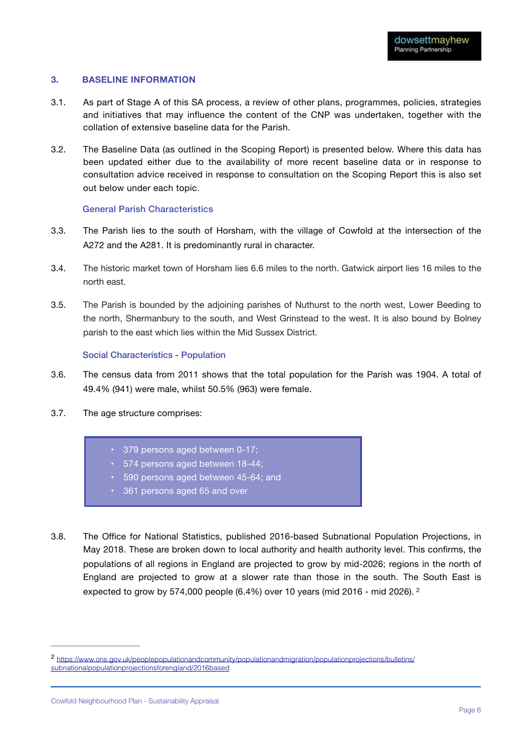## 3. BASELINE INFORMATION

3.1. As part of Stage A of this SA process, a review of other plans, programmes, policies, strategies and initiatives that may influence the content of the CNP was undertaken, together with the collation of extensive baseline data for the Parish.

3.2. The Baseline Data (as outlined in the Scoping Report) is presented below. Where this data has been updated either due to the availability of more recent baseline data or in response to consultation advice received in response to consultation on the Scoping Report this is also set out below under each topic.

### General Parish Characteristics

3.3. The Parish lies to the south of Horsham, with the village of Cowfold at the intersection of the A272 and the A281. It is predominantly rural in character.

3.4. The historic market town of Horsham lies 6.6 miles to the north. Gatwick airport lies 16 miles to the north east.

3.5. The Parish is bounded by the adjoining parishes of Nuthurst to the north west, Lower Beeding to the north, Shermanbury to the south, and West Grinstead to the west. It is also bound by Bolney parish to the east which lies within the Mid Sussex District.

### Social Characteristics - Population

3.6. The census data from 2011 shows that the total population for the Parish was 1904. A total of 49.4% (941) were male, whilst 50.5% (963) were female.

3.7. The age structure comprises:

- 379 persons aged between 0-17;
- 574 persons aged between 18-44;
- 590 persons aged between 45-64; and
- 361 persons aged 65 and over

3.8. The Office for National Statistics, published 2016-based Subnational Population Projections, in May 2018. These are broken down to local authority and health authority level. This confirms, the populations of all regions in England are projected to grow by mid-2026; regions in the north of England are projected to grow at a slower rate than those in the south. The South East is expected to grow by 574,000 people (6.4%) over 10 years (mid 2016 - mid 2026). [2]

---

[2] https://www.ons.gov.uk/peoplepopulationandcommunity/populationandmigration/populationprojections/bulletins/subnationalpopulationprojectionsforengland/2016based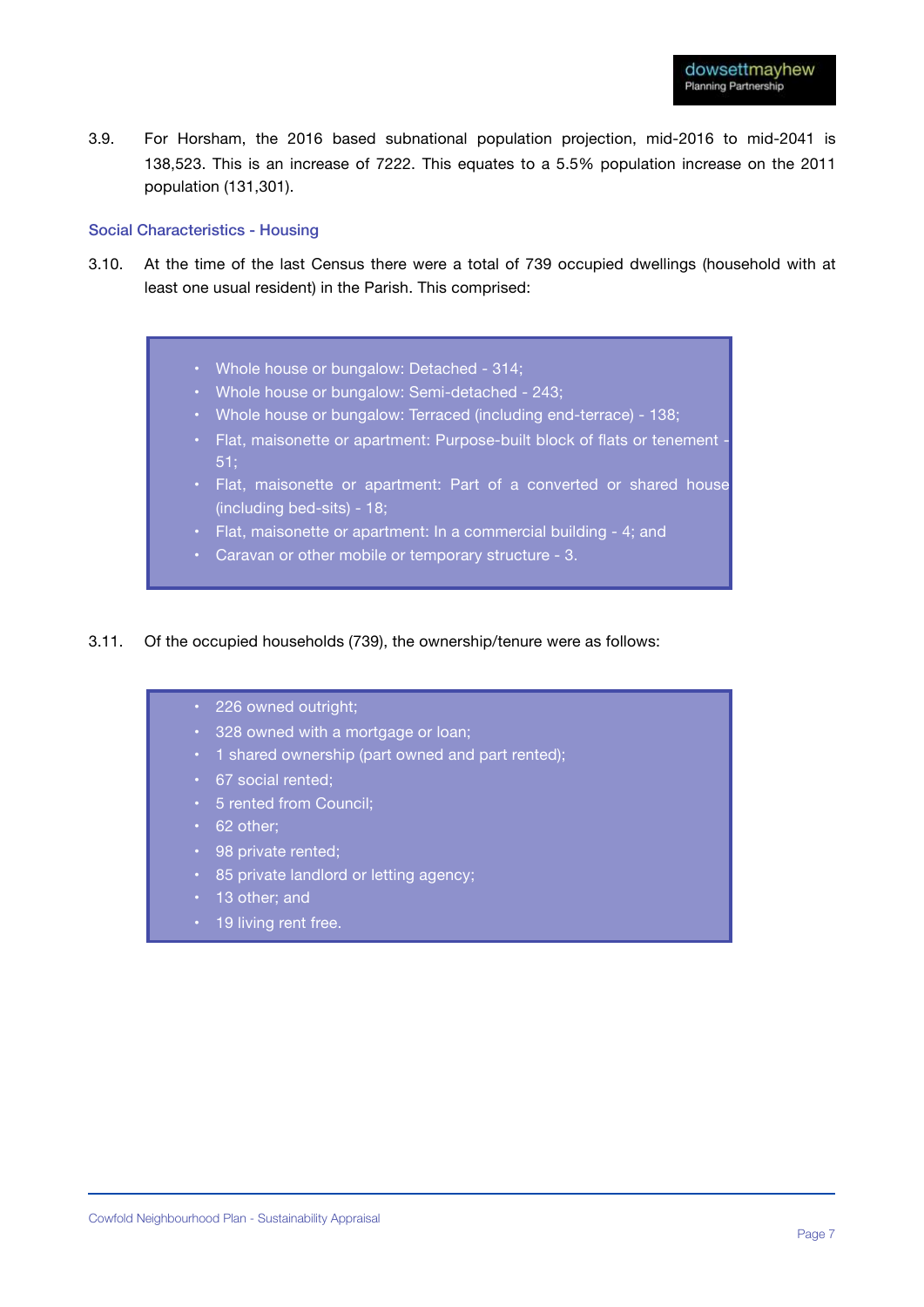3.9. For Horsham, the 2016 based subnational population projection, mid-2016 to mid-2041 is 138,523. This is an increase of 7222. This equates to a 5.5% population increase on the 2011 population (131,301).

### Social Characteristics - Housing

3.10. At the time of the last Census there were a total of 739 occupied dwellings (household with at least one usual resident) in the Parish. This comprised:

- Whole house or bungalow: Detached - 314;
- Whole house or bungalow: Semi-detached - 243;
- Whole house or bungalow: Terraced (including end-terrace) - 138;
- Flat, maisonette or apartment: Purpose-built block of flats or tenement - 51;
- Flat, maisonette or apartment: Part of a converted or shared house (including bed-sits) - 18;
- Flat, maisonette or apartment: In a commercial building - 4; and
- Caravan or other mobile or temporary structure - 3.

3.11. Of the occupied households (739), the ownership/tenure were as follows:

- 226 owned outright;
- 328 owned with a mortgage or loan;
- 1 shared ownership (part owned and part rented);
- 67 social rented;
- 5 rented from Council;
- 62 other;
- 98 private rented;
- 85 private landlord or letting agency;
- 13 other; and
- 19 living rent free.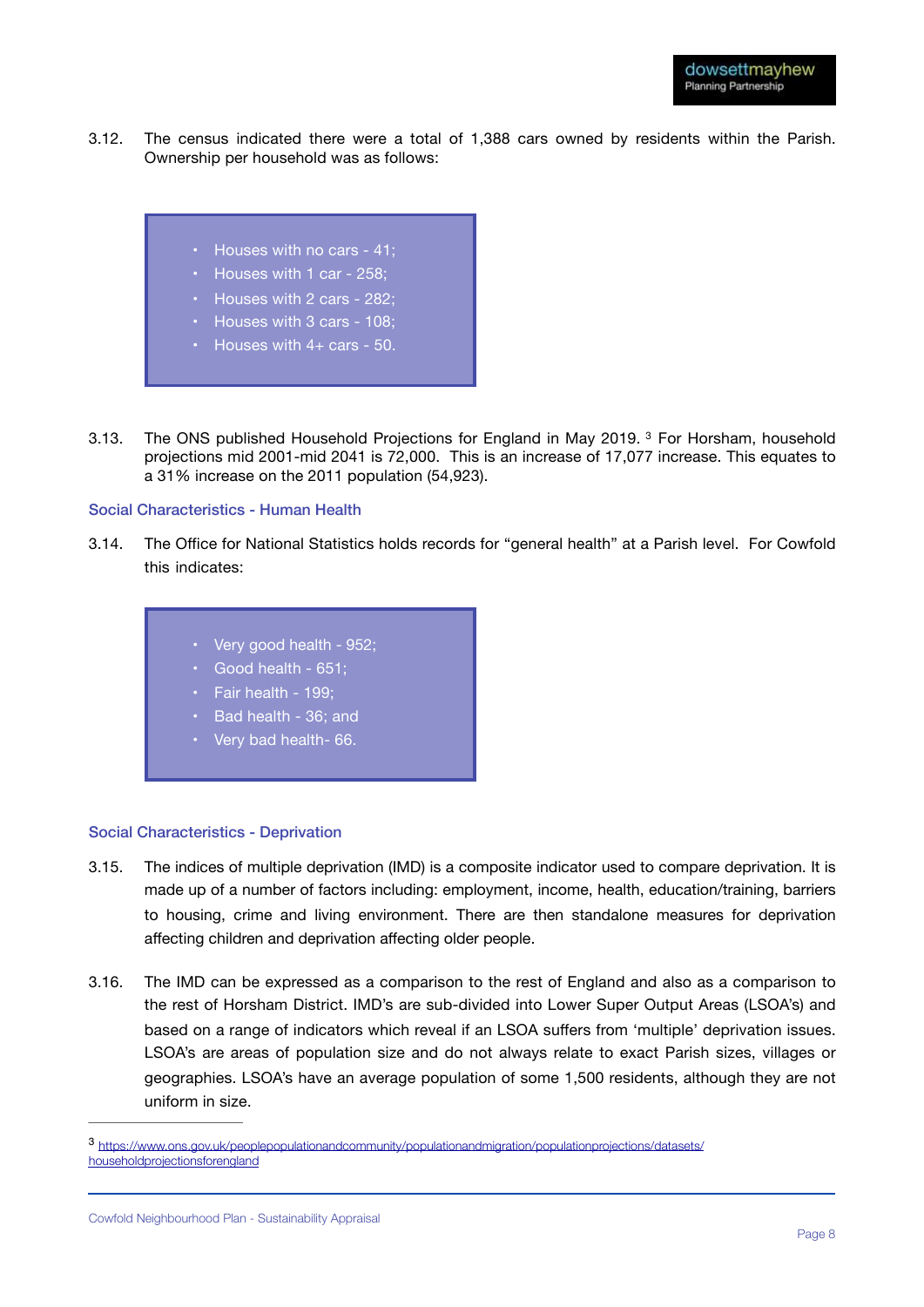3.12. The census indicated there were a total of 1,388 cars owned by residents within the Parish. Ownership per household was as follows:

- Houses with no cars - 41;
- Houses with 1 car - 258;
- Houses with 2 cars - 282;
- Houses with 3 cars - 108;
- Houses with 4+ cars - 50.

3.13. The ONS published Household Projections for England in May 2019. [3] For Horsham, household projections mid 2001-mid 2041 is 72,000. This is an increase of 17,077 increase. This equates to a 31% increase on the 2011 population (54,923).

### Social Characteristics - Human Health

3.14. The Office for National Statistics holds records for "general health" at a Parish level. For Cowfold this indicates:

- Very good health - 952;
- Good health - 651;
- Fair health - 199;
- Bad health - 36; and
- Very bad health- 66.

### Social Characteristics - Deprivation

3.15. The indices of multiple deprivation (IMD) is a composite indicator used to compare deprivation. It is made up of a number of factors including: employment, income, health, education/training, barriers to housing, crime and living environment. There are then standalone measures for deprivation affecting children and deprivation affecting older people.

3.16. The IMD can be expressed as a comparison to the rest of England and also as a comparison to the rest of Horsham District. IMD's are sub-divided into Lower Super Output Areas (LSOA's) and based on a range of indicators which reveal if an LSOA suffers from 'multiple' deprivation issues. LSOA's are areas of population size and do not always relate to exact Parish sizes, villages or geographies. LSOA's have an average population of some 1,500 residents, although they are not uniform in size.

---

[3] https://www.ons.gov.uk/peoplepopulationandcommunity/populationandmigration/populationprojections/datasets/householdprojectionsforengland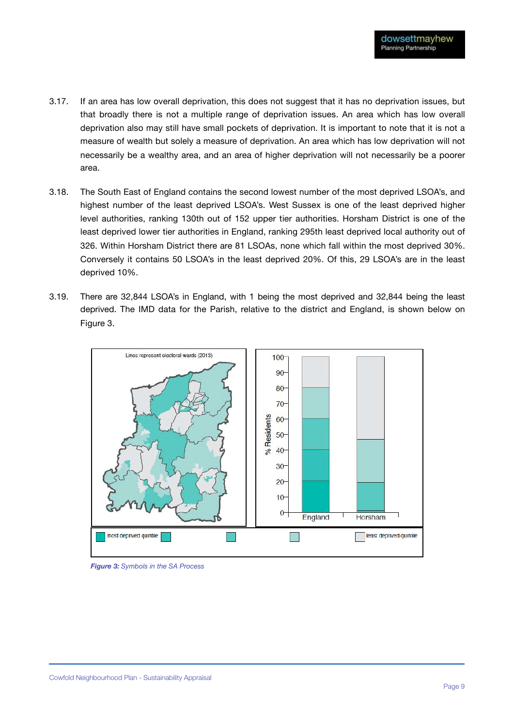3.17. If an area has low overall deprivation, this does not suggest that it has no deprivation issues, but that broadly there is not a multiple range of deprivation issues. An area which has low overall deprivation also may still have small pockets of deprivation. It is important to note that it is not a measure of wealth but solely a measure of deprivation. An area which has low deprivation will not necessarily be a wealthy area, and an area of higher deprivation will not necessarily be a poorer area.

3.18. The South East of England contains the second lowest number of the most deprived LSOA's, and highest number of the least deprived LSOA's. West Sussex is one of the least deprived higher level authorities, ranking 130th out of 152 upper tier authorities. Horsham District is one of the least deprived lower tier authorities in England, ranking 295th least deprived local authority out of 326. Within Horsham District there are 81 LSOAs, none which fall within the most deprived 30%. Conversely it contains 50 LSOA's in the least deprived 20%. Of this, 29 LSOA's are in the least deprived 10%.

3.19. There are 32,844 LSOA's in England, with 1 being the most deprived and 32,844 being the least deprived. The IMD data for the Parish, relative to the district and England, is shown below on Figure 3.

*Figure 3: Symbols in the SA Process*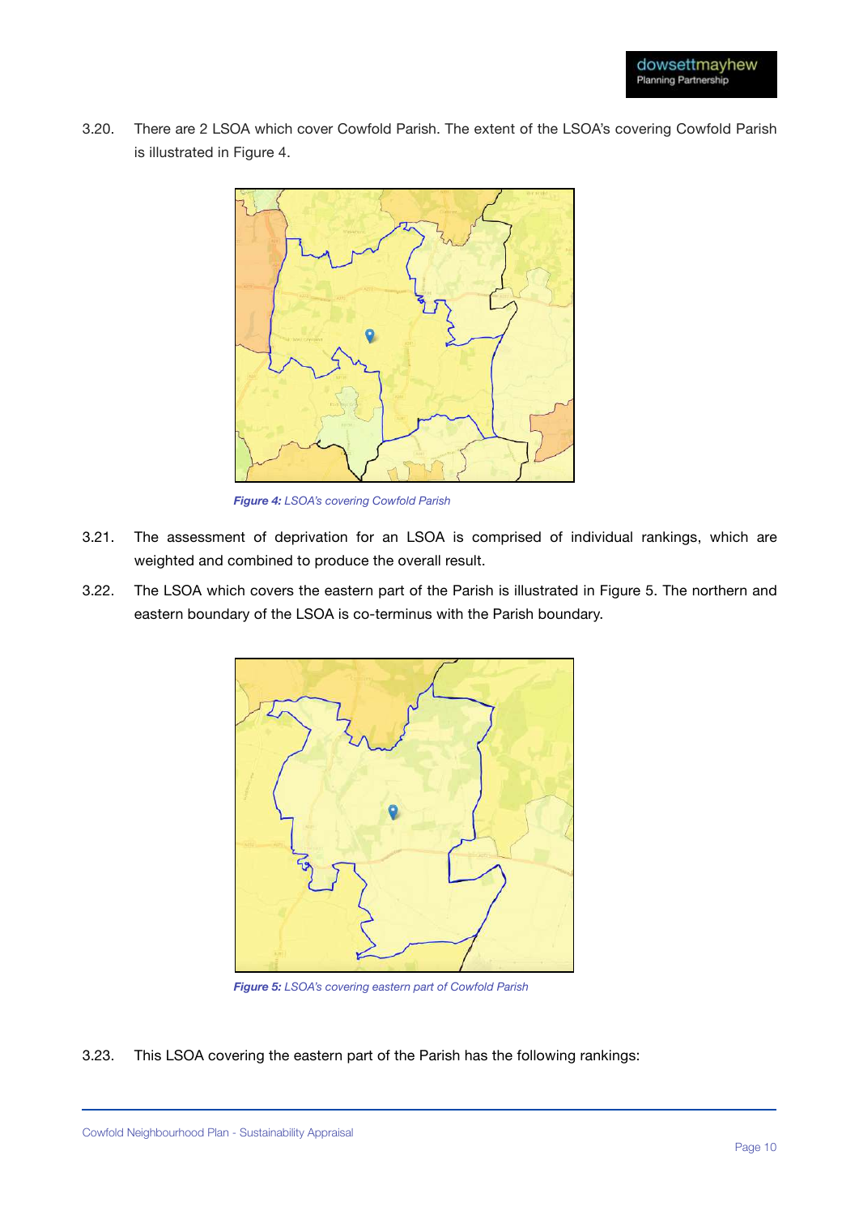3.20. There are 2 LSOA which cover Cowfold Parish. The extent of the LSOA's covering Cowfold Parish is illustrated in Figure 4.

***Figure 4:*** *LSOA's covering Cowfold Parish*

3.21. The assessment of deprivation for an LSOA is comprised of individual rankings, which are weighted and combined to produce the overall result.

3.22. The LSOA which covers the eastern part of the Parish is illustrated in Figure 5. The northern and eastern boundary of the LSOA is co-terminus with the Parish boundary.

***Figure 5:*** *LSOA's covering eastern part of Cowfold Parish*

3.23. This LSOA covering the eastern part of the Parish has the following rankings: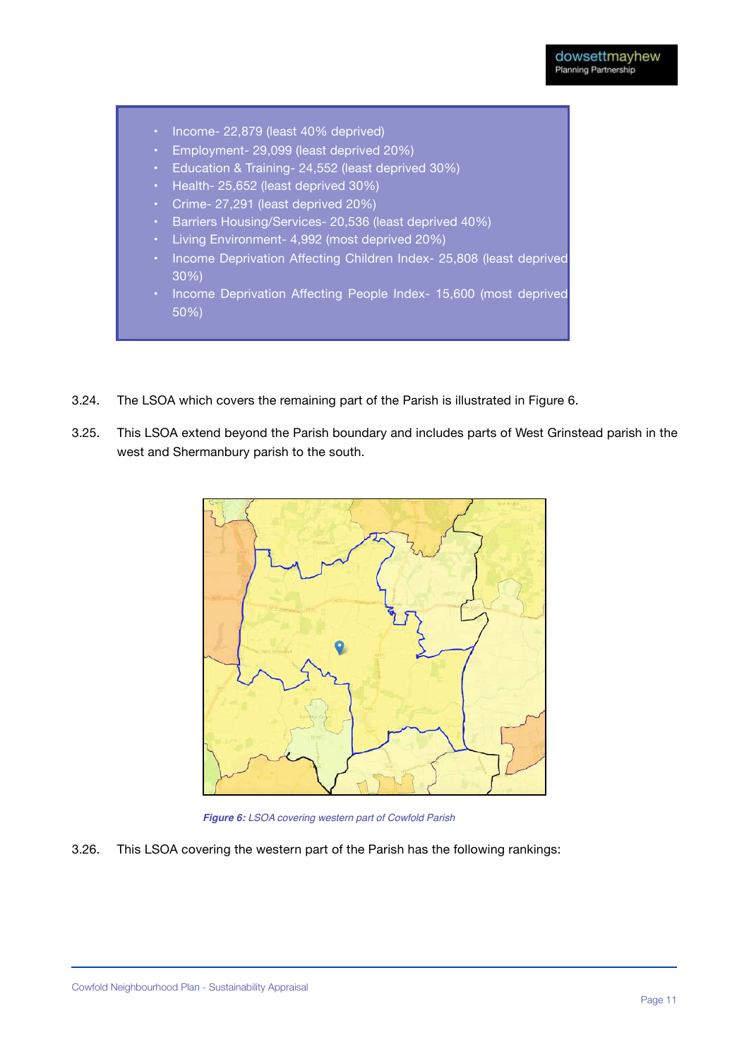- Income- 22,879 (least 40% deprived)
- Employment- 29,099 (least deprived 20%)
- Education & Training- 24,552 (least deprived 30%)
- Health- 25,652 (least deprived 30%)
- Crime- 27,291 (least deprived 20%)
- Barriers Housing/Services- 20,536 (least deprived 40%)
- Living Environment- 4,992 (most deprived 20%)
- Income Deprivation Affecting Children Index- 25,808 (least deprived 30%)
- Income Deprivation Affecting People Index- 15,600 (most deprived 50%)

3.24. The LSOA which covers the remaining part of the Parish is illustrated in Figure 6.

3.25. This LSOA extend beyond the Parish boundary and includes parts of West Grinstead parish in the west and Shermanbury parish to the south.

***Figure 6:*** *LSOA covering western part of Cowfold Parish*

3.26. This LSOA covering the western part of the Parish has the following rankings: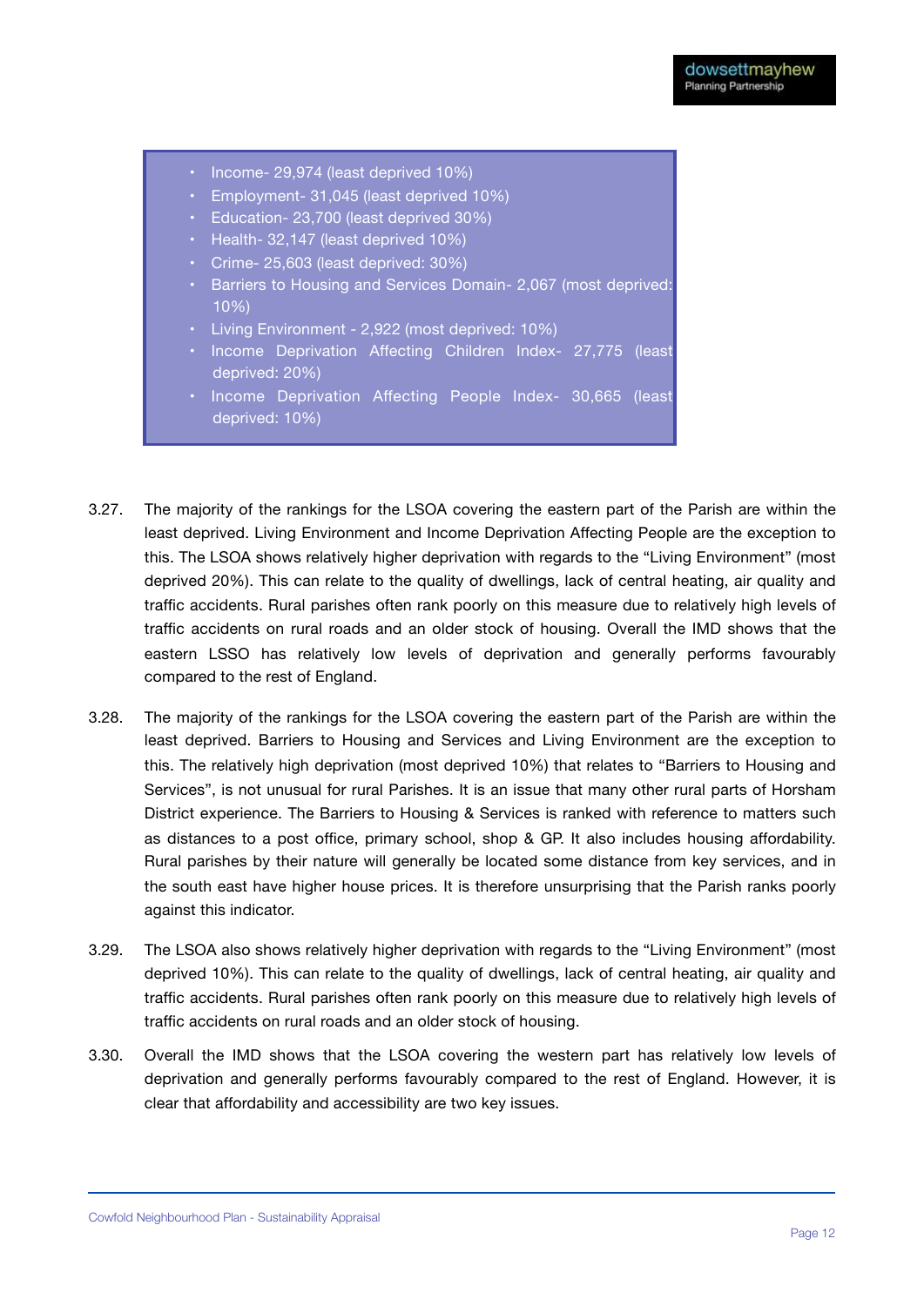- Income- 29,974 (least deprived 10%)
- Employment- 31,045 (least deprived 10%)
- Education- 23,700 (least deprived 30%)
- Health- 32,147 (least deprived 10%)
- Crime- 25,603 (least deprived: 30%)
- Barriers to Housing and Services Domain- 2,067 (most deprived: 10%)
- Living Environment - 2,922 (most deprived: 10%)
- Income Deprivation Affecting Children Index- 27,775 (least deprived: 20%)
- Income Deprivation Affecting People Index- 30,665 (least deprived: 10%)

3.27. The majority of the rankings for the LSOA covering the eastern part of the Parish are within the least deprived. Living Environment and Income Deprivation Affecting People are the exception to this. The LSOA shows relatively higher deprivation with regards to the "Living Environment" (most deprived 20%). This can relate to the quality of dwellings, lack of central heating, air quality and traffic accidents. Rural parishes often rank poorly on this measure due to relatively high levels of traffic accidents on rural roads and an older stock of housing. Overall the IMD shows that the eastern LSSO has relatively low levels of deprivation and generally performs favourably compared to the rest of England.

3.28. The majority of the rankings for the LSOA covering the eastern part of the Parish are within the least deprived. Barriers to Housing and Services and Living Environment are the exception to this. The relatively high deprivation (most deprived 10%) that relates to "Barriers to Housing and Services", is not unusual for rural Parishes. It is an issue that many other rural parts of Horsham District experience. The Barriers to Housing & Services is ranked with reference to matters such as distances to a post office, primary school, shop & GP. It also includes housing affordability. Rural parishes by their nature will generally be located some distance from key services, and in the south east have higher house prices. It is therefore unsurprising that the Parish ranks poorly against this indicator.

3.29. The LSOA also shows relatively higher deprivation with regards to the "Living Environment" (most deprived 10%). This can relate to the quality of dwellings, lack of central heating, air quality and traffic accidents. Rural parishes often rank poorly on this measure due to relatively high levels of traffic accidents on rural roads and an older stock of housing.

3.30. Overall the IMD shows that the LSOA covering the western part has relatively low levels of deprivation and generally performs favourably compared to the rest of England. However, it is clear that affordability and accessibility are two key issues.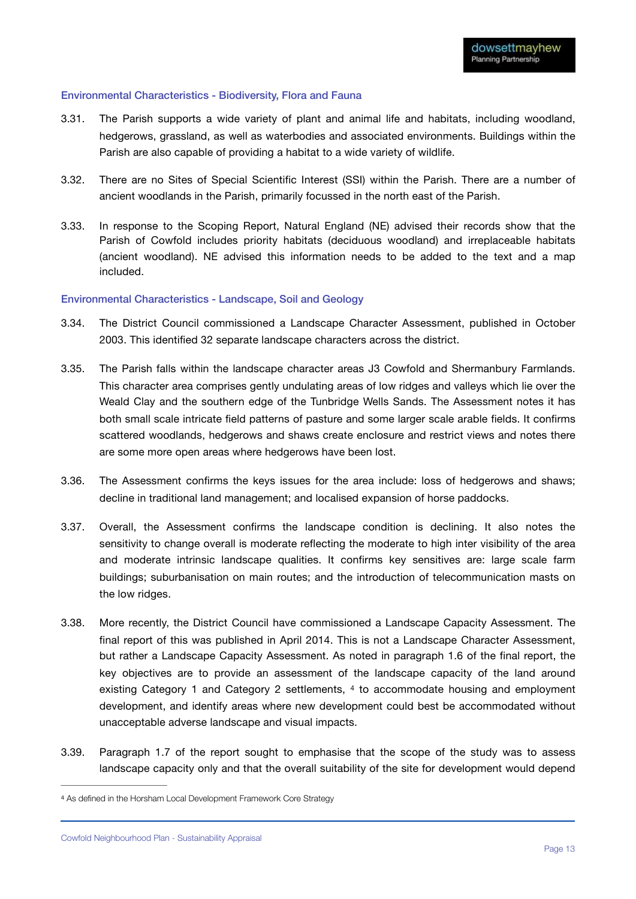### Environmental Characteristics - Biodiversity, Flora and Fauna

3.31. The Parish supports a wide variety of plant and animal life and habitats, including woodland, hedgerows, grassland, as well as waterbodies and associated environments. Buildings within the Parish are also capable of providing a habitat to a wide variety of wildlife.

3.32. There are no Sites of Special Scientific Interest (SSI) within the Parish. There are a number of ancient woodlands in the Parish, primarily focussed in the north east of the Parish.

3.33. In response to the Scoping Report, Natural England (NE) advised their records show that the Parish of Cowfold includes priority habitats (deciduous woodland) and irreplaceable habitats (ancient woodland). NE advised this information needs to be added to the text and a map included.

### Environmental Characteristics - Landscape, Soil and Geology

3.34. The District Council commissioned a Landscape Character Assessment, published in October 2003. This identified 32 separate landscape characters across the district.

3.35. The Parish falls within the landscape character areas J3 Cowfold and Shermanbury Farmlands. This character area comprises gently undulating areas of low ridges and valleys which lie over the Weald Clay and the southern edge of the Tunbridge Wells Sands. The Assessment notes it has both small scale intricate field patterns of pasture and some larger scale arable fields. It confirms scattered woodlands, hedgerows and shaws create enclosure and restrict views and notes there are some more open areas where hedgerows have been lost.

3.36. The Assessment confirms the keys issues for the area include: loss of hedgerows and shaws; decline in traditional land management; and localised expansion of horse paddocks.

3.37. Overall, the Assessment confirms the landscape condition is declining. It also notes the sensitivity to change overall is moderate reflecting the moderate to high inter visibility of the area and moderate intrinsic landscape qualities. It confirms key sensitives are: large scale farm buildings; suburbanisation on main routes; and the introduction of telecommunication masts on the low ridges.

3.38. More recently, the District Council have commissioned a Landscape Capacity Assessment. The final report of this was published in April 2014. This is not a Landscape Character Assessment, but rather a Landscape Capacity Assessment. As noted in paragraph 1.6 of the final report, the key objectives are to provide an assessment of the landscape capacity of the land around existing Category 1 and Category 2 settlements, [4] to accommodate housing and employment development, and identify areas where new development could best be accommodated without unacceptable adverse landscape and visual impacts.

3.39. Paragraph 1.7 of the report sought to emphasise that the scope of the study was to assess landscape capacity only and that the overall suitability of the site for development would depend

[4] As defined in the Horsham Local Development Framework Core Strategy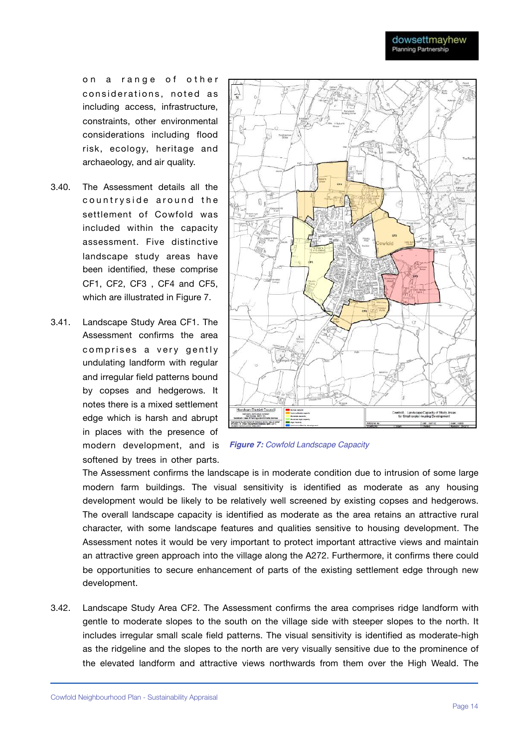on a range of other considerations, noted as including access, infrastructure, constraints, other environmental considerations including flood risk, ecology, heritage and archaeology, and air quality.

3.40. The Assessment details all the countryside around the settlement of Cowfold was included within the capacity assessment. Five distinctive landscape study areas have been identified, these comprise CF1, CF2, CF3 , CF4 and CF5, which are illustrated in Figure 7.

*Figure 7: Cowfold Landscape Capacity*

3.41. Landscape Study Area CF1. The Assessment confirms the area comprises a very gently undulating landform with regular and irregular field patterns bound by copses and hedgerows. It notes there is a mixed settlement edge which is harsh and abrupt in places with the presence of modern development, and is softened by trees in other parts. The Assessment confirms the landscape is in moderate condition due to intrusion of some large modern farm buildings. The visual sensitivity is identified as moderate as any housing development would be likely to be relatively well screened by existing copses and hedgerows. The overall landscape capacity is identified as moderate as the area retains an attractive rural character, with some landscape features and qualities sensitive to housing development. The Assessment notes it would be very important to protect important attractive views and maintain an attractive green approach into the village along the A272. Furthermore, it confirms there could be opportunities to secure enhancement of parts of the existing settlement edge through new development.

3.42. Landscape Study Area CF2. The Assessment confirms the area comprises ridge landform with gentle to moderate slopes to the south on the village side with steeper slopes to the north. It includes irregular small scale field patterns. The visual sensitivity is identified as moderate-high as the ridgeline and the slopes to the north are very visually sensitive due to the prominence of the elevated landform and attractive views northwards from them over the High Weald. The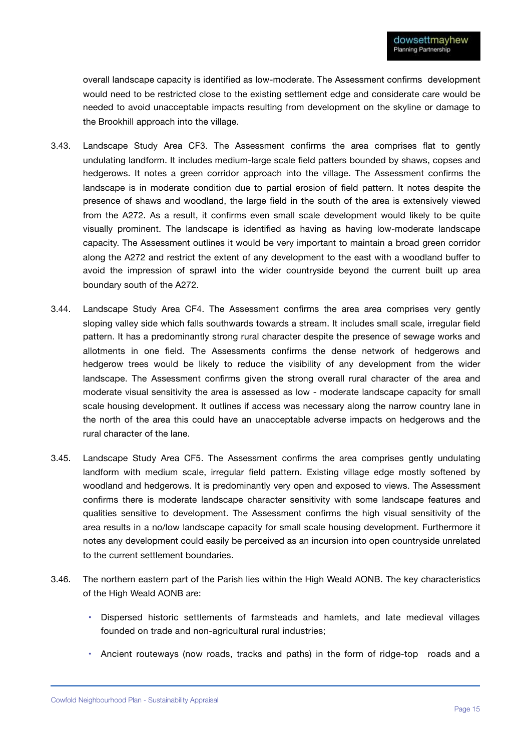overall landscape capacity is identified as low-moderate. The Assessment confirms development would need to be restricted close to the existing settlement edge and considerate care would be needed to avoid unacceptable impacts resulting from development on the skyline or damage to the Brookhill approach into the village.

3.43. Landscape Study Area CF3. The Assessment confirms the area comprises flat to gently undulating landform. It includes medium-large scale field patters bounded by shaws, copses and hedgerows. It notes a green corridor approach into the village. The Assessment confirms the landscape is in moderate condition due to partial erosion of field pattern. It notes despite the presence of shaws and woodland, the large field in the south of the area is extensively viewed from the A272. As a result, it confirms even small scale development would likely to be quite visually prominent. The landscape is identified as having as having low-moderate landscape capacity. The Assessment outlines it would be very important to maintain a broad green corridor along the A272 and restrict the extent of any development to the east with a woodland buffer to avoid the impression of sprawl into the wider countryside beyond the current built up area boundary south of the A272.

3.44. Landscape Study Area CF4. The Assessment confirms the area area comprises very gently sloping valley side which falls southwards towards a stream. It includes small scale, irregular field pattern. It has a predominantly strong rural character despite the presence of sewage works and allotments in one field. The Assessments confirms the dense network of hedgerows and hedgerow trees would be likely to reduce the visibility of any development from the wider landscape. The Assessment confirms given the strong overall rural character of the area and moderate visual sensitivity the area is assessed as low - moderate landscape capacity for small scale housing development. It outlines if access was necessary along the narrow country lane in the north of the area this could have an unacceptable adverse impacts on hedgerows and the rural character of the lane.

3.45. Landscape Study Area CF5. The Assessment confirms the area comprises gently undulating landform with medium scale, irregular field pattern. Existing village edge mostly softened by woodland and hedgerows. It is predominantly very open and exposed to views. The Assessment confirms there is moderate landscape character sensitivity with some landscape features and qualities sensitive to development. The Assessment confirms the high visual sensitivity of the area results in a no/low landscape capacity for small scale housing development. Furthermore it notes any development could easily be perceived as an incursion into open countryside unrelated to the current settlement boundaries.

3.46. The northern eastern part of the Parish lies within the High Weald AONB. The key characteristics of the High Weald AONB are:

- Dispersed historic settlements of farmsteads and hamlets, and late medieval villages founded on trade and non-agricultural rural industries;
- Ancient routeways (now roads, tracks and paths) in the form of ridge-top roads and a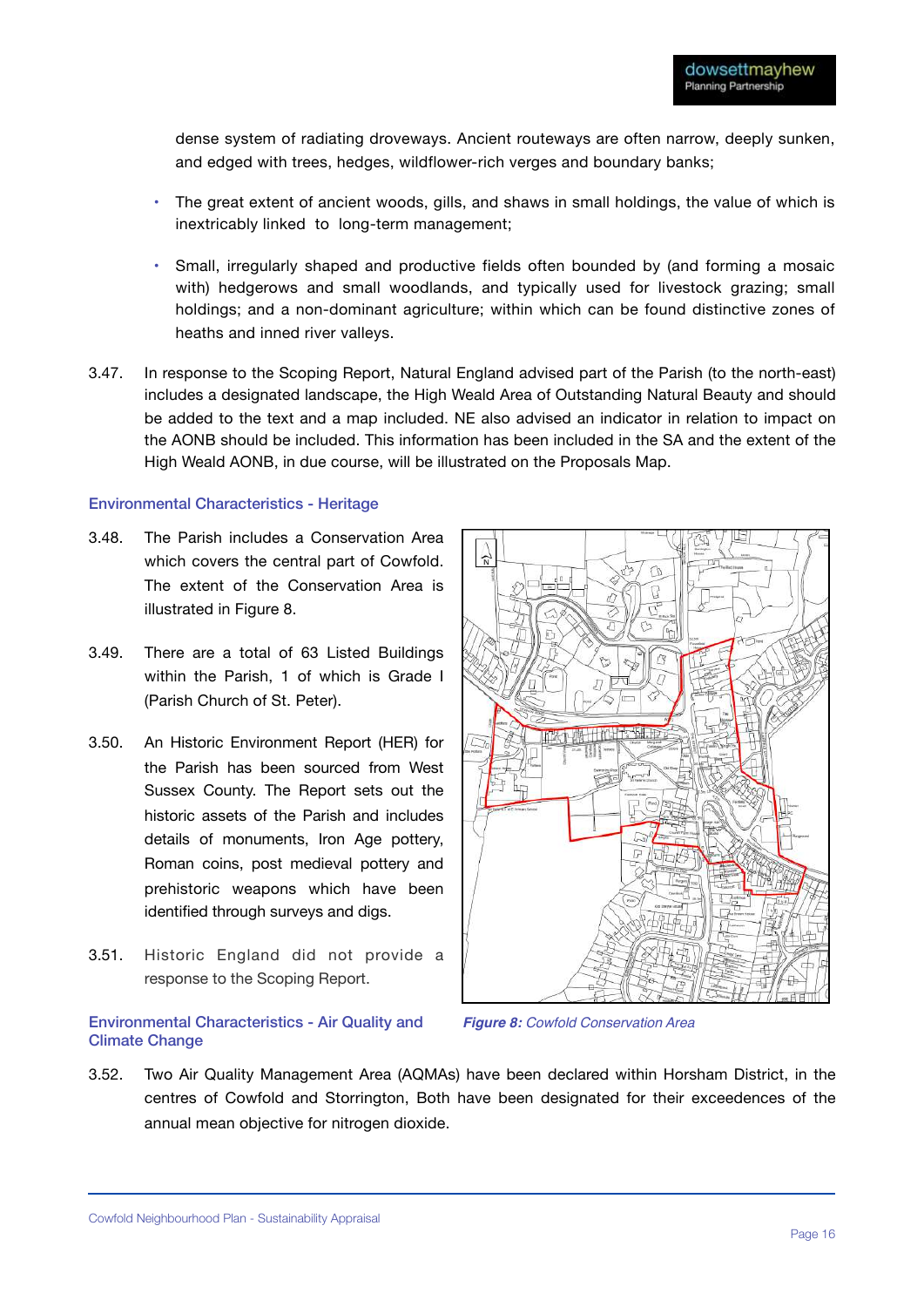dense system of radiating droveways. Ancient routeways are often narrow, deeply sunken, and edged with trees, hedges, wildflower-rich verges and boundary banks;

- The great extent of ancient woods, gills, and shaws in small holdings, the value of which is inextricably linked to long-term management;
- Small, irregularly shaped and productive fields often bounded by (and forming a mosaic with) hedgerows and small woodlands, and typically used for livestock grazing; small holdings; and a non-dominant agriculture; within which can be found distinctive zones of heaths and inned river valleys.

3.47. In response to the Scoping Report, Natural England advised part of the Parish (to the north-east) includes a designated landscape, the High Weald Area of Outstanding Natural Beauty and should be added to the text and a map included. NE also advised an indicator in relation to impact on the AONB should be included. This information has been included in the SA and the extent of the High Weald AONB, in due course, will be illustrated on the Proposals Map.

### Environmental Characteristics - Heritage

3.48. The Parish includes a Conservation Area which covers the central part of Cowfold. The extent of the Conservation Area is illustrated in Figure 8.

3.49. There are a total of 63 Listed Buildings within the Parish, 1 of which is Grade I (Parish Church of St. Peter).

3.50. An Historic Environment Report (HER) for the Parish has been sourced from West Sussex County. The Report sets out the historic assets of the Parish and includes details of monuments, Iron Age pottery, Roman coins, post medieval pottery and prehistoric weapons which have been identified through surveys and digs.

3.51. Historic England did not provide a response to the Scoping Report.

***Figure 8:*** *Cowfold Conservation Area*

### Environmental Characteristics - Air Quality and Climate Change

3.52. Two Air Quality Management Area (AQMAs) have been declared within Horsham District, in the centres of Cowfold and Storrington, Both have been designated for their exceedences of the annual mean objective for nitrogen dioxide.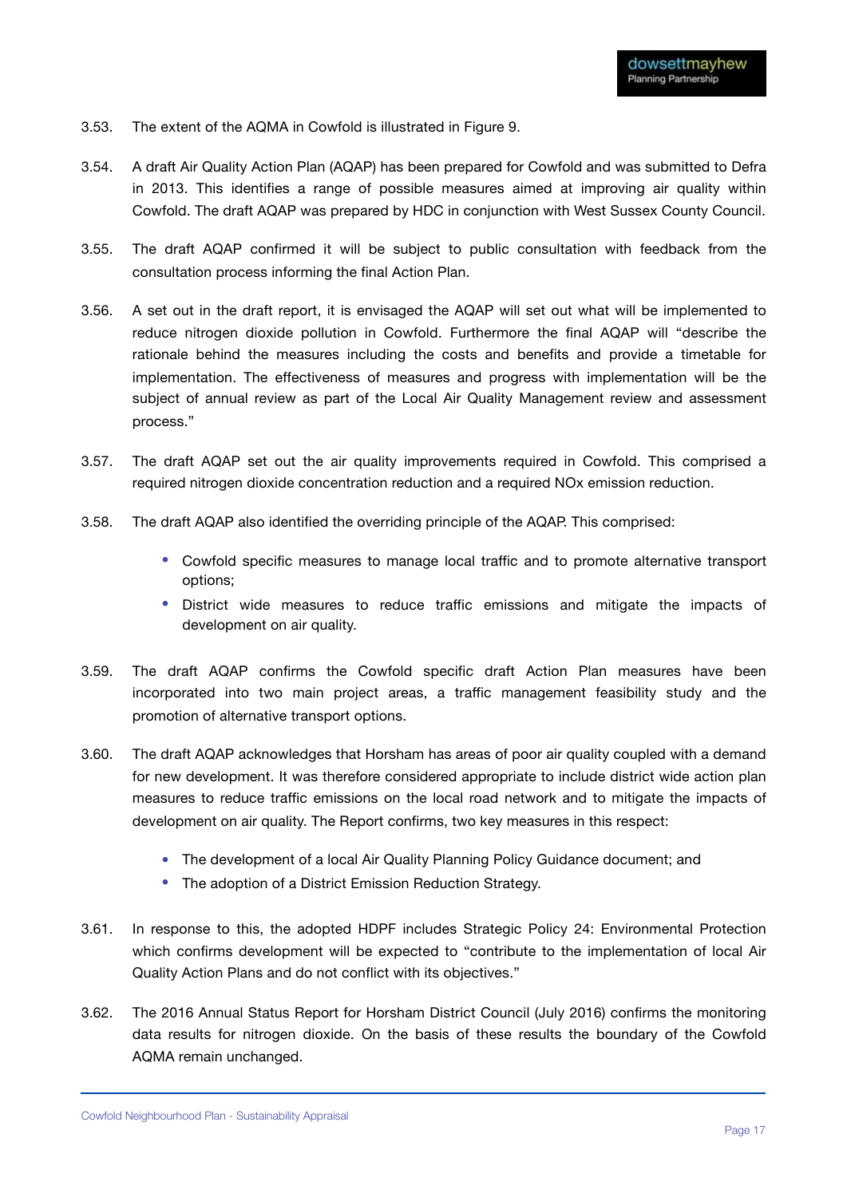3.53. The extent of the AQMA in Cowfold is illustrated in Figure 9.

3.54. A draft Air Quality Action Plan (AQAP) has been prepared for Cowfold and was submitted to Defra in 2013. This identifies a range of possible measures aimed at improving air quality within Cowfold. The draft AQAP was prepared by HDC in conjunction with West Sussex County Council.

3.55. The draft AQAP confirmed it will be subject to public consultation with feedback from the consultation process informing the final Action Plan.

3.56. A set out in the draft report, it is envisaged the AQAP will set out what will be implemented to reduce nitrogen dioxide pollution in Cowfold. Furthermore the final AQAP will "describe the rationale behind the measures including the costs and benefits and provide a timetable for implementation. The effectiveness of measures and progress with implementation will be the subject of annual review as part of the Local Air Quality Management review and assessment process."

3.57. The draft AQAP set out the air quality improvements required in Cowfold. This comprised a required nitrogen dioxide concentration reduction and a required NOx emission reduction.

3.58. The draft AQAP also identified the overriding principle of the AQAP. This comprised:

- Cowfold specific measures to manage local traffic and to promote alternative transport options;
- District wide measures to reduce traffic emissions and mitigate the impacts of development on air quality.

3.59. The draft AQAP confirms the Cowfold specific draft Action Plan measures have been incorporated into two main project areas, a traffic management feasibility study and the promotion of alternative transport options.

3.60. The draft AQAP acknowledges that Horsham has areas of poor air quality coupled with a demand for new development. It was therefore considered appropriate to include district wide action plan measures to reduce traffic emissions on the local road network and to mitigate the impacts of development on air quality. The Report confirms, two key measures in this respect:

- The development of a local Air Quality Planning Policy Guidance document; and
- The adoption of a District Emission Reduction Strategy.

3.61. In response to this, the adopted HDPF includes Strategic Policy 24: Environmental Protection which confirms development will be expected to "contribute to the implementation of local Air Quality Action Plans and do not conflict with its objectives."

3.62. The 2016 Annual Status Report for Horsham District Council (July 2016) confirms the monitoring data results for nitrogen dioxide. On the basis of these results the boundary of the Cowfold AQMA remain unchanged.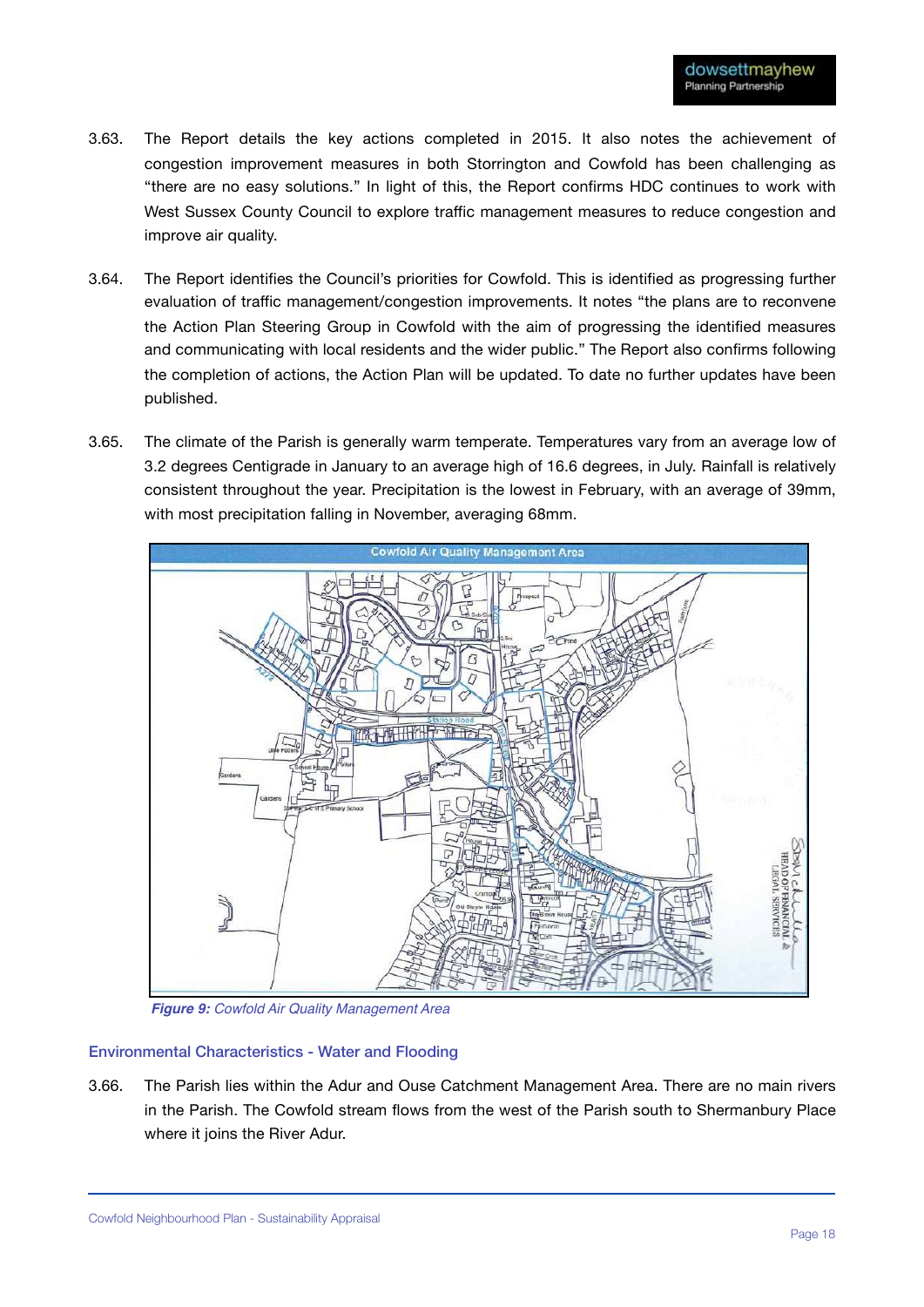3.63. The Report details the key actions completed in 2015. It also notes the achievement of congestion improvement measures in both Storrington and Cowfold has been challenging as "there are no easy solutions." In light of this, the Report confirms HDC continues to work with West Sussex County Council to explore traffic management measures to reduce congestion and improve air quality.

3.64. The Report identifies the Council's priorities for Cowfold. This is identified as progressing further evaluation of traffic management/congestion improvements. It notes "the plans are to reconvene the Action Plan Steering Group in Cowfold with the aim of progressing the identified measures and communicating with local residents and the wider public." The Report also confirms following the completion of actions, the Action Plan will be updated. To date no further updates have been published.

3.65. The climate of the Parish is generally warm temperate. Temperatures vary from an average low of 3.2 degrees Centigrade in January to an average high of 16.6 degrees, in July. Rainfall is relatively consistent throughout the year. Precipitation is the lowest in February, with an average of 39mm, with most precipitation falling in November, averaging 68mm.

***Figure 9:*** *Cowfold Air Quality Management Area*

## Environmental Characteristics - Water and Flooding

3.66. The Parish lies within the Adur and Ouse Catchment Management Area. There are no main rivers in the Parish. The Cowfold stream flows from the west of the Parish south to Shermanbury Place where it joins the River Adur.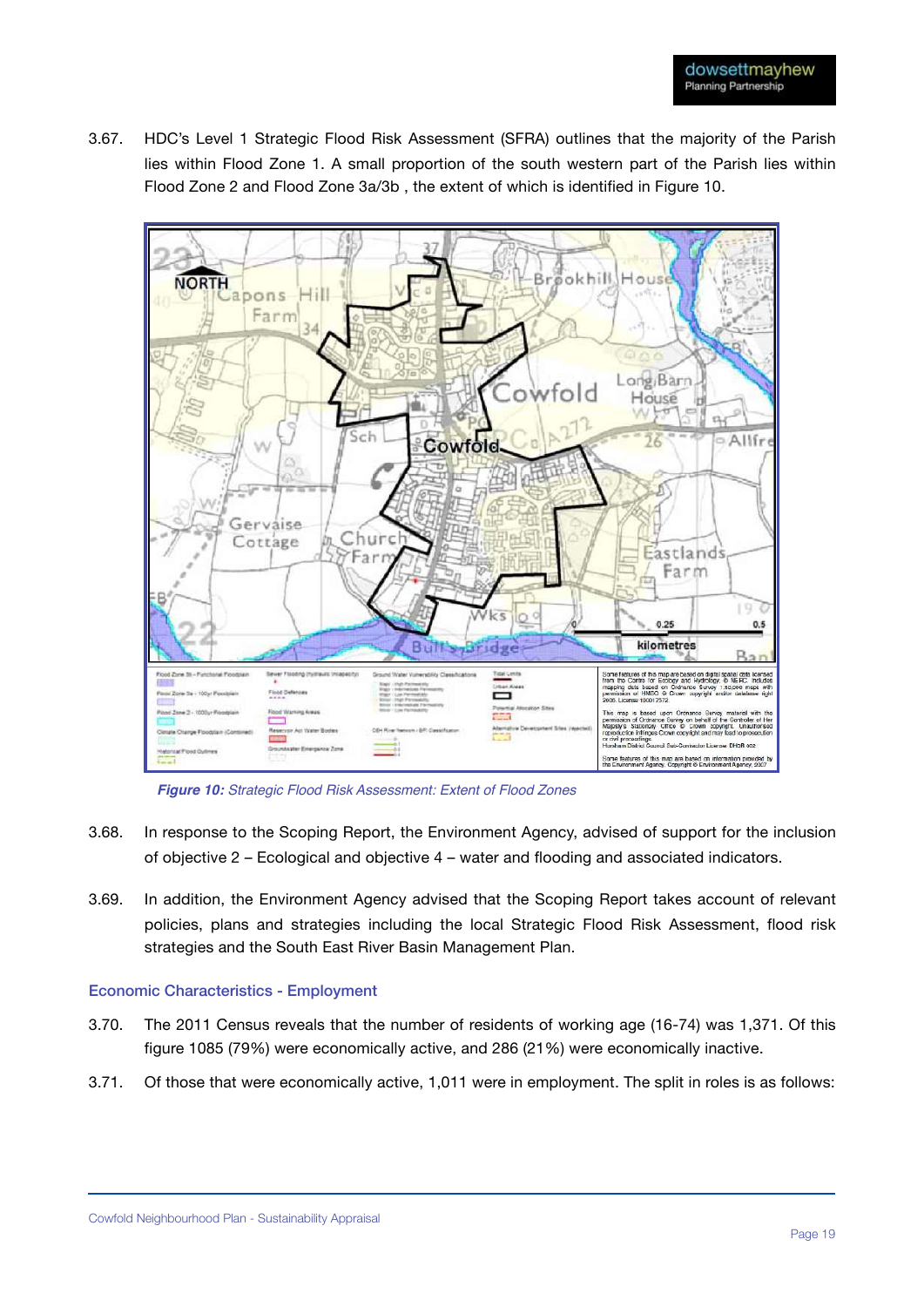3.67. HDC's Level 1 Strategic Flood Risk Assessment (SFRA) outlines that the majority of the Parish lies within Flood Zone 1. A small proportion of the south western part of the Parish lies within Flood Zone 2 and Flood Zone 3a/3b , the extent of which is identified in Figure 10.

***Figure 10:*** *Strategic Flood Risk Assessment: Extent of Flood Zones*

3.68. In response to the Scoping Report, the Environment Agency, advised of support for the inclusion of objective 2 – Ecological and objective 4 – water and flooding and associated indicators.

3.69. In addition, the Environment Agency advised that the Scoping Report takes account of relevant policies, plans and strategies including the local Strategic Flood Risk Assessment, flood risk strategies and the South East River Basin Management Plan.

## Economic Characteristics - Employment

3.70. The 2011 Census reveals that the number of residents of working age (16-74) was 1,371. Of this figure 1085 (79%) were economically active, and 286 (21%) were economically inactive.

3.71. Of those that were economically active, 1,011 were in employment. The split in roles is as follows: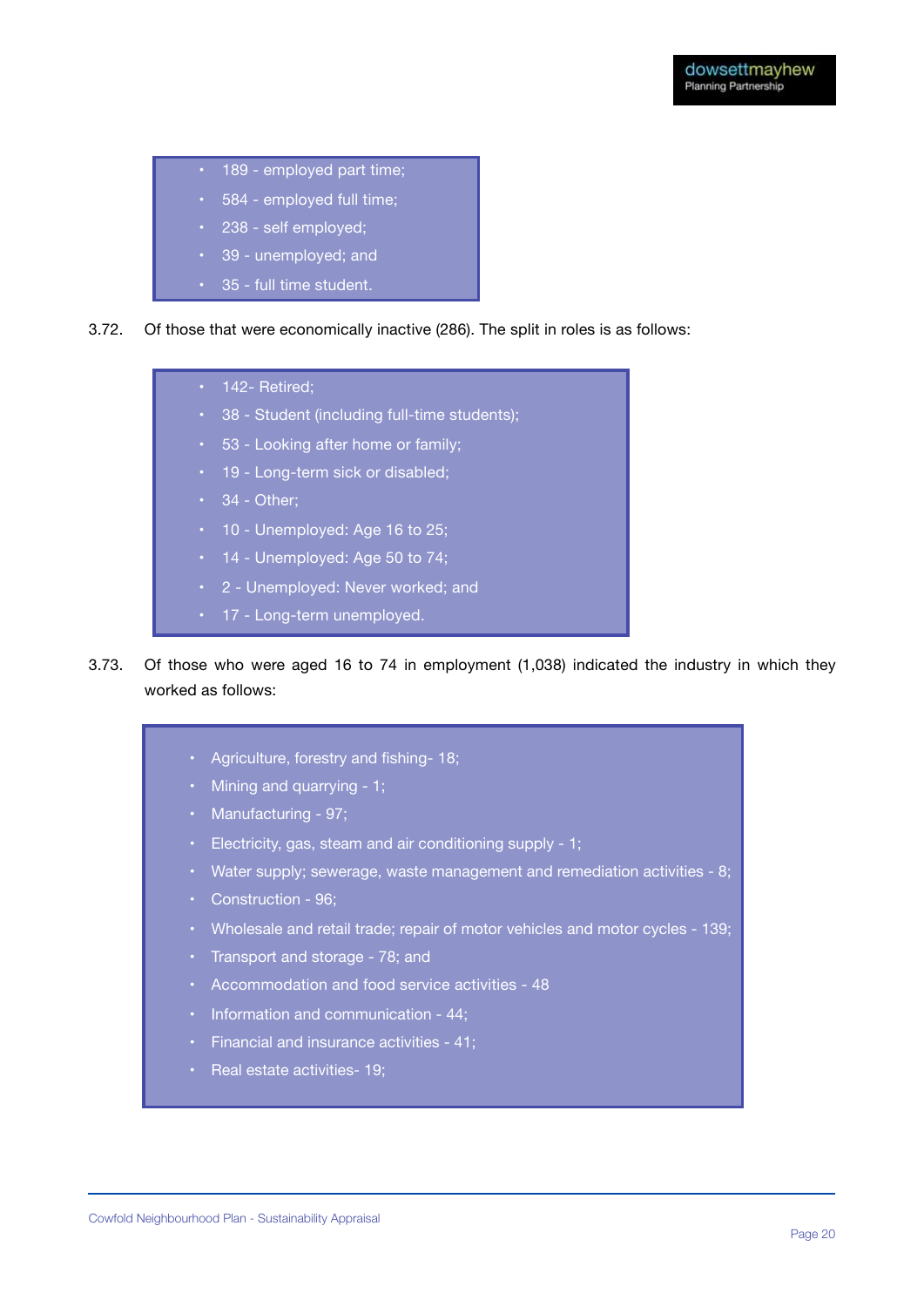- 189 - employed part time;
- 584 - employed full time;
- 238 - self employed;
- 39 - unemployed; and
- 35 - full time student.

3.72. Of those that were economically inactive (286). The split in roles is as follows:

- 142- Retired;
- 38 - Student (including full-time students);
- 53 - Looking after home or family;
- 19 - Long-term sick or disabled;
- 34 - Other;
- 10 - Unemployed: Age 16 to 25;
- 14 - Unemployed: Age 50 to 74;
- 2 - Unemployed: Never worked; and
- 17 - Long-term unemployed.

3.73. Of those who were aged 16 to 74 in employment (1,038) indicated the industry in which they worked as follows:

- Agriculture, forestry and fishing- 18;
- Mining and quarrying - 1;
- Manufacturing - 97;
- Electricity, gas, steam and air conditioning supply - 1;
- Water supply; sewerage, waste management and remediation activities - 8;
- Construction - 96;
- Wholesale and retail trade; repair of motor vehicles and motor cycles - 139;
- Transport and storage - 78; and
- Accommodation and food service activities - 48
- Information and communication - 44;
- Financial and insurance activities - 41;
- Real estate activities- 19;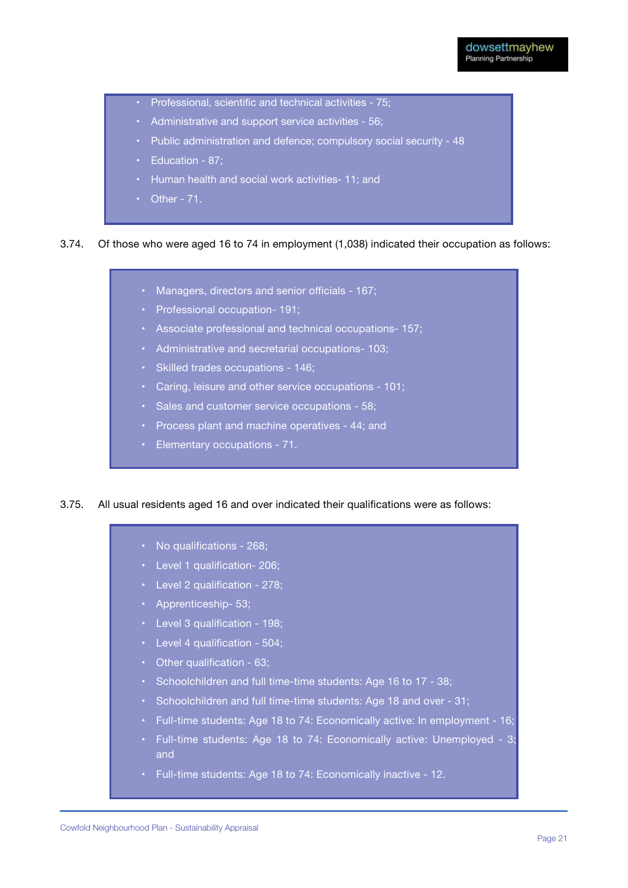- Professional, scientific and technical activities - 75;
- Administrative and support service activities - 56;
- Public administration and defence; compulsory social security - 48
- Education - 87;
- Human health and social work activities- 11; and
- Other - 71.

3.74. Of those who were aged 16 to 74 in employment (1,038) indicated their occupation as follows:

- Managers, directors and senior officials - 167;
- Professional occupation- 191;
- Associate professional and technical occupations- 157;
- Administrative and secretarial occupations- 103;
- Skilled trades occupations - 146;
- Caring, leisure and other service occupations - 101;
- Sales and customer service occupations - 58;
- Process plant and machine operatives - 44; and
- Elementary occupations - 71.

3.75. All usual residents aged 16 and over indicated their qualifications were as follows:

- No qualifications - 268;
- Level 1 qualification- 206;
- Level 2 qualification - 278;
- Apprenticeship- 53;
- Level 3 qualification - 198;
- Level 4 qualification - 504;
- Other qualification - 63;
- Schoolchildren and full time-time students: Age 16 to 17 - 38;
- Schoolchildren and full time-time students: Age 18 and over - 31;
- Full-time students: Age 18 to 74: Economically active: In employment - 16;
- Full-time students: Age 18 to 74: Economically active: Unemployed - 3; and
- Full-time students: Age 18 to 74: Economically inactive - 12.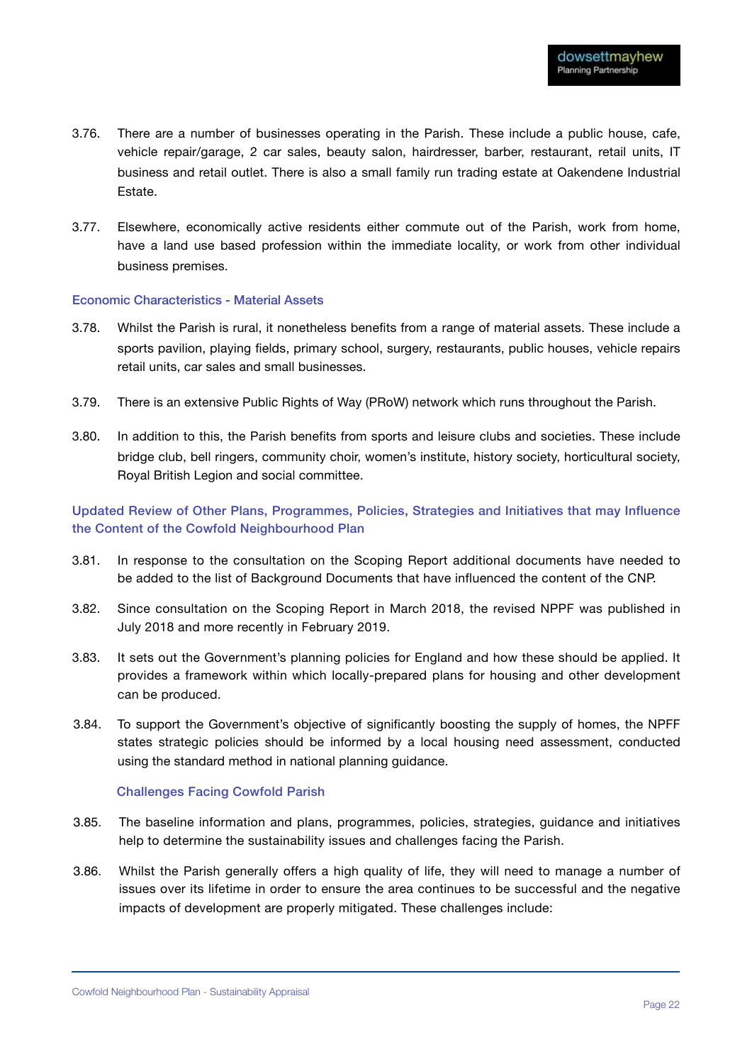3.76. There are a number of businesses operating in the Parish. These include a public house, cafe, vehicle repair/garage, 2 car sales, beauty salon, hairdresser, barber, restaurant, retail units, IT business and retail outlet. There is also a small family run trading estate at Oakendene Industrial Estate.

3.77. Elsewhere, economically active residents either commute out of the Parish, work from home, have a land use based profession within the immediate locality, or work from other individual business premises.

### Economic Characteristics - Material Assets

3.78. Whilst the Parish is rural, it nonetheless benefits from a range of material assets. These include a sports pavilion, playing fields, primary school, surgery, restaurants, public houses, vehicle repairs retail units, car sales and small businesses.

3.79. There is an extensive Public Rights of Way (PRoW) network which runs throughout the Parish.

3.80. In addition to this, the Parish benefits from sports and leisure clubs and societies. These include bridge club, bell ringers, community choir, women's institute, history society, horticultural society, Royal British Legion and social committee.

### Updated Review of Other Plans, Programmes, Policies, Strategies and Initiatives that may Influence the Content of the Cowfold Neighbourhood Plan

3.81. In response to the consultation on the Scoping Report additional documents have needed to be added to the list of Background Documents that have influenced the content of the CNP.

3.82. Since consultation on the Scoping Report in March 2018, the revised NPPF was published in July 2018 and more recently in February 2019.

3.83. It sets out the Government's planning policies for England and how these should be applied. It provides a framework within which locally-prepared plans for housing and other development can be produced.

3.84. To support the Government's objective of significantly boosting the supply of homes, the NPFF states strategic policies should be informed by a local housing need assessment, conducted using the standard method in national planning guidance.

### Challenges Facing Cowfold Parish

3.85. The baseline information and plans, programmes, policies, strategies, guidance and initiatives help to determine the sustainability issues and challenges facing the Parish.

3.86. Whilst the Parish generally offers a high quality of life, they will need to manage a number of issues over its lifetime in order to ensure the area continues to be successful and the negative impacts of development are properly mitigated. These challenges include: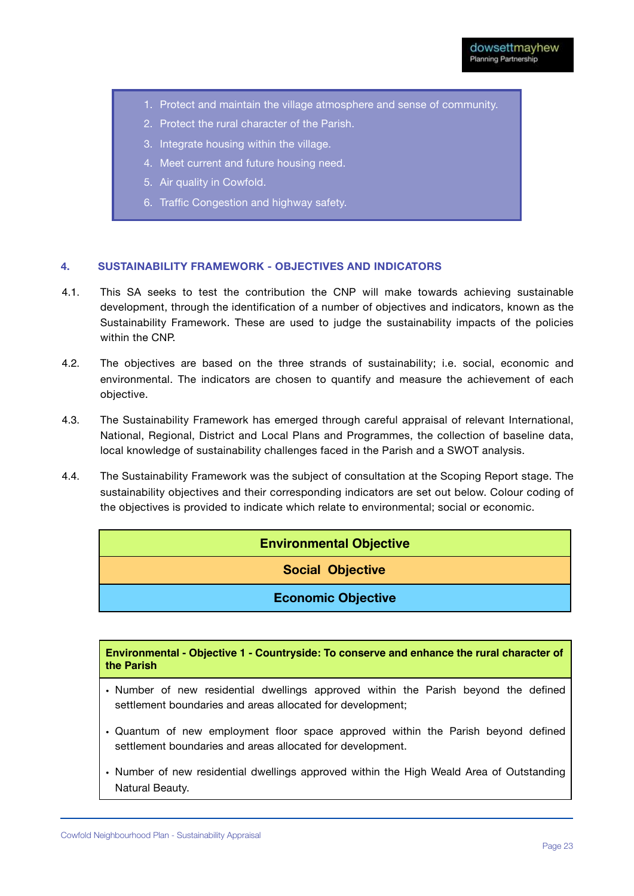1. Protect and maintain the village atmosphere and sense of community.
2. Protect the rural character of the Parish.
3. Integrate housing within the village.
4. Meet current and future housing need.
5. Air quality in Cowfold.
6. Traffic Congestion and highway safety.

## 4. SUSTAINABILITY FRAMEWORK - OBJECTIVES AND INDICATORS

4.1. This SA seeks to test the contribution the CNP will make towards achieving sustainable development, through the identification of a number of objectives and indicators, known as the Sustainability Framework. These are used to judge the sustainability impacts of the policies within the CNP.

4.2. The objectives are based on the three strands of sustainability; i.e. social, economic and environmental. The indicators are chosen to quantify and measure the achievement of each objective.

4.3. The Sustainability Framework has emerged through careful appraisal of relevant International, National, Regional, District and Local Plans and Programmes, the collection of baseline data, local knowledge of sustainability challenges faced in the Parish and a SWOT analysis.

4.4. The Sustainability Framework was the subject of consultation at the Scoping Report stage. The sustainability objectives and their corresponding indicators are set out below. Colour coding of the objectives is provided to indicate which relate to environmental; social or economic.

| **Environmental Objective** |
|---|
| **Social Objective** |
| **Economic Objective** |

| **Environmental - Objective 1 - Countryside: To conserve and enhance the rural character of the Parish** |
|---|
| • Number of new residential dwellings approved within the Parish beyond the defined settlement boundaries and areas allocated for development;<br>• Quantum of new employment floor space approved within the Parish beyond defined settlement boundaries and areas allocated for development.<br>• Number of new residential dwellings approved within the High Weald Area of Outstanding Natural Beauty. |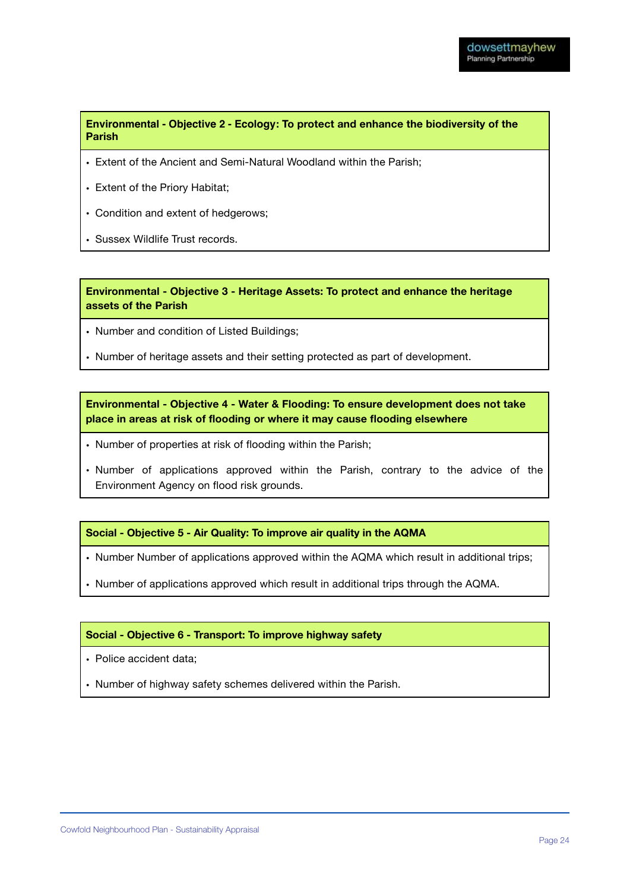| Environmental - Objective 2 - Ecology: To protect and enhance the biodiversity of the Parish |
| --- |
| • Extent of the Ancient and Semi-Natural Woodland within the Parish; |
| • Extent of the Priory Habitat; |
| • Condition and extent of hedgerows; |
| • Sussex Wildlife Trust records. |

| Environmental - Objective 3 - Heritage Assets: To protect and enhance the heritage assets of the Parish |
| --- |
| • Number and condition of Listed Buildings; |
| • Number of heritage assets and their setting protected as part of development. |

| Environmental - Objective 4 - Water & Flooding: To ensure development does not take place in areas at risk of flooding or where it may cause flooding elsewhere |
| --- |
| • Number of properties at risk of flooding within the Parish; |
| • Number of applications approved within the Parish, contrary to the advice of the Environment Agency on flood risk grounds. |

| Social - Objective 5 - Air Quality: To improve air quality in the AQMA |
| --- |
| • Number Number of applications approved within the AQMA which result in additional trips; |
| • Number of applications approved which result in additional trips through the AQMA. |

| Social - Objective 6 - Transport: To improve highway safety |
| --- |
| • Police accident data; |
| • Number of highway safety schemes delivered within the Parish. |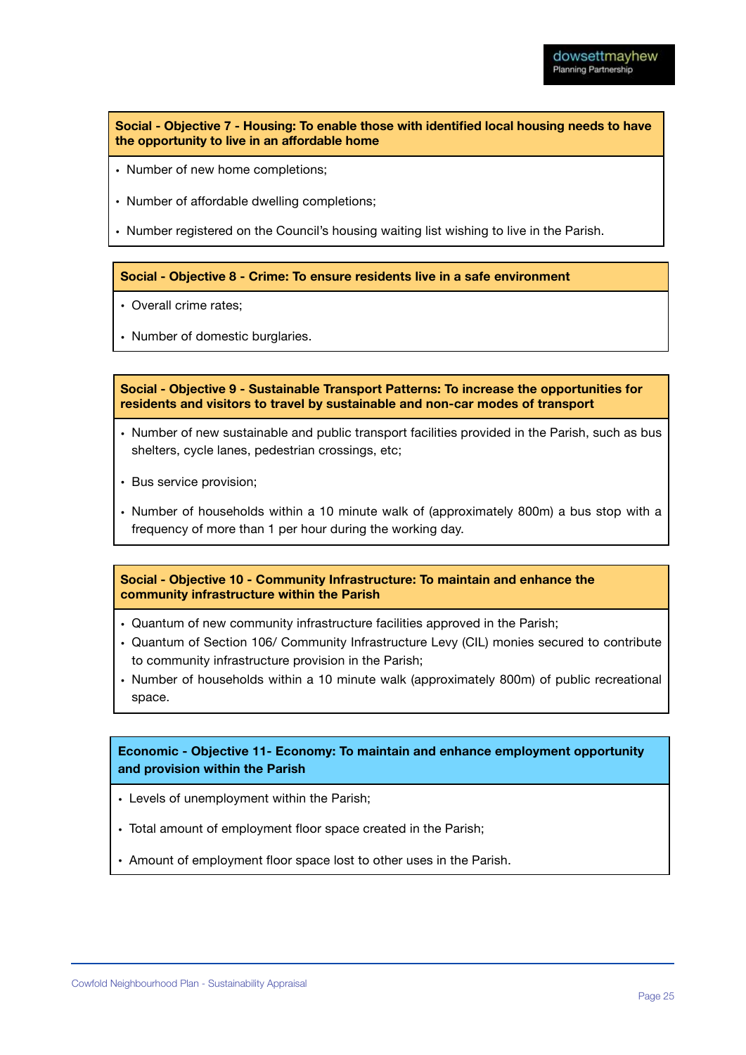**Social - Objective 7 - Housing: To enable those with identified local housing needs to have the opportunity to live in an affordable home**

- Number of new home completions;
- Number of affordable dwelling completions;
- Number registered on the Council's housing waiting list wishing to live in the Parish.

**Social - Objective 8 - Crime: To ensure residents live in a safe environment**

- Overall crime rates;
- Number of domestic burglaries.

**Social - Objective 9 - Sustainable Transport Patterns: To increase the opportunities for residents and visitors to travel by sustainable and non-car modes of transport**

- Number of new sustainable and public transport facilities provided in the Parish, such as bus shelters, cycle lanes, pedestrian crossings, etc;
- Bus service provision;
- Number of households within a 10 minute walk of (approximately 800m) a bus stop with a frequency of more than 1 per hour during the working day.

**Social - Objective 10 - Community Infrastructure: To maintain and enhance the community infrastructure within the Parish**

- Quantum of new community infrastructure facilities approved in the Parish;
- Quantum of Section 106/ Community Infrastructure Levy (CIL) monies secured to contribute to community infrastructure provision in the Parish;
- Number of households within a 10 minute walk (approximately 800m) of public recreational space.

**Economic - Objective 11- Economy: To maintain and enhance employment opportunity and provision within the Parish**

- Levels of unemployment within the Parish;
- Total amount of employment floor space created in the Parish;
- Amount of employment floor space lost to other uses in the Parish.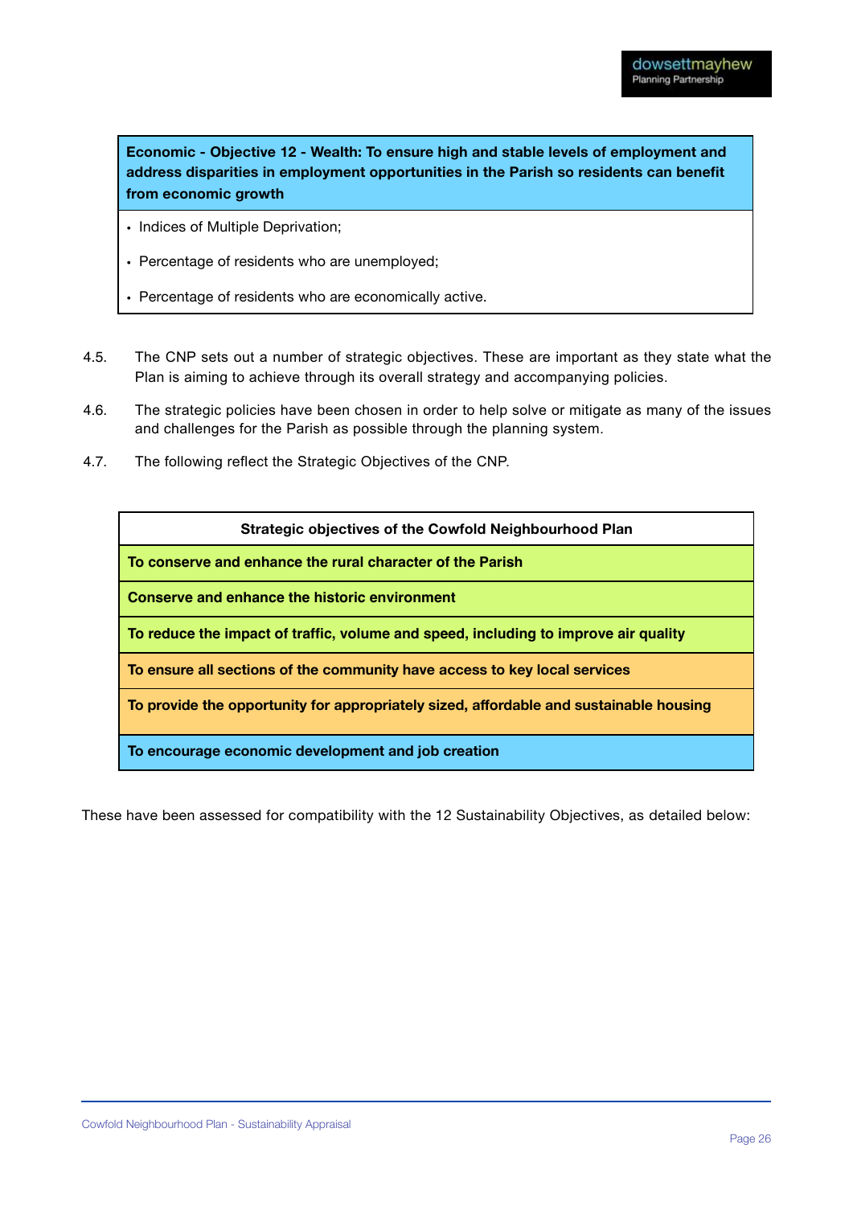| Economic - Objective 12 - Wealth: To ensure high and stable levels of employment and address disparities in employment opportunities in the Parish so residents can benefit from economic growth |
|---|
| • Indices of Multiple Deprivation;<br>• Percentage of residents who are unemployed;<br>• Percentage of residents who are economically active. |

4.5. The CNP sets out a number of strategic objectives. These are important as they state what the Plan is aiming to achieve through its overall strategy and accompanying policies.

4.6. The strategic policies have been chosen in order to help solve or mitigate as many of the issues and challenges for the Parish as possible through the planning system.

4.7. The following reflect the Strategic Objectives of the CNP.

| Strategic objectives of the Cowfold Neighbourhood Plan |
|---|
| **To conserve and enhance the rural character of the Parish** |
| **Conserve and enhance the historic environment** |
| **To reduce the impact of traffic, volume and speed, including to improve air quality** |
| **To ensure all sections of the community have access to key local services** |
| **To provide the opportunity for appropriately sized, affordable and sustainable housing** |
| **To encourage economic development and job creation** |

These have been assessed for compatibility with the 12 Sustainability Objectives, as detailed below: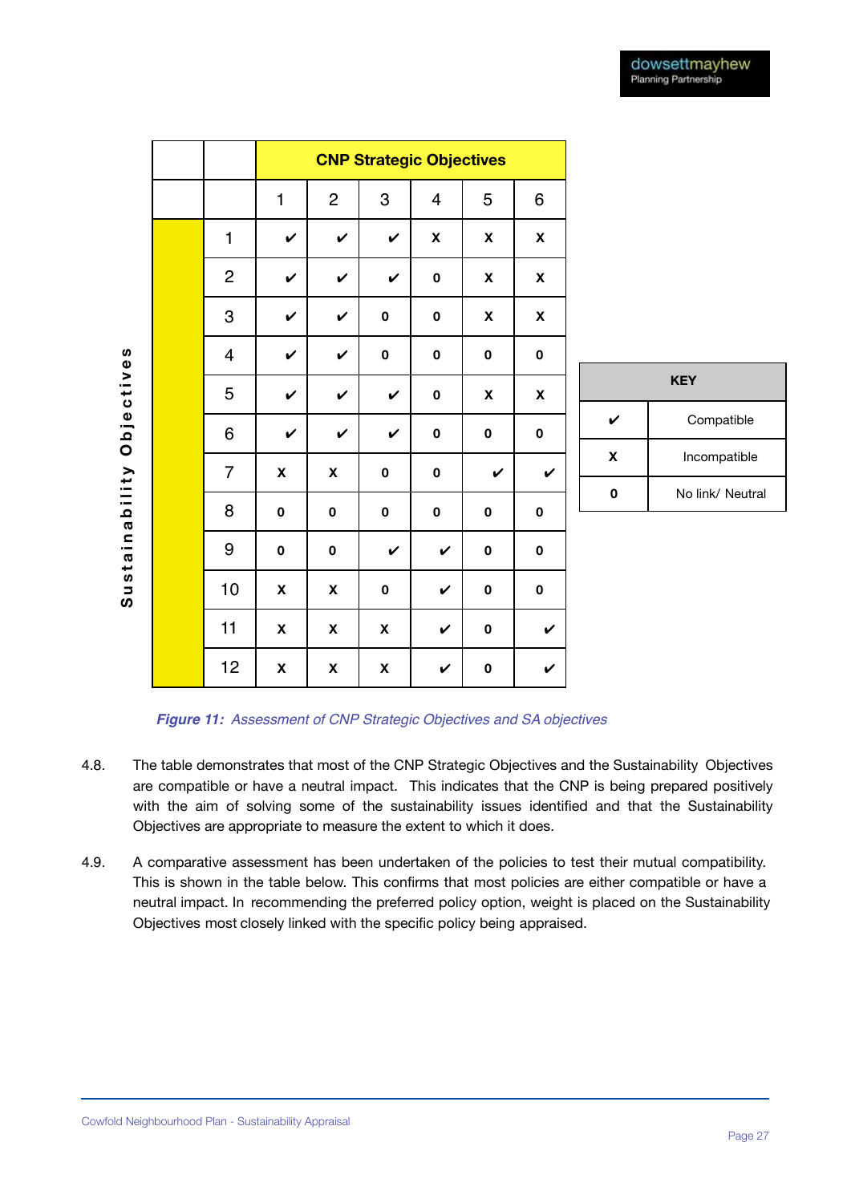| | | CNP Strategic Objectives | | | | | |
|---|---|---|---|---|---|---|---|
| | | 1 | 2 | 3 | 4 | 5 | 6 |
| Sustainability Objectives | 1 | ✔ | ✔ | ✔ | x | x | x |
| | 2 | ✔ | ✔ | ✔ | 0 | x | x |
| | 3 | ✔ | ✔ | 0 | 0 | x | x |
| | 4 | ✔ | ✔ | 0 | 0 | 0 | 0 |
| | 5 | ✔ | ✔ | ✔ | 0 | x | x |
| | 6 | ✔ | ✔ | ✔ | 0 | 0 | 0 |
| | 7 | x | x | 0 | 0 | ✔ | ✔ |
| | 8 | 0 | 0 | 0 | 0 | 0 | 0 |
| | 9 | 0 | 0 | ✔ | ✔ | 0 | 0 |
| | 10 | x | x | 0 | ✔ | 0 | 0 |
| | 11 | x | x | x | ✔ | 0 | ✔ |
| | 12 | x | x | x | ✔ | 0 | ✔ |

| KEY | |
|---|---|
| ✔ | Compatible |
| x | Incompatible |
| 0 | No link/ Neutral |

***Figure 11:*** *Assessment of CNP Strategic Objectives and SA objectives*

4.8. The table demonstrates that most of the CNP Strategic Objectives and the Sustainability Objectives are compatible or have a neutral impact. This indicates that the CNP is being prepared positively with the aim of solving some of the sustainability issues identified and that the Sustainability Objectives are appropriate to measure the extent to which it does.

4.9. A comparative assessment has been undertaken of the policies to test their mutual compatibility. This is shown in the table below. This confirms that most policies are either compatible or have a neutral impact. In recommending the preferred policy option, weight is placed on the Sustainability Objectives most closely linked with the specific policy being appraised.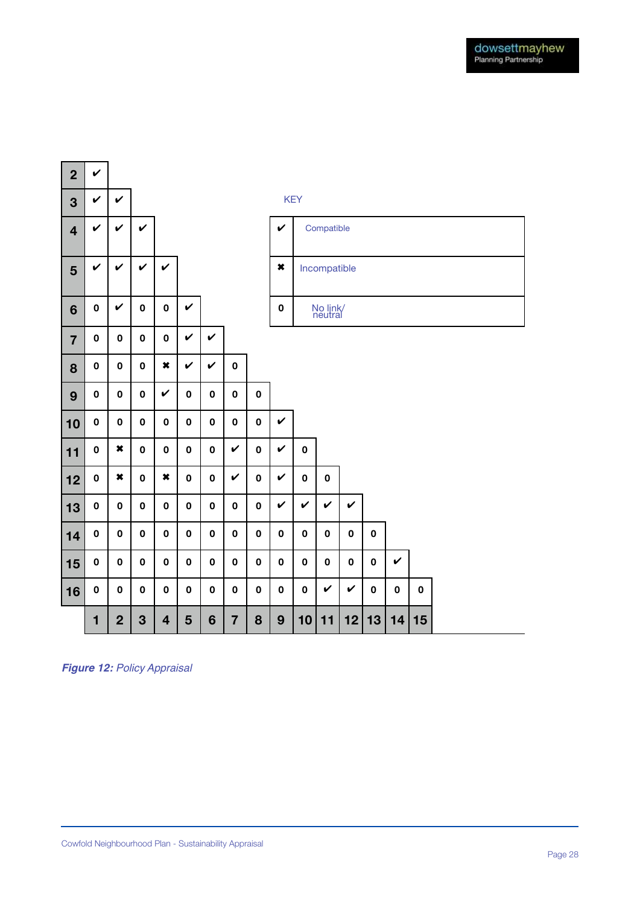| | | | | | | | | | | | | | | | |
|---|---|---|---|---|---|---|---|---|---|---|---|---|---|---|---|
| **2** | ✔ | | | | | | | | | | | | | | |
| **3** | ✔ | ✔ | | | | | | | | | | | | | |
| **4** | ✔ | ✔ | ✔ | | | | | | | | | | | | |
| **5** | ✔ | ✔ | ✔ | ✔ | | | | | | | | | | | |
| **6** | 0 | ✔ | 0 | 0 | ✔ | | | | | | | | | | |
| **7** | 0 | 0 | 0 | 0 | ✔ | ✔ | | | | | | | | | |
| **8** | 0 | 0 | 0 | ✖ | ✔ | ✔ | 0 | | | | | | | | |
| **9** | 0 | 0 | 0 | ✔ | 0 | 0 | 0 | 0 | | | | | | | |
| **10** | 0 | 0 | 0 | 0 | 0 | 0 | 0 | 0 | ✔ | | | | | | |
| **11** | 0 | ✖ | 0 | 0 | 0 | 0 | ✔ | 0 | ✔ | 0 | | | | | |
| **12** | 0 | ✖ | 0 | ✖ | 0 | 0 | ✔ | 0 | ✔ | 0 | 0 | | | | |
| **13** | 0 | 0 | 0 | 0 | 0 | 0 | 0 | 0 | ✔ | ✔ | ✔ | ✔ | | | |
| **14** | 0 | 0 | 0 | 0 | 0 | 0 | 0 | 0 | 0 | 0 | 0 | 0 | 0 | | |
| **15** | 0 | 0 | 0 | 0 | 0 | 0 | 0 | 0 | 0 | 0 | 0 | 0 | 0 | ✔ | |
| **16** | 0 | 0 | 0 | 0 | 0 | 0 | 0 | 0 | 0 | 0 | ✔ | ✔ | 0 | 0 | 0 |
| | **1** | **2** | **3** | **4** | **5** | **6** | **7** | **8** | **9** | **10** | **11** | **12** | **13** | **14** | **15** |

KEY

| Symbol | Meaning |
|---|---|
| ✔ | Compatible |
| ✖ | Incompatible |
| 0 | No link/ neutral |

***Figure 12:*** *Policy Appraisal*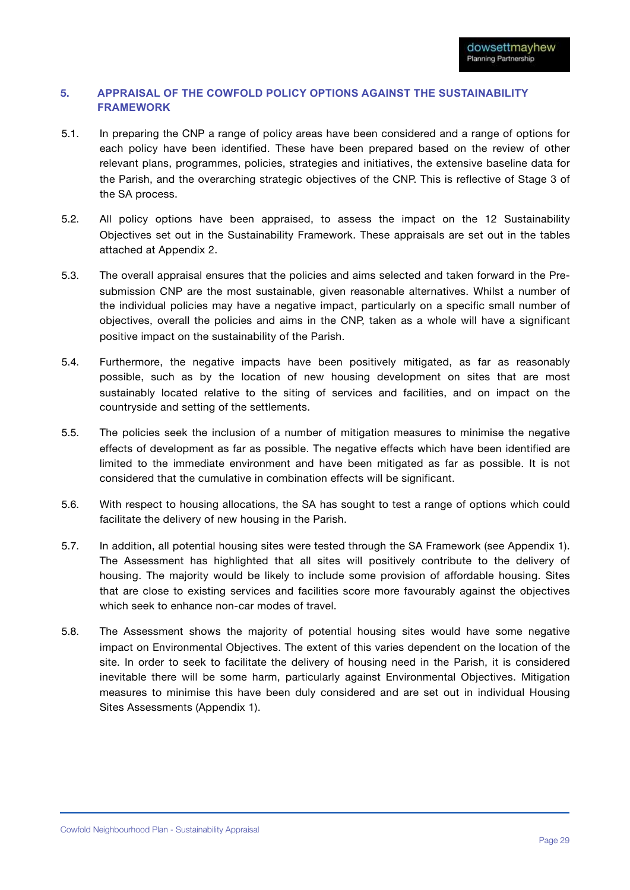## 5. APPRAISAL OF THE COWFOLD POLICY OPTIONS AGAINST THE SUSTAINABILITY FRAMEWORK

5.1. In preparing the CNP a range of policy areas have been considered and a range of options for each policy have been identified. These have been prepared based on the review of other relevant plans, programmes, policies, strategies and initiatives, the extensive baseline data for the Parish, and the overarching strategic objectives of the CNP. This is reflective of Stage 3 of the SA process.

5.2. All policy options have been appraised, to assess the impact on the 12 Sustainability Objectives set out in the Sustainability Framework. These appraisals are set out in the tables attached at Appendix 2.

5.3. The overall appraisal ensures that the policies and aims selected and taken forward in the Pre-submission CNP are the most sustainable, given reasonable alternatives. Whilst a number of the individual policies may have a negative impact, particularly on a specific small number of objectives, overall the policies and aims in the CNP, taken as a whole will have a significant positive impact on the sustainability of the Parish.

5.4. Furthermore, the negative impacts have been positively mitigated, as far as reasonably possible, such as by the location of new housing development on sites that are most sustainably located relative to the siting of services and facilities, and on impact on the countryside and setting of the settlements.

5.5. The policies seek the inclusion of a number of mitigation measures to minimise the negative effects of development as far as possible. The negative effects which have been identified are limited to the immediate environment and have been mitigated as far as possible. It is not considered that the cumulative in combination effects will be significant.

5.6. With respect to housing allocations, the SA has sought to test a range of options which could facilitate the delivery of new housing in the Parish.

5.7. In addition, all potential housing sites were tested through the SA Framework (see Appendix 1). The Assessment has highlighted that all sites will positively contribute to the delivery of housing. The majority would be likely to include some provision of affordable housing. Sites that are close to existing services and facilities score more favourably against the objectives which seek to enhance non-car modes of travel.

5.8. The Assessment shows the majority of potential housing sites would have some negative impact on Environmental Objectives. The extent of this varies dependent on the location of the site. In order to seek to facilitate the delivery of housing need in the Parish, it is considered inevitable there will be some harm, particularly against Environmental Objectives. Mitigation measures to minimise this have been duly considered and are set out in individual Housing Sites Assessments (Appendix 1).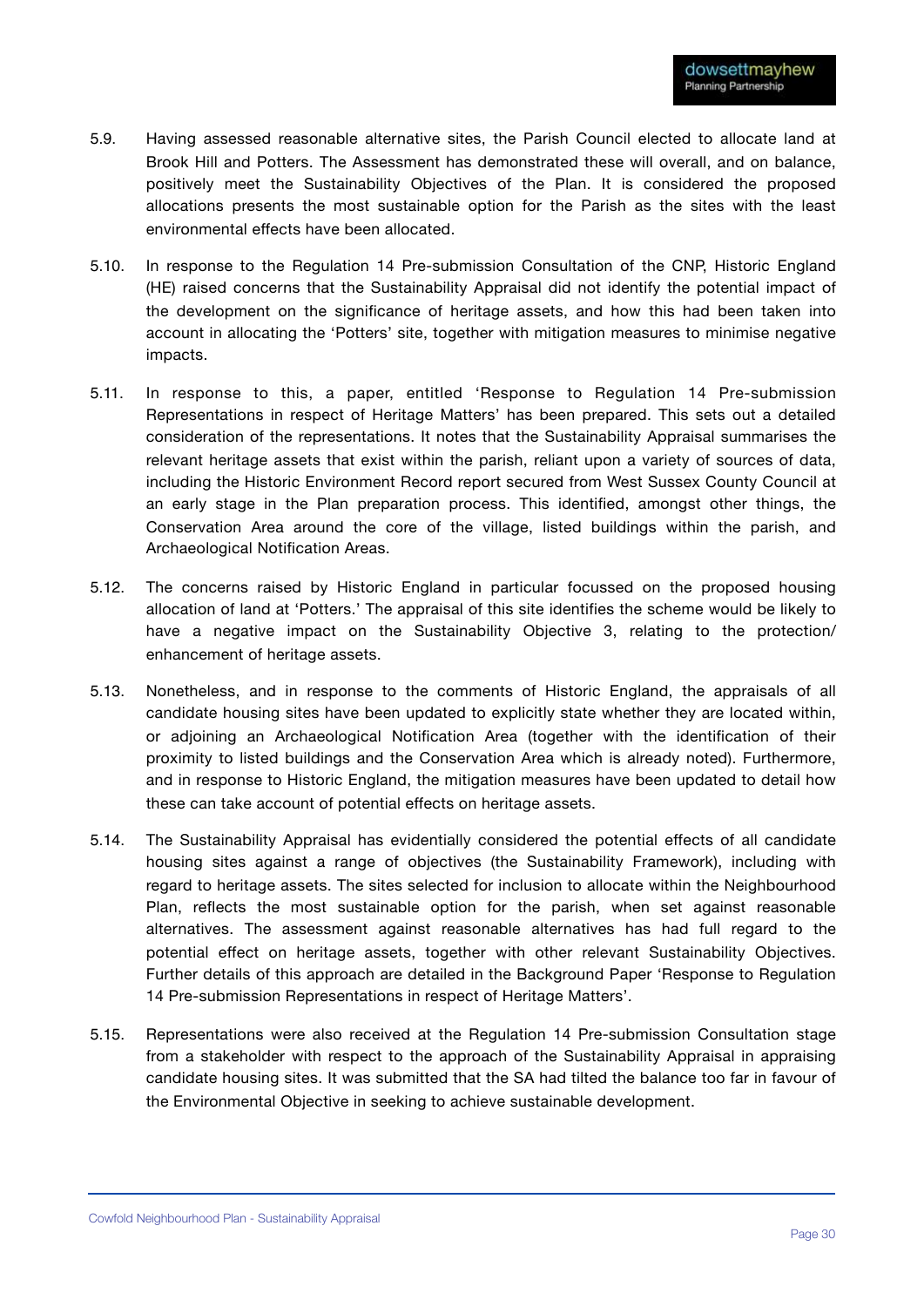5.9. Having assessed reasonable alternative sites, the Parish Council elected to allocate land at Brook Hill and Potters. The Assessment has demonstrated these will overall, and on balance, positively meet the Sustainability Objectives of the Plan. It is considered the proposed allocations presents the most sustainable option for the Parish as the sites with the least environmental effects have been allocated.

5.10. In response to the Regulation 14 Pre-submission Consultation of the CNP, Historic England (HE) raised concerns that the Sustainability Appraisal did not identify the potential impact of the development on the significance of heritage assets, and how this had been taken into account in allocating the 'Potters' site, together with mitigation measures to minimise negative impacts.

5.11. In response to this, a paper, entitled 'Response to Regulation 14 Pre-submission Representations in respect of Heritage Matters' has been prepared. This sets out a detailed consideration of the representations. It notes that the Sustainability Appraisal summarises the relevant heritage assets that exist within the parish, reliant upon a variety of sources of data, including the Historic Environment Record report secured from West Sussex County Council at an early stage in the Plan preparation process. This identified, amongst other things, the Conservation Area around the core of the village, listed buildings within the parish, and Archaeological Notification Areas.

5.12. The concerns raised by Historic England in particular focussed on the proposed housing allocation of land at 'Potters.' The appraisal of this site identifies the scheme would be likely to have a negative impact on the Sustainability Objective 3, relating to the protection/ enhancement of heritage assets.

5.13. Nonetheless, and in response to the comments of Historic England, the appraisals of all candidate housing sites have been updated to explicitly state whether they are located within, or adjoining an Archaeological Notification Area (together with the identification of their proximity to listed buildings and the Conservation Area which is already noted). Furthermore, and in response to Historic England, the mitigation measures have been updated to detail how these can take account of potential effects on heritage assets.

5.14. The Sustainability Appraisal has evidentially considered the potential effects of all candidate housing sites against a range of objectives (the Sustainability Framework), including with regard to heritage assets. The sites selected for inclusion to allocate within the Neighbourhood Plan, reflects the most sustainable option for the parish, when set against reasonable alternatives. The assessment against reasonable alternatives has had full regard to the potential effect on heritage assets, together with other relevant Sustainability Objectives. Further details of this approach are detailed in the Background Paper 'Response to Regulation 14 Pre-submission Representations in respect of Heritage Matters'.

5.15. Representations were also received at the Regulation 14 Pre-submission Consultation stage from a stakeholder with respect to the approach of the Sustainability Appraisal in appraising candidate housing sites. It was submitted that the SA had tilted the balance too far in favour of the Environmental Objective in seeking to achieve sustainable development.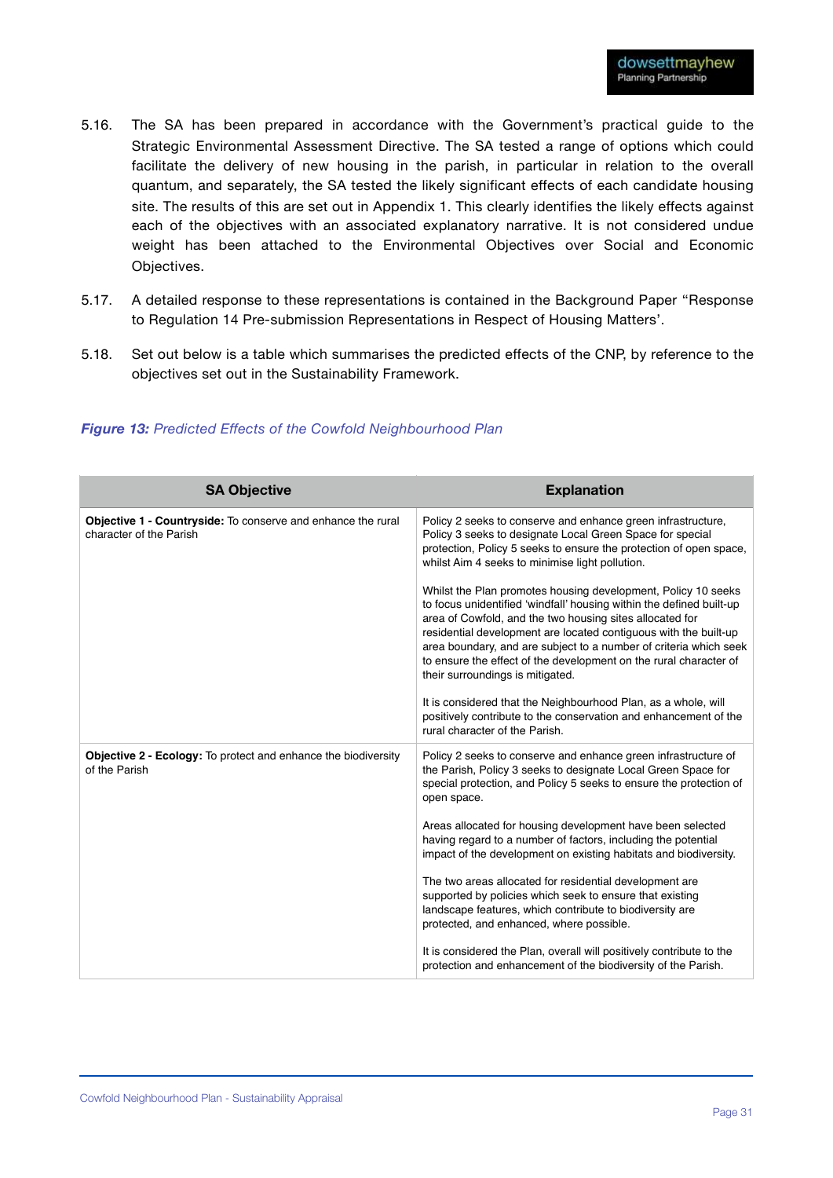5.16. The SA has been prepared in accordance with the Government's practical guide to the Strategic Environmental Assessment Directive. The SA tested a range of options which could facilitate the delivery of new housing in the parish, in particular in relation to the overall quantum, and separately, the SA tested the likely significant effects of each candidate housing site. The results of this are set out in Appendix 1. This clearly identifies the likely effects against each of the objectives with an associated explanatory narrative. It is not considered undue weight has been attached to the Environmental Objectives over Social and Economic Objectives.

5.17. A detailed response to these representations is contained in the Background Paper "Response to Regulation 14 Pre-submission Representations in Respect of Housing Matters'.

5.18. Set out below is a table which summarises the predicted effects of the CNP, by reference to the objectives set out in the Sustainability Framework.

***Figure 13:*** *Predicted Effects of the Cowfold Neighbourhood Plan*

| SA Objective | Explanation |
|---|---|
| **Objective 1 - Countryside:** To conserve and enhance the rural character of the Parish | Policy 2 seeks to conserve and enhance green infrastructure, Policy 3 seeks to designate Local Green Space for special protection, Policy 5 seeks to ensure the protection of open space, whilst Aim 4 seeks to minimise light pollution.<br><br>Whilst the Plan promotes housing development, Policy 10 seeks to focus unidentified 'windfall' housing within the defined built-up area of Cowfold, and the two housing sites allocated for residential development are located contiguous with the built-up area boundary, and are subject to a number of criteria which seek to ensure the effect of the development on the rural character of their surroundings is mitigated.<br><br>It is considered that the Neighbourhood Plan, as a whole, will positively contribute to the conservation and enhancement of the rural character of the Parish. |
| **Objective 2 - Ecology:** To protect and enhance the biodiversity of the Parish | Policy 2 seeks to conserve and enhance green infrastructure of the Parish, Policy 3 seeks to designate Local Green Space for special protection, and Policy 5 seeks to ensure the protection of open space.<br><br>Areas allocated for housing development have been selected having regard to a number of factors, including the potential impact of the development on existing habitats and biodiversity.<br><br>The two areas allocated for residential development are supported by policies which seek to ensure that existing landscape features, which contribute to biodiversity are protected, and enhanced, where possible.<br><br>It is considered the Plan, overall will positively contribute to the protection and enhancement of the biodiversity of the Parish. |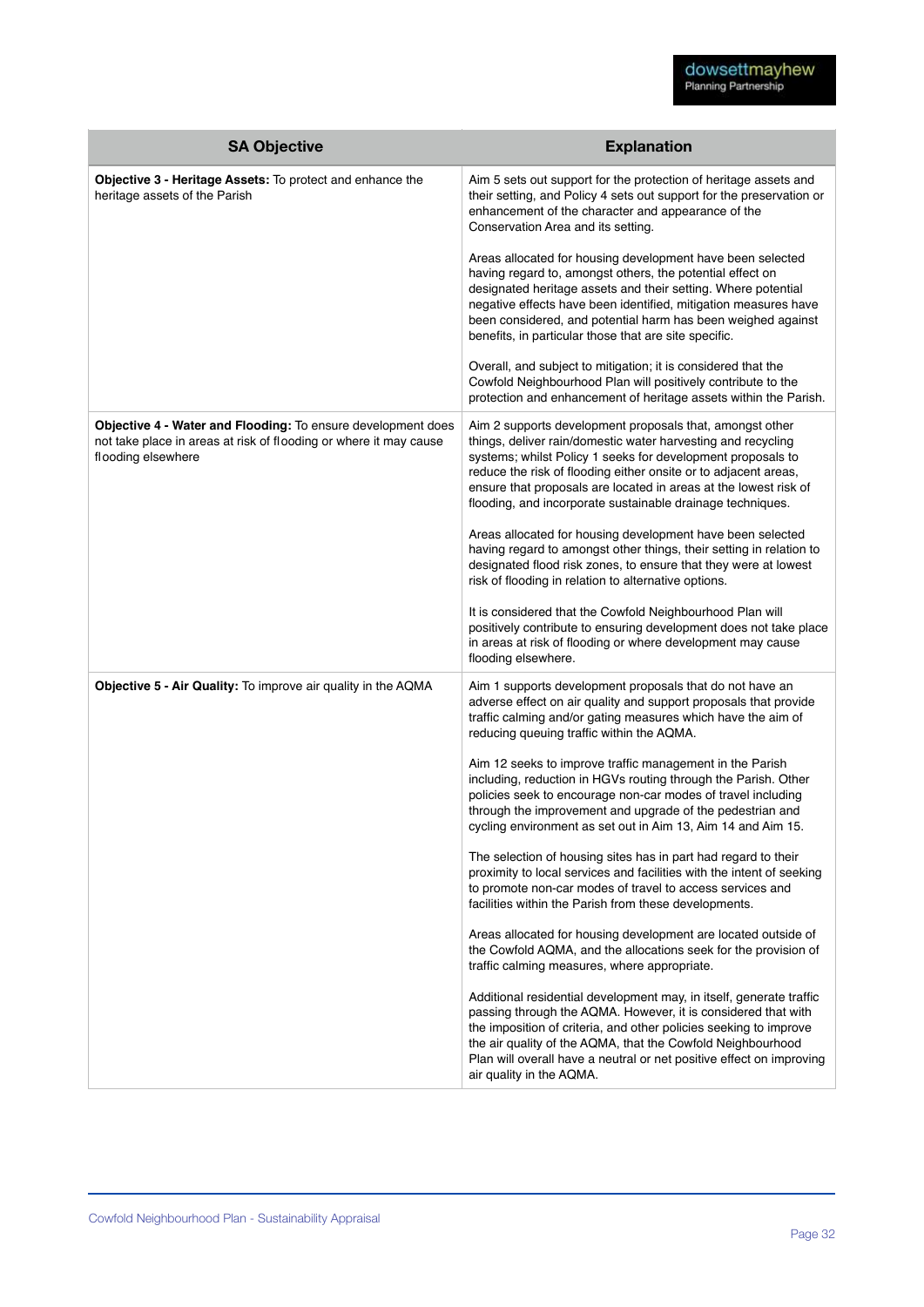| SA Objective | Explanation |
| --- | --- |
| **Objective 3 - Heritage Assets:** To protect and enhance the heritage assets of the Parish | Aim 5 sets out support for the protection of heritage assets and their setting, and Policy 4 sets out support for the preservation or enhancement of the character and appearance of the Conservation Area and its setting.<br><br>Areas allocated for housing development have been selected having regard to, amongst others, the potential effect on designated heritage assets and their setting. Where potential negative effects have been identified, mitigation measures have been considered, and potential harm has been weighed against benefits, in particular those that are site specific.<br><br>Overall, and subject to mitigation; it is considered that the Cowfold Neighbourhood Plan will positively contribute to the protection and enhancement of heritage assets within the Parish. |
| **Objective 4 - Water and Flooding:** To ensure development does not take place in areas at risk of flooding or where it may cause flooding elsewhere | Aim 2 supports development proposals that, amongst other things, deliver rain/domestic water harvesting and recycling systems; whilst Policy 1 seeks for development proposals to reduce the risk of flooding either onsite or to adjacent areas, ensure that proposals are located in areas at the lowest risk of flooding, and incorporate sustainable drainage techniques.<br><br>Areas allocated for housing development have been selected having regard to amongst other things, their setting in relation to designated flood risk zones, to ensure that they were at lowest risk of flooding in relation to alternative options.<br><br>It is considered that the Cowfold Neighbourhood Plan will positively contribute to ensuring development does not take place in areas at risk of flooding or where development may cause flooding elsewhere. |
| **Objective 5 - Air Quality:** To improve air quality in the AQMA | Aim 1 supports development proposals that do not have an adverse effect on air quality and support proposals that provide traffic calming and/or gating measures which have the aim of reducing queuing traffic within the AQMA.<br><br>Aim 12 seeks to improve traffic management in the Parish including, reduction in HGVs routing through the Parish. Other policies seek to encourage non-car modes of travel including through the improvement and upgrade of the pedestrian and cycling environment as set out in Aim 13, Aim 14 and Aim 15.<br><br>The selection of housing sites has in part had regard to their proximity to local services and facilities with the intent of seeking to promote non-car modes of travel to access services and facilities within the Parish from these developments.<br><br>Areas allocated for housing development are located outside of the Cowfold AQMA, and the allocations seek for the provision of traffic calming measures, where appropriate.<br><br>Additional residential development may, in itself, generate traffic passing through the AQMA. However, it is considered that with the imposition of criteria, and other policies seeking to improve the air quality of the AQMA, that the Cowfold Neighbourhood Plan will overall have a neutral or net positive effect on improving air quality in the AQMA. |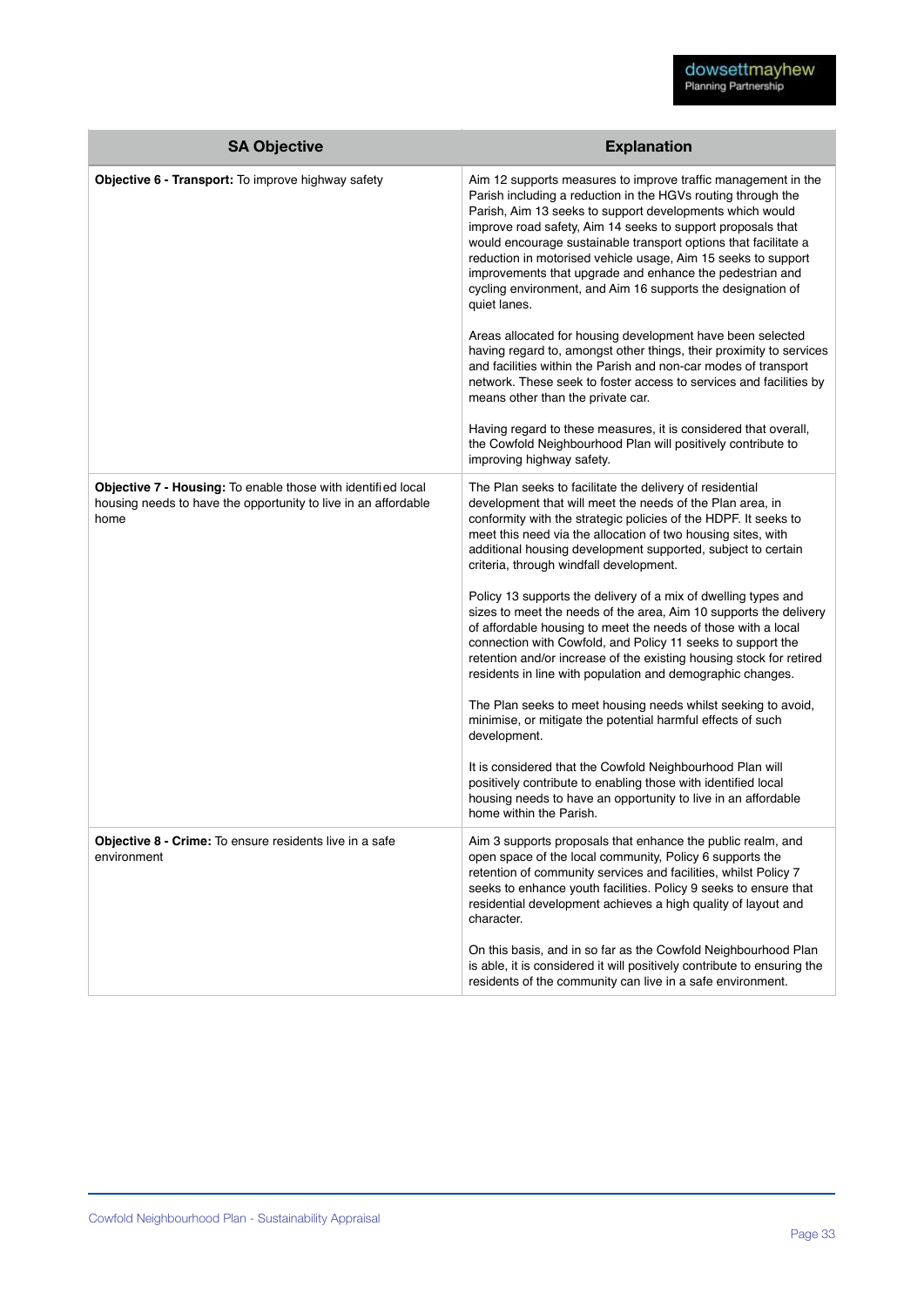| SA Objective | Explanation |
|---|---|
| **Objective 6 - Transport:** To improve highway safety | Aim 12 supports measures to improve traffic management in the Parish including a reduction in the HGVs routing through the Parish, Aim 13 seeks to support developments which would improve road safety, Aim 14 seeks to support proposals that would encourage sustainable transport options that facilitate a reduction in motorised vehicle usage, Aim 15 seeks to support improvements that upgrade and enhance the pedestrian and cycling environment, and Aim 16 supports the designation of quiet lanes.<br><br>Areas allocated for housing development have been selected having regard to, amongst other things, their proximity to services and facilities within the Parish and non-car modes of transport network. These seek to foster access to services and facilities by means other than the private car.<br><br>Having regard to these measures, it is considered that overall, the Cowfold Neighbourhood Plan will positively contribute to improving highway safety. |
| **Objective 7 - Housing:** To enable those with identified local housing needs to have the opportunity to live in an affordable home | The Plan seeks to facilitate the delivery of residential development that will meet the needs of the Plan area, in conformity with the strategic policies of the HDPF. It seeks to meet this need via the allocation of two housing sites, with additional housing development supported, subject to certain criteria, through windfall development.<br><br>Policy 13 supports the delivery of a mix of dwelling types and sizes to meet the needs of the area, Aim 10 supports the delivery of affordable housing to meet the needs of those with a local connection with Cowfold, and Policy 11 seeks to support the retention and/or increase of the existing housing stock for retired residents in line with population and demographic changes.<br><br>The Plan seeks to meet housing needs whilst seeking to avoid, minimise, or mitigate the potential harmful effects of such development.<br><br>It is considered that the Cowfold Neighbourhood Plan will positively contribute to enabling those with identified local housing needs to have an opportunity to live in an affordable home within the Parish. |
| **Objective 8 - Crime:** To ensure residents live in a safe environment | Aim 3 supports proposals that enhance the public realm, and open space of the local community, Policy 6 supports the retention of community services and facilities, whilst Policy 7 seeks to enhance youth facilities. Policy 9 seeks to ensure that residential development achieves a high quality of layout and character.<br><br>On this basis, and in so far as the Cowfold Neighbourhood Plan is able, it is considered it will positively contribute to ensuring the residents of the community can live in a safe environment. |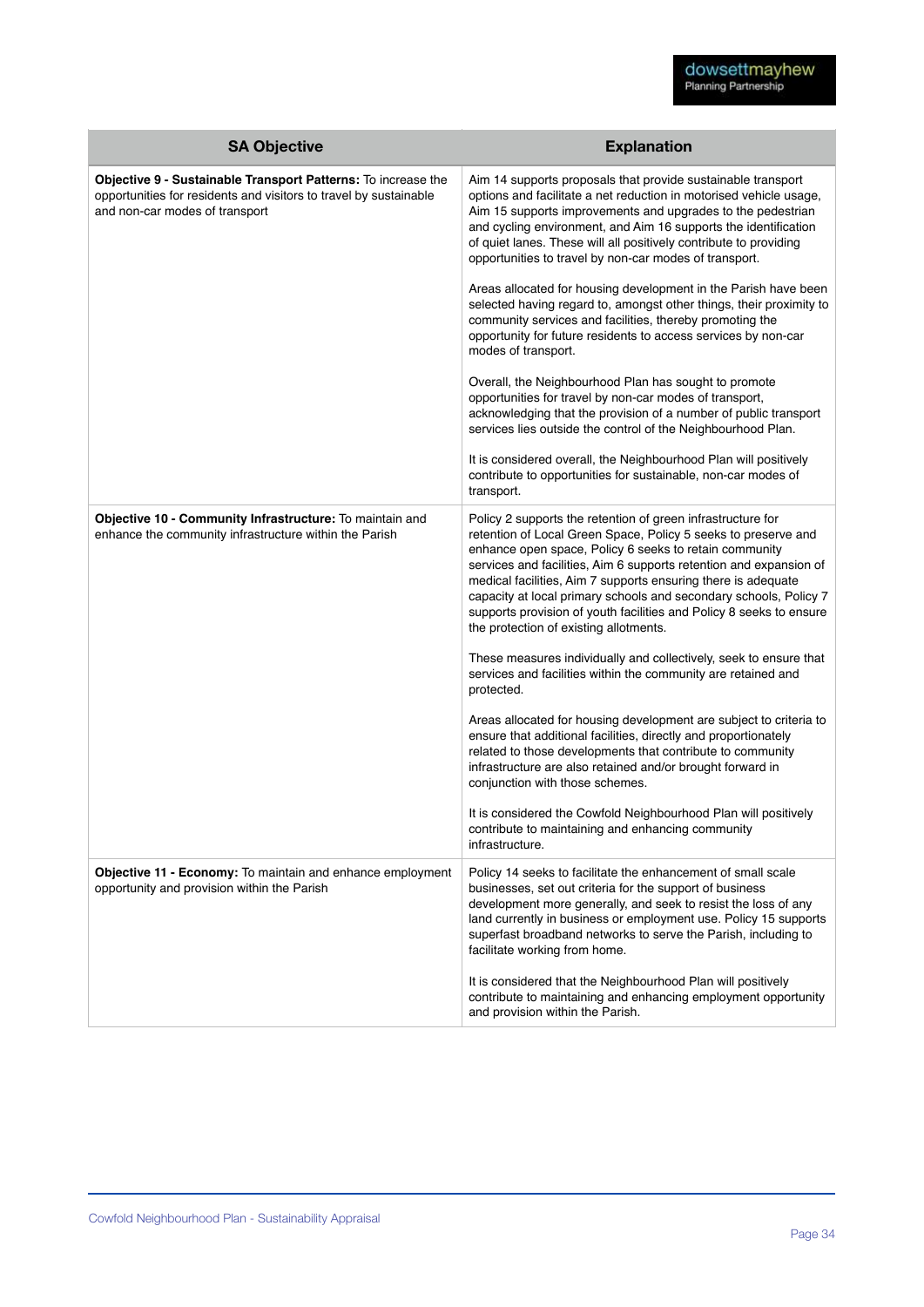| SA Objective | Explanation |
|---|---|
| **Objective 9 - Sustainable Transport Patterns:** To increase the opportunities for residents and visitors to travel by sustainable and non-car modes of transport | Aim 14 supports proposals that provide sustainable transport options and facilitate a net reduction in motorised vehicle usage, Aim 15 supports improvements and upgrades to the pedestrian and cycling environment, and Aim 16 supports the identification of quiet lanes. These will all positively contribute to providing opportunities to travel by non-car modes of transport.<br><br>Areas allocated for housing development in the Parish have been selected having regard to, amongst other things, their proximity to community services and facilities, thereby promoting the opportunity for future residents to access services by non-car modes of transport.<br><br>Overall, the Neighbourhood Plan has sought to promote opportunities for travel by non-car modes of transport, acknowledging that the provision of a number of public transport services lies outside the control of the Neighbourhood Plan.<br><br>It is considered overall, the Neighbourhood Plan will positively contribute to opportunities for sustainable, non-car modes of transport. |
| **Objective 10 - Community Infrastructure:** To maintain and enhance the community infrastructure within the Parish | Policy 2 supports the retention of green infrastructure for retention of Local Green Space, Policy 5 seeks to preserve and enhance open space, Policy 6 seeks to retain community services and facilities, Aim 6 supports retention and expansion of medical facilities, Aim 7 supports ensuring there is adequate capacity at local primary schools and secondary schools, Policy 7 supports provision of youth facilities and Policy 8 seeks to ensure the protection of existing allotments.<br><br>These measures individually and collectively, seek to ensure that services and facilities within the community are retained and protected.<br><br>Areas allocated for housing development are subject to criteria to ensure that additional facilities, directly and proportionately related to those developments that contribute to community infrastructure are also retained and/or brought forward in conjunction with those schemes.<br><br>It is considered the Cowfold Neighbourhood Plan will positively contribute to maintaining and enhancing community infrastructure. |
| **Objective 11 - Economy:** To maintain and enhance employment opportunity and provision within the Parish | Policy 14 seeks to facilitate the enhancement of small scale businesses, set out criteria for the support of business development more generally, and seek to resist the loss of any land currently in business or employment use. Policy 15 supports superfast broadband networks to serve the Parish, including to facilitate working from home.<br><br>It is considered that the Neighbourhood Plan will positively contribute to maintaining and enhancing employment opportunity and provision within the Parish. |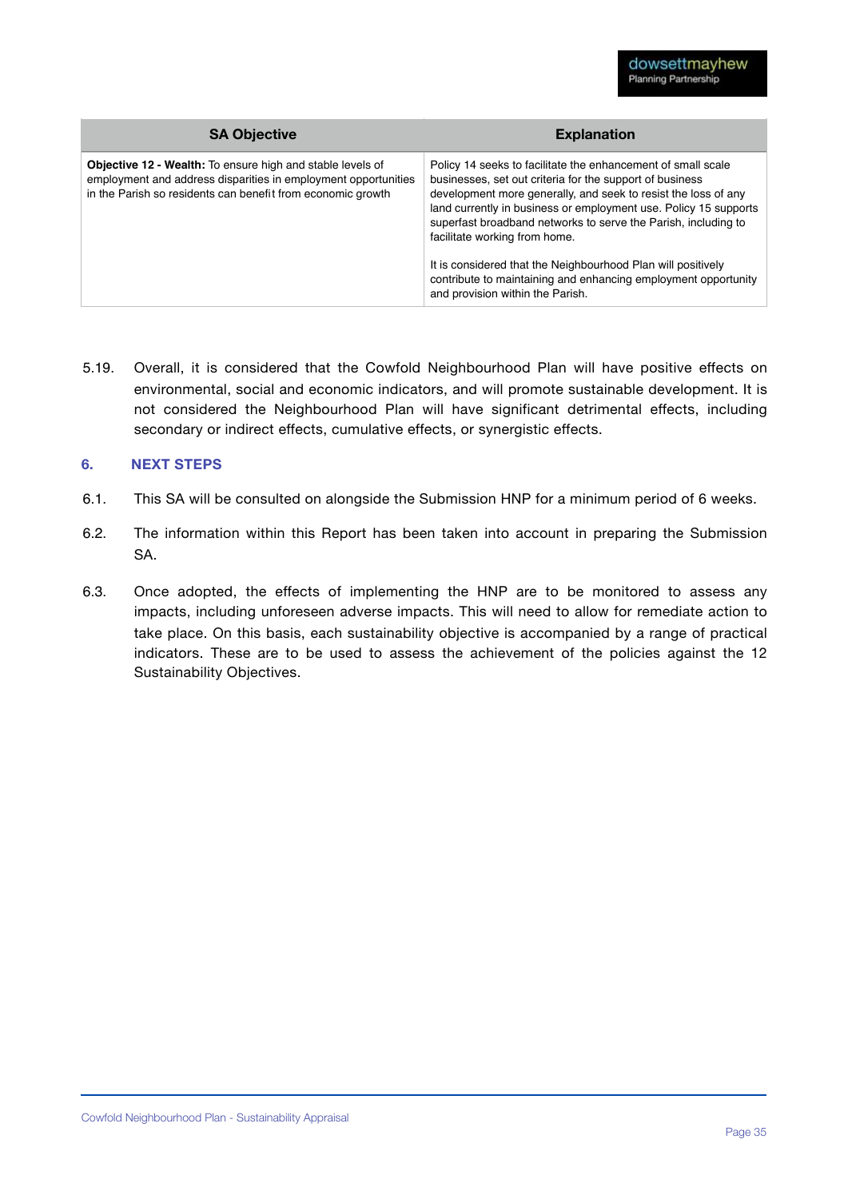| SA Objective | Explanation |
|---|---|
| **Objective 12 - Wealth:** To ensure high and stable levels of employment and address disparities in employment opportunities in the Parish so residents can benefit from economic growth | Policy 14 seeks to facilitate the enhancement of small scale businesses, set out criteria for the support of business development more generally, and seek to resist the loss of any land currently in business or employment use. Policy 15 supports superfast broadband networks to serve the Parish, including to facilitate working from home.<br><br>It is considered that the Neighbourhood Plan will positively contribute to maintaining and enhancing employment opportunity and provision within the Parish. |

5.19. Overall, it is considered that the Cowfold Neighbourhood Plan will have positive effects on environmental, social and economic indicators, and will promote sustainable development. It is not considered the Neighbourhood Plan will have significant detrimental effects, including secondary or indirect effects, cumulative effects, or synergistic effects.

## 6. NEXT STEPS

6.1. This SA will be consulted on alongside the Submission HNP for a minimum period of 6 weeks.

6.2. The information within this Report has been taken into account in preparing the Submission SA.

6.3. Once adopted, the effects of implementing the HNP are to be monitored to assess any impacts, including unforeseen adverse impacts. This will need to allow for remediate action to take place. On this basis, each sustainability objective is accompanied by a range of practical indicators. These are to be used to assess the achievement of the policies against the 12 Sustainability Objectives.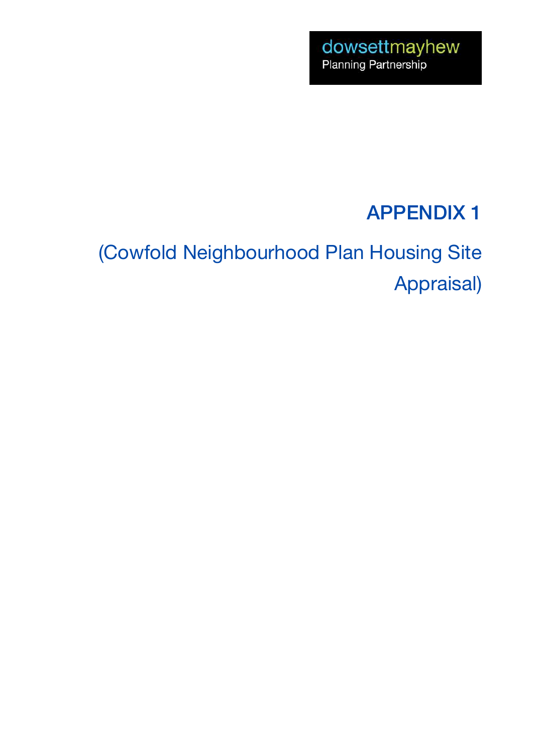dowsettmayhew
Planning Partnership

# APPENDIX 1

## (Cowfold Neighbourhood Plan Housing Site Appraisal)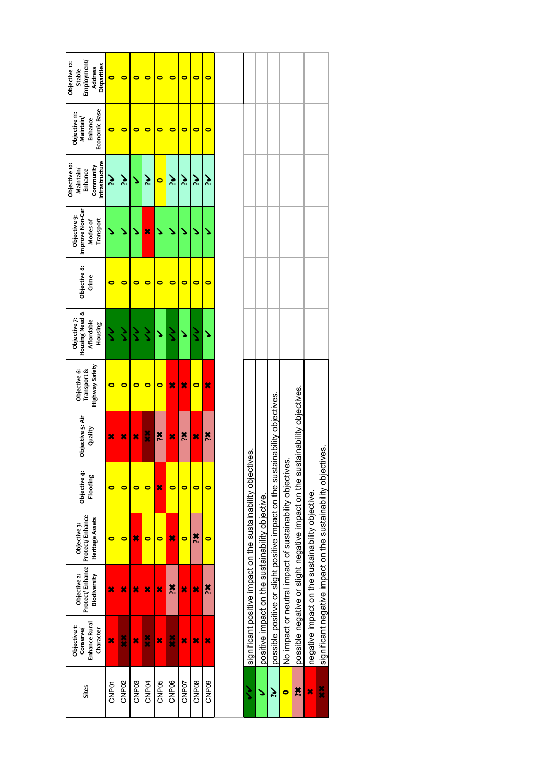| Sites | Objective 1: Conserve/ Enhance Rural Character | Objective 2: Protect/ Enhance Biodiversity | Objective 3: Protect/ Enhance Heritage Assets | Objective 4: Flooding | Objective 5: Air Quality | Objective 6: Transport & Highway Safety | Objective 7: Housing Need & Affordable Housing | Objective 8: Crime | Objective 9: Improve Non-Car Modes of Transport | Objective 10: Maintain/ Enhance Community Infrastructure | Objective 11: Maintain/ Enhance Economic Base | Objective 12: Stable Employment/ Address Disparities |
|---|---|---|---|---|---|---|---|---|---|---|---|---|
| CNP01 | ✖ | ✖ | 0 | 0 | ✖ | 0 | ✔✔ | 0 | ✔ | ?✔ | 0 | 0 |
| CNP02 | ✖✖ | ✖ | 0 | 0 | ✖ | 0 | ✔✔ | 0 | ✔ | ?✔ | 0 | 0 |
| CNP03 | ✖ | ✖ | ✖ | 0 | ✖ | 0 | ✔✔ | 0 | ✔ | ✔ | 0 | 0 |
| CNP04 | ✖✖ | ✖ | 0 | 0 | ✖✖ | 0 | ✔✔ | 0 | ✖ | ?✔ | 0 | 0 |
| CNP05 | ✖ | ✖ | 0 | ✖ | ?✖ | 0 | ✔ | 0 | ✔ | 0 | 0 | 0 |
| CNP06 | ✖✖ | ?✖ | ✖ | 0 | ✖ | ✖ | ✔✔ | 0 | ✔ | ?✔ | 0 | 0 |
| CNP07 | ✖ | ✖ | 0 | 0 | ?✖ | ✖ | ✔ | 0 | ✔ | ?✔ | 0 | 0 |
| CNP08 | ✖ | ✖ | ?✖ | 0 | ✖ | 0 | ✔✔ | 0 | ✔ | ?✔ | 0 | 0 |
| CNP09 | ✖ | ?✖ | 0 | 0 | ?✖ | ✖ | ✔ | 0 | ✔ | ?✔ | 0 | 0 |

| Symbol | Meaning |
|---|---|
| ✔✔ | significant positive impact on the sustainability objectives. |
| ✔ | positive impact on the sustainability objective. |
| ?✔ | possible positive or slight positive impact on the sustainability objectives. |
| 0 | No impact or neutral impact of sustainability objectives. |
| ?✖ | possible negative or slight negative impact on the sustainability objectives. |
| ✖ | negative impact on the sustainability objective. |
| ✖✖ | significant negative impact on the sustainability objectives. |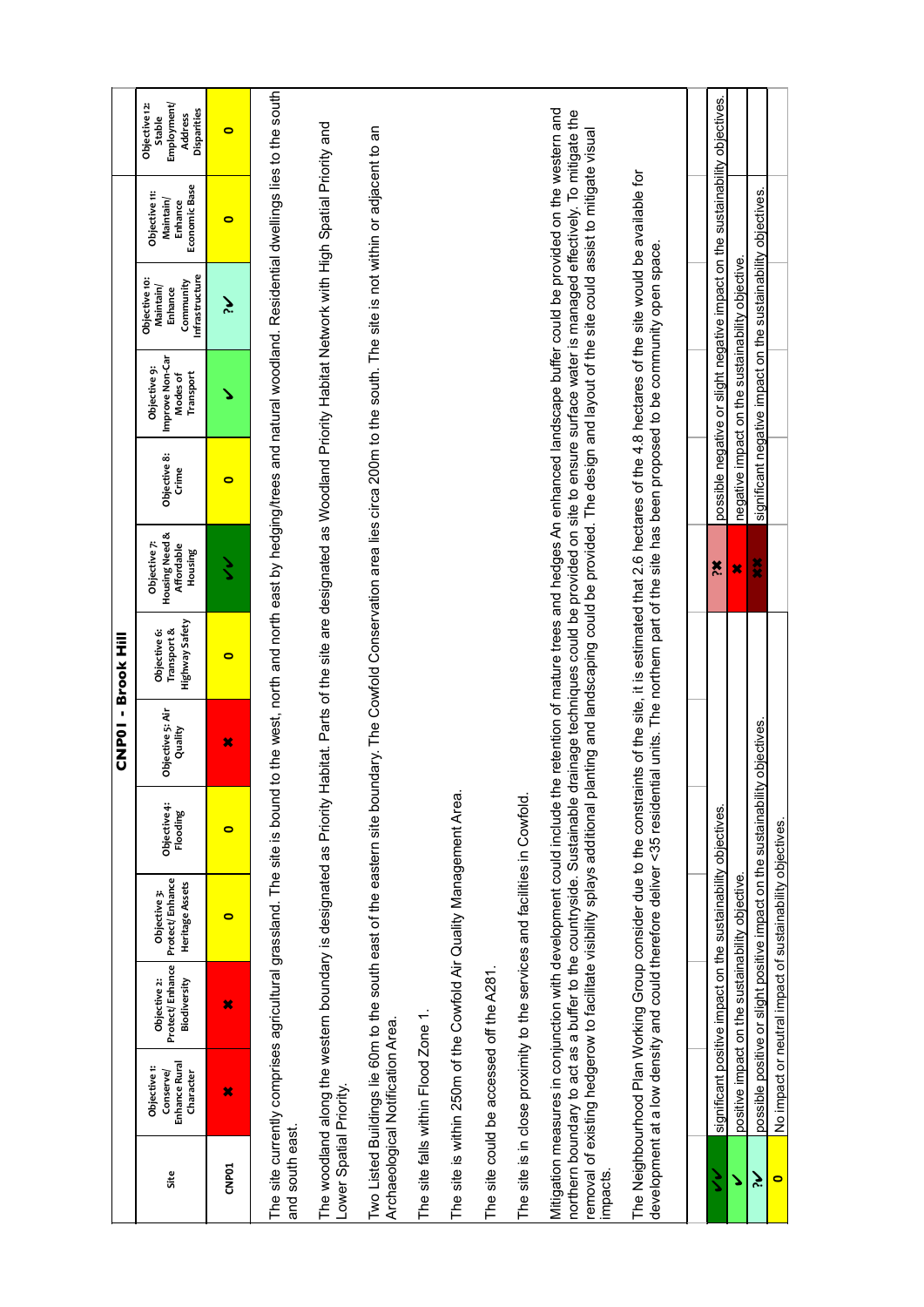# CNP01 - Brook Hill

| Site | Objective 1: Conserve/ Enhance Rural Character | Objective 2: Protect/ Enhance Biodiversity | Objective 3: Protect/ Enhance Heritage Assets | Objective 4: Flooding | Objective 5: Air Quality | Objective 6: Transport & Highway Safety | Objective 7: Housing Need & Affordable Housing | Objective 8: Crime | Objective 9: Improve Non-Car Modes of Transport | Objective 10: Maintain/ Enhance Community Infrastructure | Objective 11: Maintain/ Enhance Economic Base | Objective 12: Stable Employment/ Address Disparities |
|---|---|---|---|---|---|---|---|---|---|---|---|---|
| CNP01 | ✖ | ✖ | 0 | 0 | ✖ | 0 | ✔✔ | 0 | ✔ | ?✔ | 0 | 0 |

The site currently comprises agricultural grassland. The site is bound to the west, north and north east by hedging/trees and natural woodland. Residential dwellings lies to the south and south east.

The woodland along the western boundary is designated as Priority Habitat. Parts of the site are designated as Woodland Priority Habitat Network with High Spatial Priority and Lower Spatial Priority.

Two Listed Buildings lie 60m to the south east of the eastern site boundary. The Cowfold Conservation area lies circa 200m to the south. The site is not within or adjacent to an Archaeological Notification Area.

The site falls within Flood Zone 1.

The site is within 250m of the Cowfold Air Quality Management Area.

The site could be accessed off the A281.

The site is in close proximity to the services and facilities in Cowfold.

Mitigation measures in conjunction with development could include the retention of mature trees and hedges An enhanced landscape buffer could be provided on the western and northern boundary to act as a buffer to the countryside. Sustainable drainage techniques could be provided on site to ensure surface water is managed effectively. To mitigate the removal of existing hedgerow to facilitate visibility splays additional planting and landscaping could be provided. The design and layout of the site could assist to mitigate visual impacts.

The Neighbourhood Plan Working Group consider due to the constraints of the site, it is estimated that 2.6 hectares of the 4.8 hectares of the site would be available for development at a low density and could therefore deliver <35 residential units. The northern part of the site has been proposed to be community open space.

| Key | | Key | |
|---|---|---|---|
| ✔✔ | significant positive impact on the sustainability objectives. | ?✖ | possible negative or slight negative impact on the sustainability objectives. |
| ✔ | positive impact on the sustainability objective. | ✖ | negative impact on the sustainability objective. |
| ?✔ | possible positive or slight positive impact on the sustainability objectives. | ✖✖ | significant negative impact on the sustainability objectives. |
| 0 | No impact or neutral impact of sustainability objectives. | | |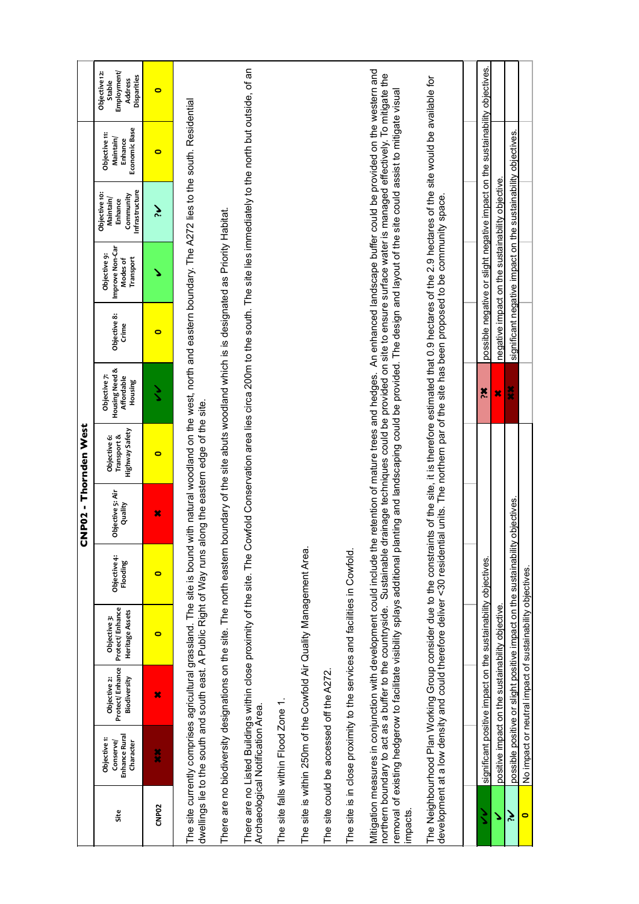# CNP02 - Thornden West

| Site | Objective 1: Conserve/ Enhance Rural Character | Objective 2: Protect/ Enhance Biodiversity | Objective 3: Protect/ Enhance Heritage Assets | Objective 4: Flooding | Objective 5: Air Quality | Objective 6: Transport & Highway Safety | Objective 7: Housing Need & Affordable Housing | Objective 8: Crime | Objective 9: Improve Non-Car Modes of Transport | Objective 10: Maintain/ Enhance Community Infrastructure | Objective 11: Maintain/ Enhance Economic Base | Objective 12: Stable Employment/ Address Disparities |
|---|---|---|---|---|---|---|---|---|---|---|---|---|
| CNP02 | ✖✖ | ✖ | 0 | 0 | ✖ | 0 | ✔✔ | 0 | ✔ | ?✔ | 0 | 0 |

The site currently comprises agricultural grassland. The site is bound with natural woodland on the west, north and eastern boundary. The A272 lies to the south. Residential dwellings lie to the south and south east. A Public Right of Way runs along the eastern edge of the site.

There are no biodiversity designations on the site. The north eastern boundary of the site abuts woodland which is is designated as Priority Habitat.

There are no Listed Buildings within close proximity of the site. The Cowfold Conservation area lies circa 200m to the south. The site lies immediately to the north but outside, of an Archaeological Notification Area.

The site falls within Flood Zone 1.

The site is within 250m of the Cowfold Air Quality Management Area.

The site could be accessed off the A272.

The site is in close proximity to the services and facilities in Cowfold.

Mitigation measures in conjunction with development could include the retention of mature trees and hedges. An enhanced landscape buffer could be provided on the western and northern boundary to act as a buffer to the countryside. Sustainable drainage techniques could be provided on site to ensure surface water is managed effectively. To mitigate the removal of existing hedgerow to facilitate visibility splays additional planting and landscaping could be provided. The design and layout of the site could assist to mitigate visual impacts.

The Neighbourhood Plan Working Group consider due to the constraints of the site, it is therefore estimated that 0.9 hectares of the 2.9 hectares of the site would be available for development at a low density and could therefore deliver <30 residential units. The northern par of the site has been proposed to be community space.

| Symbol | Meaning | Symbol | Meaning |
|---|---|---|---|
| ✔✔ | significant positive impact on the sustainability objectives. | ?✖ | possible negative or slight negative impact on the sustainability objectives. |
| ✔ | positive impact on the sustainability objective. | ✖ | negative impact on the sustainability objective. |
| ?✔ | possible positive or slight positive impact on the sustainability objectives. | ✖✖ | significant negative impact on the sustainability objectives. |
| 0 | No impact or neutral impact of sustainability objectives. | | |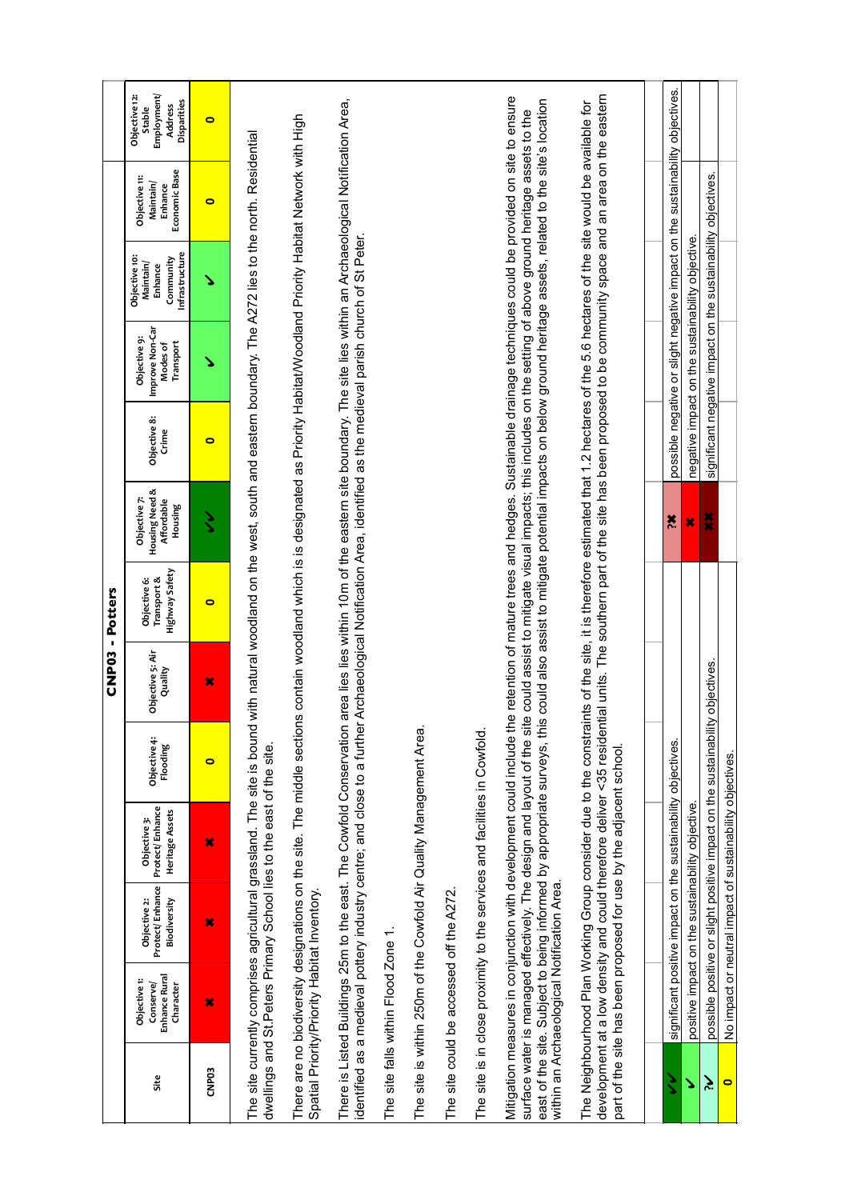## CNP03 - Potters

| Site | Objective 1: Conserve/ Enhance Rural Character | Objective 2: Protect/ Enhance Biodiversity | Objective 3: Protect/ Enhance Heritage Assets | Objective 4: Flooding | Objective 5: Air Quality | Objective 6: Transport & Highway Safety | Objective 7: Housing Need & Affordable Housing | Objective 8: Crime | Objective 9: Improve Non-Car Modes of Transport | Objective 10: Maintain/ Enhance Community Infrastructure | Objective 11: Maintain/ Enhance Economic Base | Objective 12: Stable Employment/ Address Disparities |
|---|---|---|---|---|---|---|---|---|---|---|---|---|
| CNP03 | ✖ | ✖ | ✖ | 0 | ✖ | 0 | ✔✔ | 0 | ✔ | ✔ | 0 | 0 |

The site currently comprises agricultural grassland. The site is bound with natural woodland on the west, south and eastern boundary. The A272 lies to the north. Residential dwellings and St.Peters Primary School lies to the east of the site.

There are no biodiversity designations on the site. The middle sections contain woodland which is is designated as Priority Habitat/Woodland Priority Habitat Network with High Spatial Priority/Priority Habitat Inventory.

There is Listed Buildings 25m to the east. The Cowfold Conservation area lies lies within 10m of the eastern site boundary. The site lies within an Archaeological Notification Area, identified as a medieval pottery industry centre; and close to a further Archaeological Notification Area, identified as the medieval parish church of St Peter.

The site falls within Flood Zone 1.

The site is within 250m of the Cowfold Air Quality Management Area.

The site could be accessed off the A272.

The site is in close proximity to the services and facilities in Cowfold.

Mitigation measures in conjunction with development could include the retention of mature trees and hedges. Sustainable drainage techniques could be provided on site to ensure surface water is managed effectively. The design and layout of the site could assist to mitigate visual impacts; this includes on the setting of above ground heritage assets to the east of the site. Subject to being informed by appropriate surveys, this could also assist to mitigate potential impacts on below ground heritage assets, related to the site's location within an Archaeological Notification Area.

The Neighbourhood Plan Working Group consider due to the constraints of the site, it is therefore estimated that 1.2 hectares of the 5.6 hectares of the site would be available for development at a low density and could therefore deliver <35 residential units. The southern part of the site has been proposed to be community space and an area on the eastern part of the site has been proposed for use by the adjacent school.

| Symbol | Meaning | Symbol | Meaning |
|---|---|---|---|
| ✔✔ | significant positive impact on the sustainability objectives. | ?✖ | possible negative or slight negative impact on the sustainability objectives. |
| ✔ | positive impact on the sustainability objective. | ✖ | negative impact on the sustainability objective. |
| ?✔ | possible positive or slight positive impact on the sustainability objectives. | ✖✖ | significant negative impact on the sustainability objectives. |
| 0 | No impact or neutral impact of sustainability objectives. | | |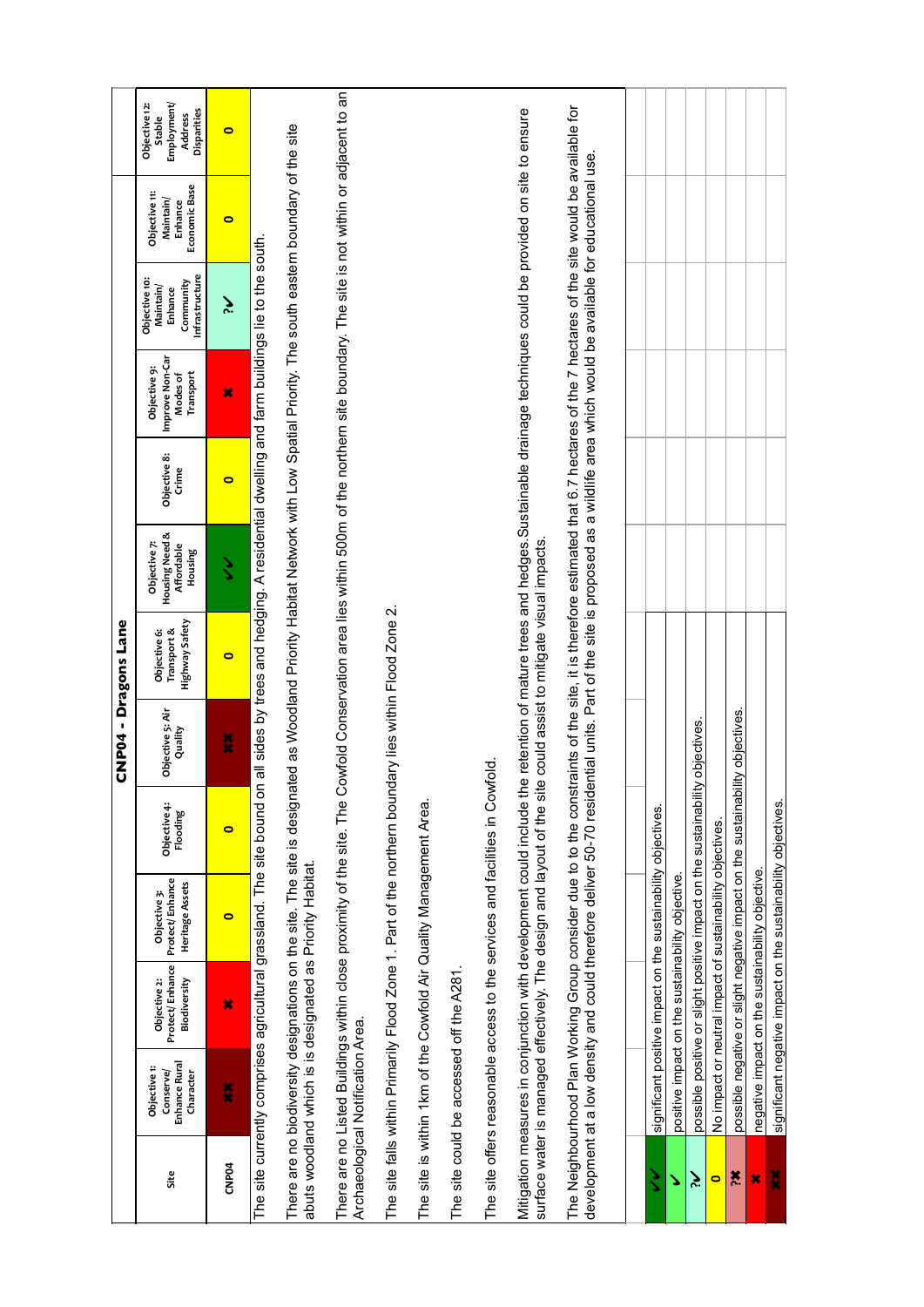# CNP04 - Dragons Lane

| Site | Objective 1: Conserve/ Enhance Rural Character | Objective 2: Protect/ Enhance Biodiversity | Objective 3: Protect/ Enhance Heritage Assets | Objective 4: Flooding | Objective 5: Air Quality | Objective 6: Transport & Highway Safety | Objective 7: Housing Need & Affordable Housing | Objective 8: Crime | Objective 9: Improve Non-Car Modes of Transport | Objective 10: Maintain/ Enhance Community Infrastructure | Objective 11: Maintain/ Enhance Economic Base | Objective 12: Stable Employment/ Address Disparities |
|---|---|---|---|---|---|---|---|---|---|---|---|---|
| CNP04 | ✖✖ | ✖ | 0 | 0 | ✖✖ | 0 | ✔✔ | 0 | ✖ | ?✔ | 0 | 0 |

The site currently comprises agricultural grassland. The site bound on all sides by trees and hedging. A residential dwelling and farm buildings lie to the south.

There are no biodiversity designations on the site. The site is designated as Woodland Priority Habitat Network with Low Spatial Priority. The south eastern boundary of the site abuts woodland which is is designated as Priority Habitat.

There are no Listed Buildings within close proximity of the site. The Cowfold Conservation area lies within 500m of the northern site boundary. The site is not within or adjacent to an Archaeological Notification Area.

The site falls within Primarily Flood Zone 1. Part of the northern boundary lies within Flood Zone 2.

The site is within 1km of the Cowfold Air Quality Management Area.

The site could be accessed off the A281.

The site offers reasonable access to the services and facilities in Cowfold.

Mitigation measures in conjunction with development could include the retention of mature trees and hedges. Sustainable drainage techniques could be provided on site to ensure surface water is managed effectively. The design and layout of the site could assist to mitigate visual impacts.

The Neighbourhood Plan Working Group consider due to the constraints of the site, it is therefore estimated that 6.7 hectares of the 7 hectares of the site would be available for development at a low density and could therefore deliver 50-70 residential units. Part of the site is proposed as a wildlife area which would be available for educational use.

| Symbol | Meaning |
|---|---|
| ✔✔ | significant positive impact on the sustainability objectives. |
| ✔ | positive impact on the sustainability objective. |
| ?✔ | possible positive or slight positive impact on the sustainability objectives. |
| 0 | No impact or neutral impact of sustainability objectives. |
| ?✖ | possible negative or slight negative impact on the sustainability objectives. |
| ✖ | negative impact on the sustainability objective. |
| ✖✖ | significant negative impact on the sustainability objectives. |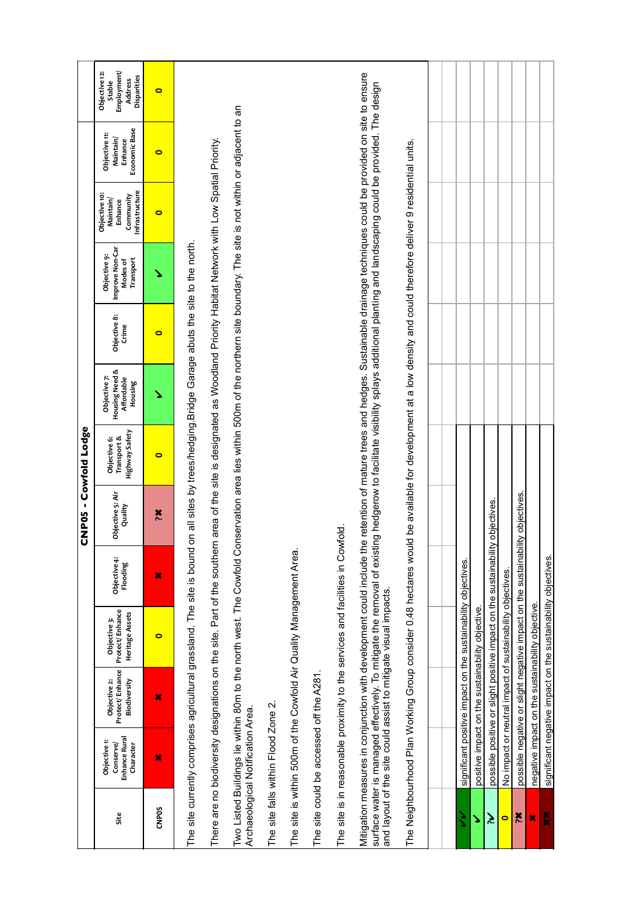## CNP05 - Cowfold Lodge

| Site | Objective 1: Conserve/ Enhance Rural Character | Objective 2: Protect/ Enhance Biodiversity | Objective 3: Protect/ Enhance Heritage Assets | Objective 4: Flooding | Objective 5: Air Quality | Objective 6: Transport & Highway Safety | Objective 7: Housing Need & Affordable Housing | Objective 8: Crime | Objective 9: Improve Non-Car Modes of Transport | Objective 10: Maintain/ Enhance Community Infrastructure | Objective 11: Maintain/ Enhance Economic Base | Objective 12: Stable Employment/ Address Disparities |
|---|---|---|---|---|---|---|---|---|---|---|---|---|
| CNP05 | ✖ | ✖ | 0 | ✖ | ?✖ | 0 | ✔ | 0 | ✔ | 0 | 0 | 0 |

The site currently comprises agricultural grassland. The site is bound on all sites by trees/hedging.Bridge Garage abuts the site to the north.

There are no biodiversity designations on the site. Part of the southern area of the site is designated as Woodland Priority Habitat Network with Low Spatial Priority.

Two Listed Buildings lie within 80m to the north west. The Cowfold Conservation area lies within 500m of the northern site boundary. The site is not within or adjacent to an Archaeological Notification Area.

The site falls within Flood Zone 2.

The site is within 500m of the Cowfold Air Quality Management Area.

The site could be accessed off the A281.

The site is in reasonable proximity to the services and facilities in Cowfold.

Mitigation measures in conjunction with development could include the retention of mature trees and hedges. Sustainable drainage techniques could be provided on site to ensure surface water is managed effectively. To mitigate the removal of existing hedgerow to facilitate visibility splays additional planting and landscaping could be provided. The design and layout of the site could assist to mitigate visual impacts.

The Neighbourhood Plan Working Group consider 0.48 hectares would be available for development at a low density and could therefore deliver 9 residential units.

| Key | Description |
|---|---|
| ✔✔ | significant positive impact on the sustainability objectives. |
| ✔ | positive impact on the sustainability objective. |
| ?✔ | possible positive or slight positive impact on the sustainability objectives. |
| 0 | No impact or neutral impact of sustainability objectives. |
| ?✖ | possible negative or slight negative impact on the sustainability objectives. |
| ✖ | negative impact on the sustainability objective. |
| ✖✖ | significant negative impact on the sustainability objectives. |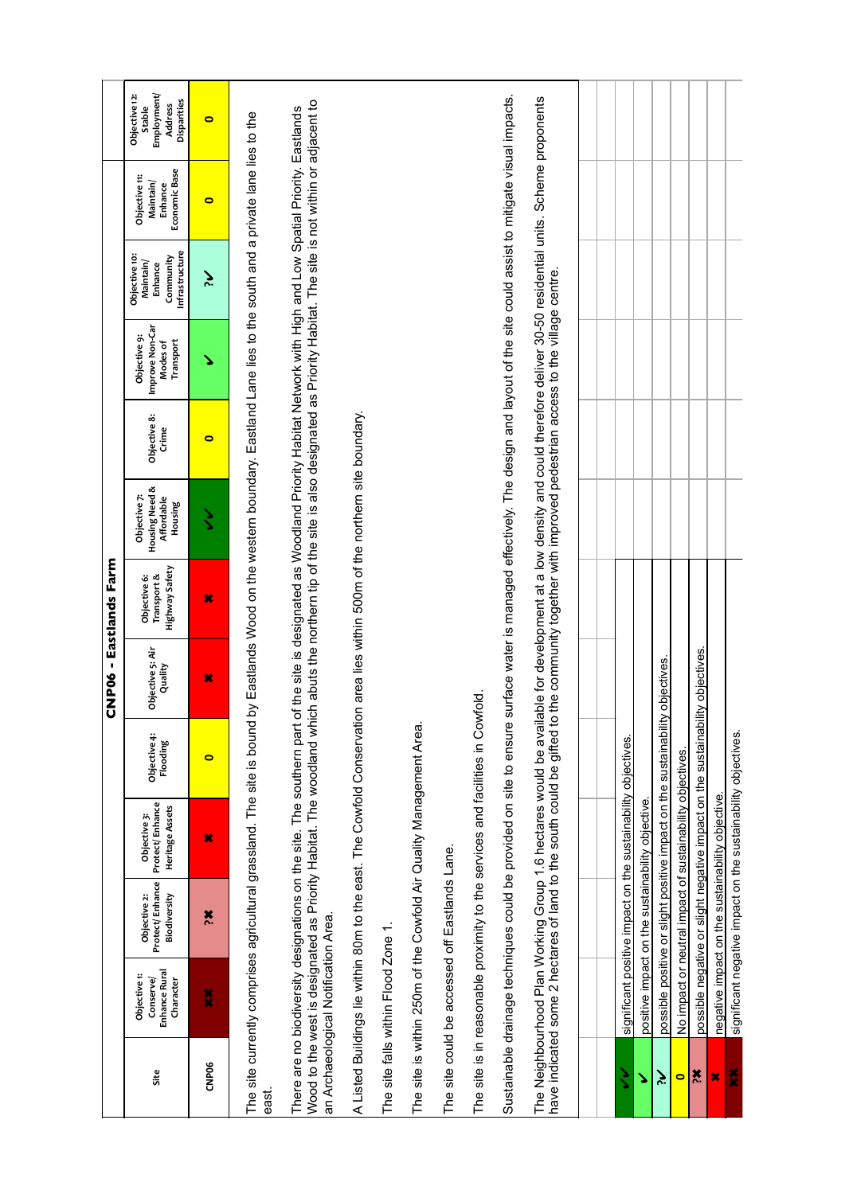# CNP06 - Eastlands Farm

| Site | Objective 1: Conserve/ Enhance Rural Character | Objective 2: Protect/ Enhance Biodiversity | Objective 3: Protect/ Enhance Heritage Assets | Objective 4: Flooding | Objective 5: Air Quality | Objective 6: Transport & Highway Safety | Objective 7: Housing Need & Affordable Housing | Objective 8: Crime | Objective 9: Improve Non-Car Modes of Transport | Objective 10: Maintain/ Enhance Community Infrastructure | Objective 11: Maintain/ Enhance Economic Base | Objective 12: Stable Employment/ Address Disparities |
|---|---|---|---|---|---|---|---|---|---|---|---|---|
| CNP06 | ✖✖ | ?✖ | ✖ | 0 | ✖ | ✖ | ✔✔ | 0 | ✔ | ?✔ | 0 | 0 |

The site currently comprises agricultural grassland. The site is bound by Eastlands Wood on the western boundary. Eastland Lane lies to the south and a private lane lies to the east.

There are no biodiversity designations on the site. The southern part of the site is designated as Woodland Priority Habitat Network with High and Low Spatial Priority. Eastlands Wood to the west is designated as Priority Habitat. The woodland which abuts the northern tip of the site is also designated as Priority Habitat. The site is not within or adjacent to an Archaeological Notification Area.

A Listed Buildings lie within 80m to the east. The Cowfold Conservation area lies within 500m of the northern site boundary.

The site falls within Flood Zone 1.

The site is within 250m of the Cowfold Air Quality Management Area.

The site could be accessed off Eastlands Lane.

The site is in reasonable proximity to the services and facilities in Cowfold.

Sustainable drainage techniques could be provided on site to ensure surface water is managed effectively. The design and layout of the site could assist to mitigate visual impacts.

The Neighbourhood Plan Working Group 1.6 hectares would be available for development at a low density and could therefore deliver 30-50 residential units. Scheme proponents have indicated some 2 hectares of land to the south could be gifted to the community together with improved pedestrian access to the village centre.

| Symbol | Meaning |
|---|---|
| ✔✔ | significant positive impact on the sustainability objectives. |
| ✔ | positive impact on the sustainability objective. |
| ?✔ | possible positive or slight positive impact on the sustainability objectives. |
| 0 | No impact or neutral impact of sustainability objectives. |
| ?✖ | possible negative or slight negative impact on the sustainability objectives. |
| ✖ | negative impact on the sustainability objective. |
| ✖✖ | significant negative impact on the sustainability objectives. |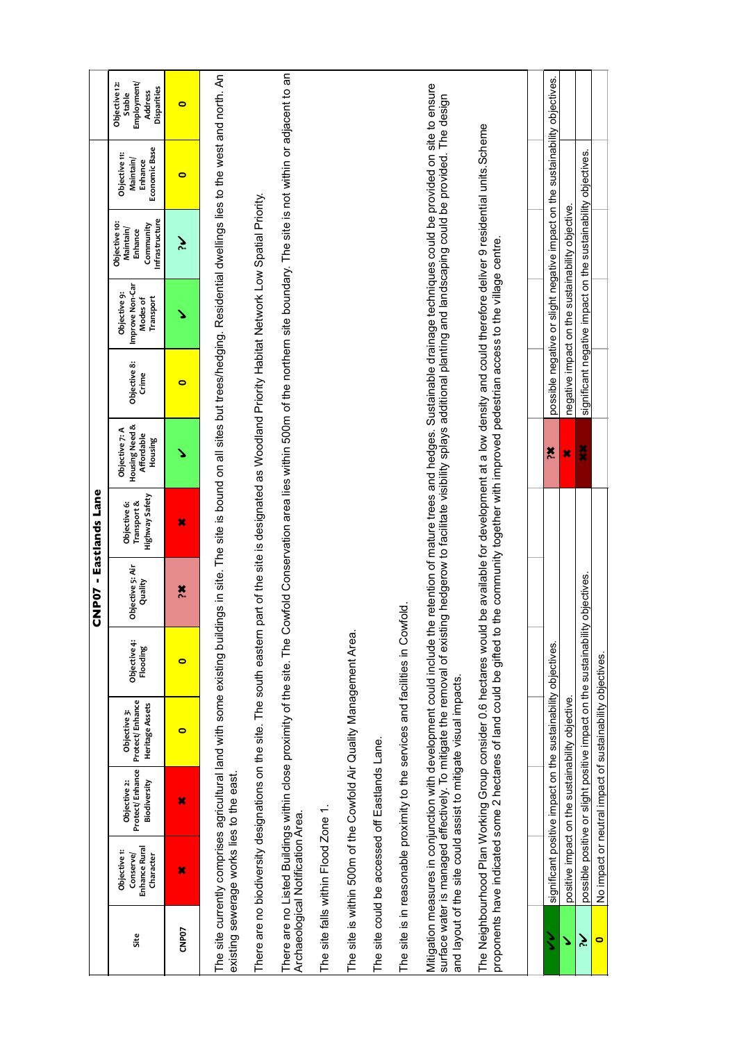# CNP07 - Eastlands Lane

| Site | Objective 1: Conserve/ Enhance Rural Character | Objective 2: Protect/ Enhance Biodiversity | Objective 3: Protect/ Enhance Heritage Assets | Objective 4: Flooding | Objective 5: Air Quality | Objective 6: Transport & Highway Safety | Objective 7: A Housing Need & Affordable Housing | Objective 8: Crime | Objective 9: Improve Non-Car Modes of Transport | Objective 10: Maintain/ Enhance Community Infrastructure | Objective 11: Maintain/ Enhance Economic Base | Objective 12: Stable Employment/ Address Disparities |
|---|---|---|---|---|---|---|---|---|---|---|---|---|
| CNP07 | ✖ | ✖ | 0 | 0 | ?✖ | ✖ | ✔ | 0 | ✔ | ?✔ | 0 | 0 |

The site currently comprises agricultural land with some existing buildings in site. The site is bound on all sites but trees/hedging. Residential dwellings lies to the west and north. An existing sewerage works lies to the east.

There are no biodiversity designations on the site. The south eastern part of the site is designated as Woodland Priority Habitat Network Low Spatial Priority.

There are no Listed Buildings within close proximity of the site. The Cowfold Conservation area lies within 500m of the northern site boundary. The site is not within or adjacent to an Archaeological Notification Area.

The site falls within Flood Zone 1.

The site is within 500m of the Cowfold Air Quality Management Area.

The site could be accessed off Eastlands Lane.

The site is in reasonable proximity to the services and facilities in Cowfold.

Mitigation measures in conjunction with development could include the retention of mature trees and hedges. Sustainable drainage techniques could be provided on site to ensure surface water is managed effectively. To mitigate the removal of existing hedgerow to facilitate visibility splays additional planting and landscaping could be provided. The design and layout of the site could assist to mitigate visual impacts.

The Neighbourhood Plan Working Group consider 0.6 hectares would be available for development at a low density and could therefore deliver 9 residential units. Scheme proponents have indicated some 2 hectares of land could be gifted to the community together with improved pedestrian access to the village centre.

| Key | Description | Key | Description |
|---|---|---|---|
| ✔✔ | significant positive impact on the sustainability objectives. | ?✖ | possible negative or slight negative impact on the sustainability objectives. |
| ✔ | positive impact on the sustainability objective. | ✖ | negative impact on the sustainability objective. |
| ?✔ | possible positive or slight positive impact on the sustainability objectives. | ✖✖ | significant negative impact on the sustainability objectives. |
| 0 | No impact or neutral impact of sustainability objectives. | | |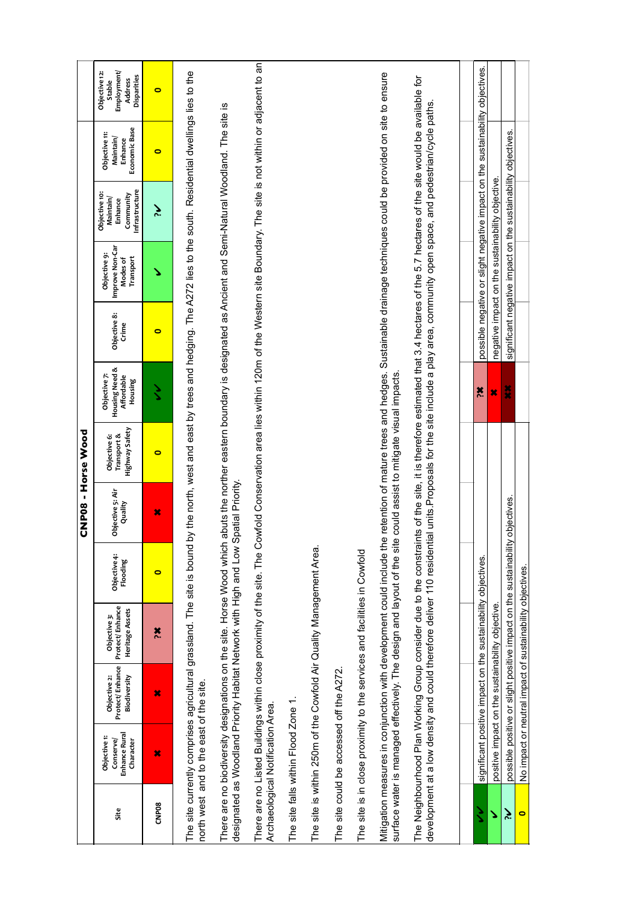# CNP08 - Horse Wood

| Site | Objective 1: Conserve/ Enhance Rural Character | Objective 2: Protect/ Enhance Biodiversity | Objective 3: Protect/ Enhance Heritage Assets | Objective 4: Flooding | Objective 5: Air Quality | Objective 6: Transport & Highway Safety | Objective 7: Housing Need & Affordable Housing | Objective 8: Crime | Objective 9: Improve Non-Car Modes of Transport | Objective 10: Maintain/ Enhance Community Infrastructure | Objective 11: Maintain/ Enhance Economic Base | Objective 12: Stable Employment/ Address Disparities |
|---|---|---|---|---|---|---|---|---|---|---|---|---|
| CNP08 | ✖ | ✖ | ?✖ | 0 | ✖ | 0 | ✔✔ | 0 | ✔ | ?✔ | 0 | 0 |

The site currently comprises agricultural grassland. The site is bound by the north, west and east by trees and hedging. The A272 lies to the south. Residential dwellings lies to the north west and to the east of the site.

There are no biodiversity designations on the site. Horse Wood which abuts the norther eastern boundary is designated as Ancient and Semi-Natural Woodland. The site is designated as Woodland Priority Habitat Network with High and Low Spatial Priority.

There are no Listed Buildings within close proximity of the site. The Cowfold Conservation area lies within 120m of the Western site Boundary. The site is not within or adjacent to an Archaeological Notification Area.

The site falls within Flood Zone 1.

The site is within 250m of the Cowfold Air Quality Management Area.

The site could be accessed off the A272.

The site is in close proximity to the services and facilities in Cowfold

Mitigation measures in conjunction with development could include the retention of mature trees and hedges. Sustainable drainage techniques could be provided on site to ensure surface water is managed effectively. The design and layout of the site could assist to mitigate visual impacts.

The Neighbourhood Plan Working Group consider due to the constraints of the site, it is therefore estimated that 3.4 hectares of the 5.7 hectares of the site would be available for development at a low density and could therefore deliver 110 residential units.Proposals for the site include a play area, community open space, and pedestrian/cycle paths.

| Symbol | Meaning | Symbol | Meaning |
|---|---|---|---|
| ✔✔ | significant positive impact on the sustainability objectives. | ?✖ | possible negative or slight negative impact on the sustainability objectives. |
| ✔ | positive impact on the sustainability objective. | ✖ | negative impact on the sustainability objective. |
| ?✔ | possible positive or slight positive impact on the sustainability objectives. | ✖✖ | significant negative impact on the sustainability objectives. |
| 0 | No impact or neutral impact of sustainability objectives. | | |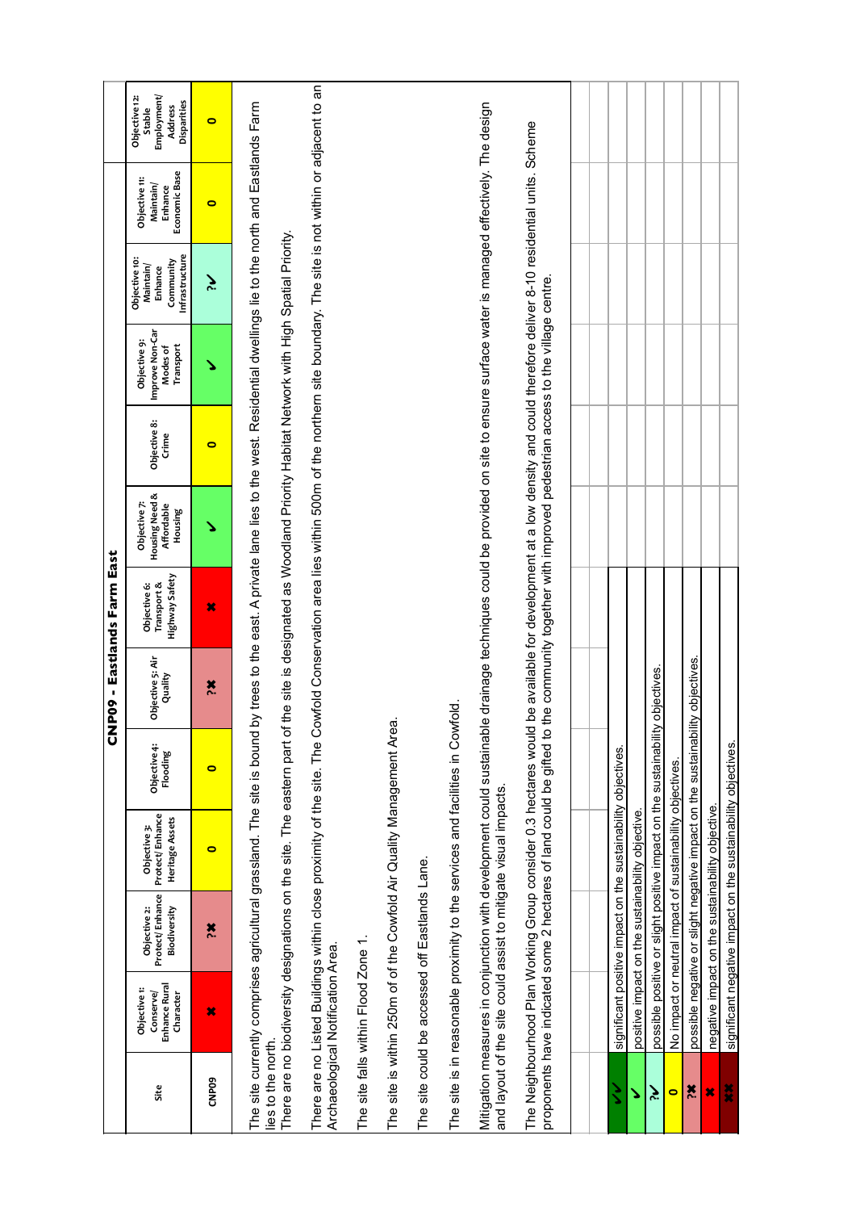# CNP09 - Eastlands Farm East

| Site | Objective 1: Conserve/ Enhance Rural Character | Objective 2: Protect/ Enhance Biodiversity | Objective 3: Protect/ Enhance Heritage Assets | Objective 4: Flooding | Objective 5: Air Quality | Objective 6: Transport & Highway Safety | Objective 7: Housing Need & Affordable Housing | Objective 8: Crime | Objective 9: Improve Non-Car Modes of Transport | Objective 10: Maintain/ Enhance Community Infrastructure | Objective 11: Maintain/ Enhance Economic Base | Objective 12: Stable Employment/ Address Disparities |
|---|---|---|---|---|---|---|---|---|---|---|---|---|
| CNP09 | ✖ | ?✖ | 0 | 0 | ?✖ | ✖ | ✔ | 0 | ✔ | ?✔ | 0 | 0 |

The site currently comprises agricultural grassland. The site is bound by trees to the east. A private lane lies to the west. Residential dwellings lie to the north and Eastlands Farm lies to the north.

There are no biodiversity designations on the site. The eastern part of the site is designated as Woodland Priority Habitat Network with High Spatial Priority.

There are no Listed Buildings within close proximity of the site. The Cowfold Conservation area lies within 500m of the northern site boundary. The site is not within or adjacent to an Archaeological Notification Area.

The site falls within Flood Zone 1.

The site is within 250m of of the Cowfold Air Quality Management Area.

The site could be accessed off Eastlands Lane.

The site is in reasonable proximity to the services and facilities in Cowfold.

Mitigation measures in conjunction with development could sustainable drainage techniques could be provided on site to ensure surface water is managed effectively. The design and layout of the site could assist to mitigate visual impacts.

The Neighbourhood Plan Working Group consider 0.3 hectares would be available for development at a low density and could therefore deliver 8-10 residential units. Scheme proponents have indicated some 2 hectares of land could be gifted to the community together with improved pedestrian access to the village centre.

| Symbol | Meaning |
|---|---|
| ✔✔ | significant positive impact on the sustainability objectives. |
| ✔ | positive impact on the sustainability objective. |
| ?✔ | possible positive or slight positive impact on the sustainability objectives. |
| 0 | No impact or neutral impact of sustainability objectives. |
| ?✖ | possible negative or slight negative impact on the sustainability objectives. |
| ✖ | negative impact on the sustainability objective. |
| ✖✖ | significant negative impact on the sustainability objectives. |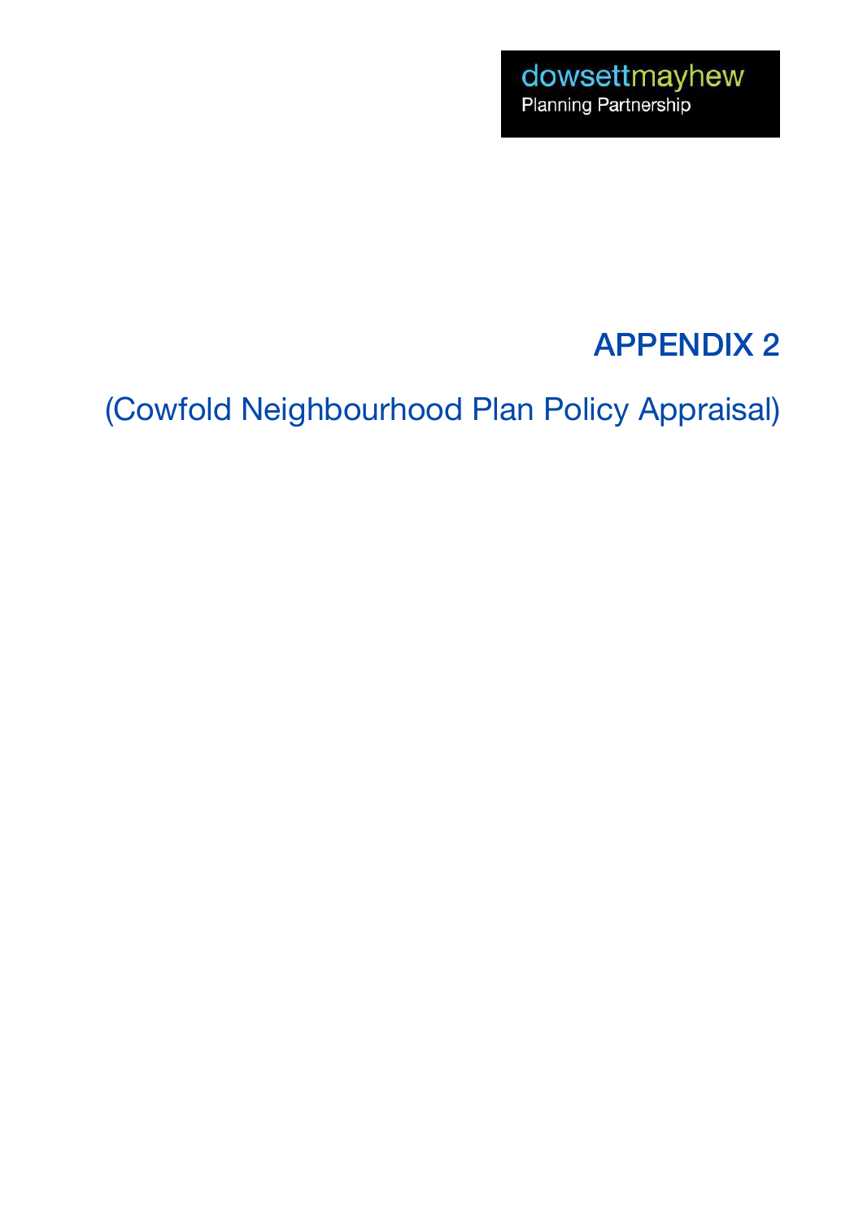dowsettmayhew
Planning Partnership

# APPENDIX 2

## (Cowfold Neighbourhood Plan Policy Appraisal)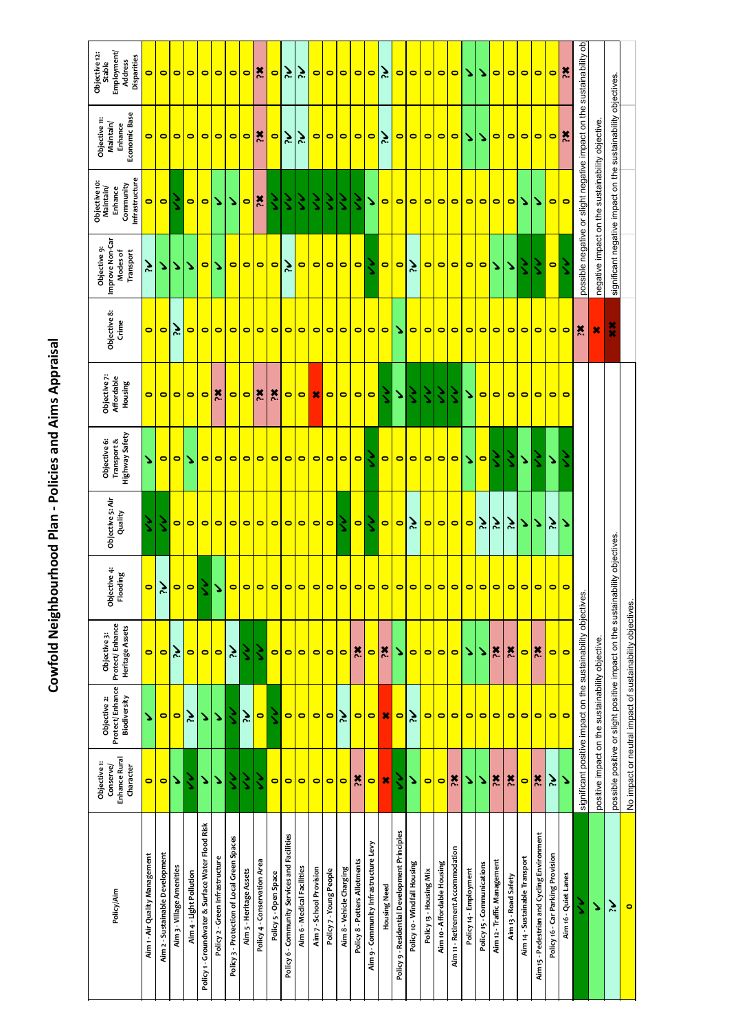# Cowfold Neighbourhood Plan - Policies and Aims Appraisal

| Policy/Aim | Objective 1: Conserve/ Enhance Rural Character | Objective 2: Protect/ Enhance Biodiversity | Objective 3: Protect/ Enhance Heritage Assets | Objective 4: Flooding | Objective 5: Air Quality | Objective 6: Transport & Highway Safety | Objective 7: Affordable Housing | Objective 8: Crime | Objective 9: Improve Non-Car Modes of Transport | Objective 10: Maintain/ Enhance Community Infrastructure | Objective 11: Maintain/ Enhance Economic Base | Objective 12: Stable Employment/ Address Disparities |
|---|---|---|---|---|---|---|---|---|---|---|---|---|
| Aim 1 - Air Quality Management | 0 | ✓ | 0 | 0 | ✓✓ | ✓ | 0 | 0 | ?✓ | 0 | 0 | 0 |
| Aim 2 - Sustainable Development | 0 | 0 | 0 | ?✓ | ✓✓ | 0 | 0 | 0 | ✓ | 0 | 0 | 0 |
| Aim 3 - Village Amenities | ✓ | 0 | ?✓ | 0 | 0 | 0 | 0 | ?✓ | ✓ | ✓✓ | 0 | 0 |
| Aim 4 - Light Pollution | ✓✓ | ?✓ | 0 | 0 | 0 | ✓ | 0 | 0 | ✓ | 0 | 0 | 0 |
| Policy 1 - Groundwater & Surface Water Flood Risk | ✓ | ✓ | 0 | ✓✓ | 0 | 0 | 0 | 0 | 0 | 0 | 0 | 0 |
| Policy 2 - Green Infrastructure | ✓ | ✓ | 0 | ✓ | 0 | 0 | ?✗ | 0 | ✓ | ✓ | 0 | 0 |
| Policy 3 - Protection of Local Green Spaces | ✓✓ | ✓✓ | ?✓ | 0 | 0 | 0 | 0 | 0 | 0 | ✓ | 0 | 0 |
| Aim 5 - Heritage Assets | ✓✓ | ?✓ | ✓✓ | 0 | 0 | 0 | 0 | 0 | 0 | 0 | 0 | 0 |
| Policy 4 - Conservation Area | ✓✓ | 0 | ✓✓ | 0 | 0 | 0 | ?✗ | 0 | 0 | ?✗ | ?✗ | ?✗ |
| Policy 5 - Open Space | 0 | ✓✓ | 0 | 0 | 0 | 0 | ?✗ | 0 | 0 | ✓✓ | 0 | 0 |
| Policy 6 - Community Services and Facilities | 0 | 0 | 0 | 0 | 0 | 0 | 0 | 0 | ?✓ | ✓✓ | ?✓ | ?✓ |
| Aim 6 - Medical Facilities | 0 | 0 | 0 | 0 | 0 | 0 | 0 | 0 | 0 | ✓✓ | ?✓ | ?✓ |
| Aim 7 - School Provision | 0 | 0 | 0 | 0 | 0 | 0 | ✗ | 0 | 0 | ✓✓ | 0 | 0 |
| Policy 7 - Young People | 0 | 0 | 0 | 0 | 0 | 0 | 0 | 0 | 0 | ✓✓ | 0 | 0 |
| Aim 8 - Vehicle Charging | 0 | ?✓ | 0 | 0 | ✓✓ | 0 | 0 | 0 | 0 | ✓✓ | 0 | 0 |
| Policy 8 - Potters Allotments | ?✗ | 0 | ?✗ | 0 | 0 | 0 | 0 | 0 | 0 | ✓✓ | 0 | 0 |
| Aim 9 - Community Infrastructure Levy | 0 | 0 | 0 | 0 | ✓✓ | ✓✓ | 0 | 0 | ✓✓ | ✓ | 0 | 0 |
| Housing Need | ✗ | ✗ | ?✗ | 0 | 0 | 0 | ✓✓ | 0 | 0 | 0 | ?✓ | ?✓ |
| Policy 9 - Residential Development Principles | ✓✓ | 0 | ✓ | 0 | 0 | 0 | ✓ | ✓ | 0 | 0 | 0 | 0 |
| Policy 10 - Windfall Housing | ✓ | ?✓ | 0 | 0 | ?✓ | 0 | ✓✓ | 0 | ?✓ | 0 | 0 | 0 |
| Policy 13 - Housing Mix | 0 | 0 | 0 | 0 | 0 | 0 | ✓✓ | 0 | 0 | 0 | 0 | 0 |
| Aim 10 - Affordable Housing | 0 | 0 | 0 | 0 | 0 | 0 | ✓✓ | 0 | 0 | 0 | 0 | 0 |
| Aim 11 - Retirement Accommodation | ?✗ | 0 | 0 | 0 | 0 | 0 | ✓✓ | 0 | 0 | 0 | 0 | 0 |
| Policy 14 - Employment | ✓ | 0 | ✓ | 0 | 0 | ✓ | ✓ | 0 | 0 | 0 | ✓ | ✓ |
| Policy 15 - Communications | ✓ | 0 | ✓ | 0 | ?✓ | 0 | 0 | 0 | 0 | 0 | ✓ | ✓ |
| Aim 12 - Traffic Management | ?✗ | 0 | ?✗ | 0 | ?✓ | ✓✓ | 0 | 0 | ✓ | 0 | 0 | 0 |
| Aim 13 - Road Safety | ?✗ | 0 | ?✗ | 0 | ?✓ | ✓✓ | 0 | 0 | ✓ | 0 | 0 | 0 |
| Aim 14 - Sustainable Transport | 0 | 0 | 0 | 0 | ✓ | ✓ | 0 | 0 | ✓✓ | ✓ | 0 | 0 |
| Aim 15 - Pedestrian and Cycling Environment | ?✗ | 0 | ?✗ | 0 | ✓ | ✓✓ | 0 | 0 | ✓✓ | ✓ | 0 | 0 |
| Policy 16 - Car Parking Provision | ?✓ | 0 | 0 | 0 | ?✓ | ✓ | 0 | 0 | 0 | 0 | 0 | 0 |
| Aim 16 - Quiet Lanes | ✓ | 0 | 0 | 0 | ✓ | ✓✓ | 0 | 0 | ✓✓ | 0 | ?✗ | ?✗ |

| Key | Description |
|---|---|
| ✓✓ | significant positive impact on the sustainability objectives. |
| ✓ | positive impact on the sustainability objective. |
| ?✓ | possible positive or slight positive impact on the sustainability objectives. |
| 0 | No impact or neutral impact of sustainability objectives. |
| ?✗ | possible negative or slight negative impact on the sustainability ob |
| ✗ | negative impact on the sustainability objective. |
| ✗✗ | significant negative impact on the sustainability objectives. |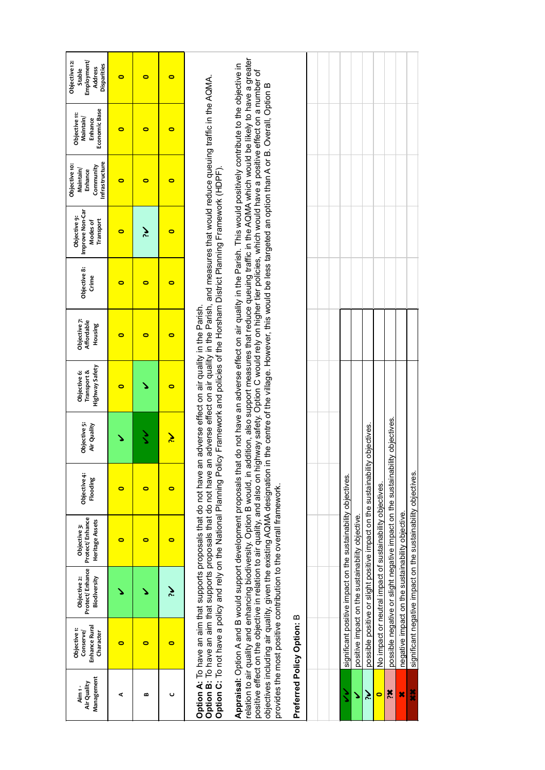| Aim 1 - Air Quality Management | Objective 1: Conserve/ Enhance Rural Character | Objective 2: Protect/ Enhance Biodiversity | Objective 3: Protect/ Enhance Heritage Assets | Objective 4: Flooding | Objective 5: Air Quality | Objective 6: Transport & Highway Safety | Objective 7: Affordable Housing | Objective 8: Crime | Objective 9: Improve Non-Car Modes of Transport | Objective 10: Maintain/ Enhance Community Infrastructure | Objective 11: Maintain/ Enhance Economic Base | Objective 12: Stable Employment/ Address Disparities |
|---|---|---|---|---|---|---|---|---|---|---|---|---|
| A | 0 | ✓ | 0 | 0 | ✓ | 0 | 0 | 0 | 0 | 0 | 0 | 0 |
| B | 0 | ✓ | 0 | 0 | ✓✓ | ✓ | 0 | 0 | ?✓ | 0 | 0 | 0 |
| C | 0 | ?✓ | 0 | 0 | ?✓ | 0 | 0 | 0 | 0 | 0 | 0 | 0 |

**Option A:** To have an aim that supports proposals that do not have an adverse effect on air quality in the Parish.
**Option B:** To have an aim that supports proposals that do not have an adverse effect on air quality in the Parish, and measures that would reduce queuing traffic in the AQMA.
**Option C:** To not have a policy and rely on the National Planning Policy Framework and policies of the Horsham District Planning Framework (HDPF).

**Appraisal:** Option A and B would support development proposals that do not have an adverse effect on air quality in the Parish. This would positively contribute to the objective in relation to air quality and enhancing biodiversity. Option B would, in addition, also support measures that reduce queuing traffic in the AQMA which would be likely to have a greater positive effect on the objective in relation to air quality, and also on highway safety. Option C would rely on higher tier policies, which would have a positive effect on a number of objectives including air quality, given the existing AQMA designation in the centre of the village. However, this would be less targeted an option than A or B. Overall, Option B provides the most positive contribution to the overall framework.

**Preferred Policy Option:** B

| | |
|---|---|
| ✓✓ | significant positive impact on the sustainability objectives. |
| ✓ | positive impact on the sustainability objective. |
| ?✓ | possible positive or slight positive impact on the sustainability objectives. |
| 0 | No impact or neutral impact of sustainability objectives. |
| ?✗ | possible negative or slight negative impact on the sustainability objectives. |
| ✗ | negative impact on the sustainability objective. |
| ✗✗ | significant negative impact on the sustainability objectives. |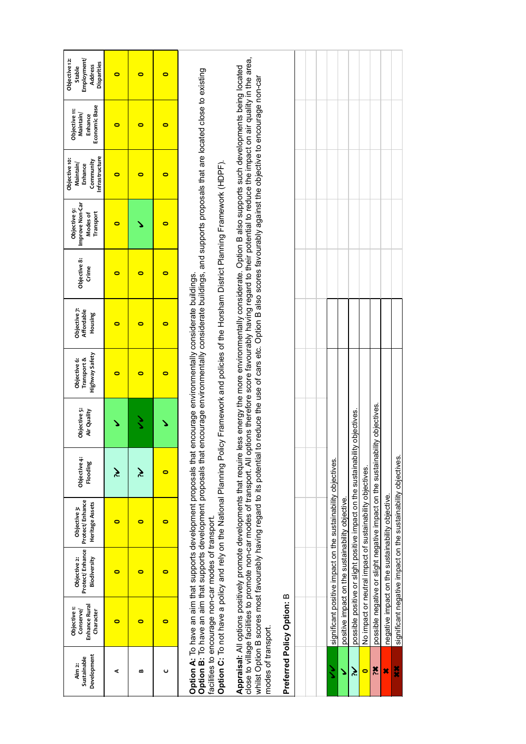| Aim 2: Sustainable Development | Objective 1: Conserve/ Enhance Rural Character | Objective 2: Protect/ Enhance Biodiversity | Objective 3: Protect/ Enhance Heritage Assets | Objective 4: Flooding | Objective 5: Air Quality | Objective 6: Transport & Highway Safety | Objective 7: Affordable Housing | Objective 8: Crime | Objective 9: Improve Non-Car Modes of Transport | Objective 10: Maintain/ Enhance Community Infrastructure | Objective 11: Maintain/ Enhance Economic Base | Objective 12: Stable Employment/ Address Disparities |
|---|---|---|---|---|---|---|---|---|---|---|---|---|
| A | 0 | 0 | 0 | ?✓ | ✓ | 0 | 0 | 0 | 0 | 0 | 0 | 0 |
| B | 0 | 0 | 0 | ?✓ | ✓✓ | 0 | 0 | 0 | ✓ | 0 | 0 | 0 |
| C | 0 | 0 | 0 | 0 | ✓ | 0 | 0 | 0 | 0 | 0 | 0 | 0 |

**Option A:** To have an aim that supports development proposals that encourage environmentally considerate buildings.
**Option B:** To have an aim that supports development proposals that encourage environmentally considerate buildings, and supports proposals that are located close to existing facilities to encourage non-car modes of transport.
**Option C:** To not have a policy and rely on the National Planning Policy Framework and policies of the Horsham District Planning Framework (HDPF).

**Appraisal:** All options positively promote developments that require less energy the more environmentally considerate. Option B also supports such developments being located close to village facilities to promote non-car modes of transport. All options therefore score favourably having regard to their potential to reduce the impact on air quality in the area, whilst Option B scores most favourably having regard to its potential to reduce the use of cars etc. Option B also scores favourably against the objective to encourage non-car modes of transport.

**Preferred Policy Option:** B

| Symbol | Meaning |
|---|---|
| ✓✓ | significant positive impact on the sustainability objectives. |
| ✓ | positive impact on the sustainability objective. |
| ?✓ | possible positive or slight positive impact on the sustainability objectives. |
| 0 | No impact or neutral impact of sustainability objectives. |
| ?✗ | possible negative or slight negative impact on the sustainability objectives. |
| ✗ | negative impact on the sustainability objective. |
| ✗✗ | significant negative impact on the sustainability objectives. |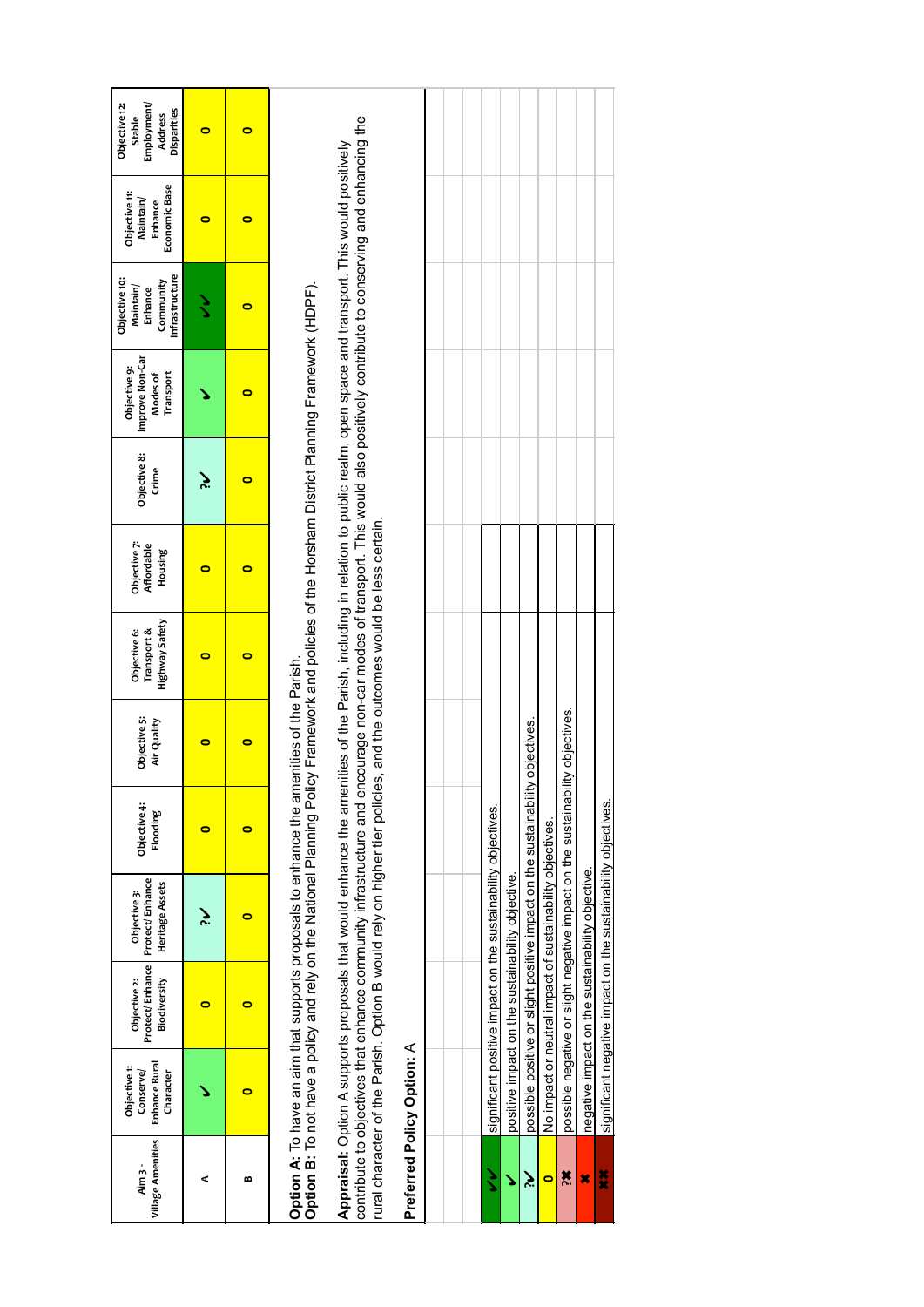| Aim 3 - Village Amenities | Objective 1: Conserve/ Enhance Rural Character | Objective 2: Protect/ Enhance Biodiversity | Objective 3: Protect/ Enhance Heritage Assets | Objective 4: Flooding | Objective 5: Air Quality | Objective 6: Transport & Highway Safety | Objective 7: Affordable Housing | Objective 8: Crime | Objective 9: Improve Non-Car Modes of Transport | Objective 10: Maintain/ Enhance Community Infrastructure | Objective 11: Maintain/ Enhance Economic Base | Objective 12: Stable Employment/ Address Disparities |
|---|---|---|---|---|---|---|---|---|---|---|---|---|
| A | ✓ | 0 | ?✓ | 0 | 0 | 0 | 0 | ?✓ | ✓ | ✓✓ | 0 | 0 |
| B | 0 | 0 | 0 | 0 | 0 | 0 | 0 | 0 | 0 | 0 | 0 | 0 |

**Option A:** To have an aim that supports proposals to enhance the amenities of the Parish.
**Option B:** To not have a policy and rely on the National Planning Policy Framework and policies of the Horsham District Planning Framework (HDPF).

**Appraisal:** Option A supports proposals that would enhance the amenities of the Parish, including in relation to public realm, open space and transport. This would positively contribute to objectives that enhance community infrastructure and encourage non-car modes of transport. This would also positively contribute to conserving and enhancing the rural character of the Parish. Option B would rely on higher tier policies, and the outcomes would be less certain.

**Preferred Policy Option:** A

| Symbol | Meaning |
|---|---|
| ✓✓ | significant positive impact on the sustainability objectives. |
| ✓ | positive impact on the sustainability objective. |
| ?✓ | possible positive or slight positive impact on the sustainability objectives. |
| 0 | No impact or neutral impact of sustainability objectives. |
| ?✗ | possible negative or slight negative impact on the sustainability objectives. |
| ✗ | negative impact on the sustainability objective. |
| ✗✗ | significant negative impact on the sustainability objectives. |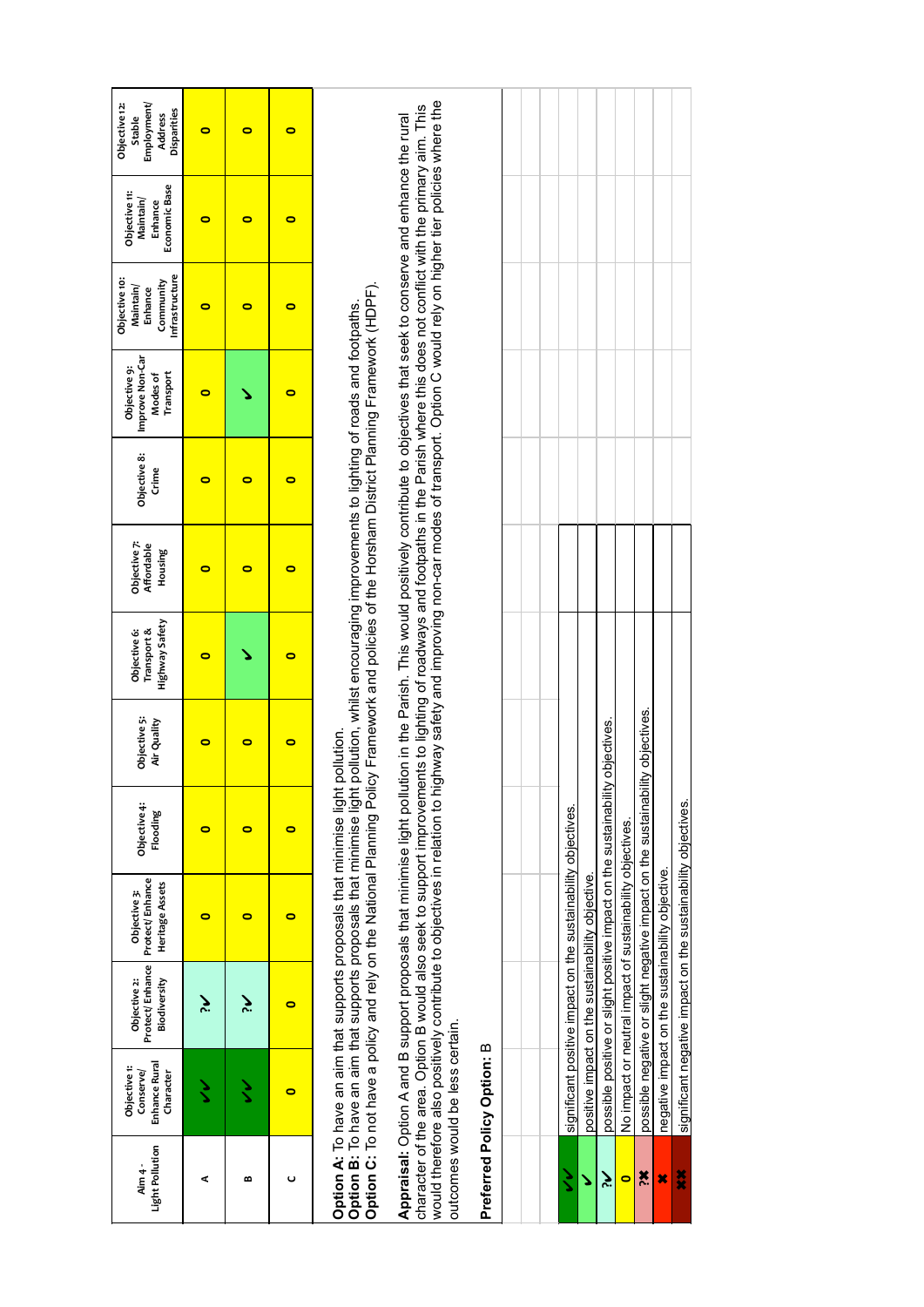| Aim 4 - Light Pollution | Objective 1: Conserve/ Enhance Rural Character | Objective 2: Protect/ Enhance Biodiversity | Objective 3: Protect/ Enhance Heritage Assets | Objective 4: Flooding | Objective 5: Air Quality | Objective 6: Transport & Highway Safety | Objective 7: Affordable Housing | Objective 8: Crime | Objective 9: Improve Non-Car Modes of Transport | Objective 10: Maintain/ Enhance Community Infrastructure | Objective 11: Maintain/ Enhance Economic Base | Objective 12: Stable Employment/ Address Disparities |
|---|---|---|---|---|---|---|---|---|---|---|---|---|
| A | ✓✓ | ?✓ | 0 | 0 | 0 | 0 | 0 | 0 | 0 | 0 | 0 | 0 |
| B | ✓✓ | ?✓ | 0 | 0 | 0 | ✓ | 0 | 0 | ✓ | 0 | 0 | 0 |
| C | 0 | 0 | 0 | 0 | 0 | 0 | 0 | 0 | 0 | 0 | 0 | 0 |

**Option A:** To have an aim that supports proposals that minimise light pollution.
**Option B:** To have an aim that supports proposals that minimise light pollution, whilst encouraging improvements to lighting of roads and footpaths.
**Option C:** To not have a policy and rely on the National Planning Policy Framework and policies of the Horsham District Planning Framework (HDPF).

**Appraisal:** Option A and B support proposals that minimise light pollution in the Parish. This would positively contribute to objectives that seek to conserve and enhance the rural character of the area. Option B would also seek to support improvements to lighting of roadways and footpaths in the Parish where this does not conflict with the primary aim. This would therefore also positively contribute to objectives in relation to highway safety and improving non-car modes of transport. Option C would rely on higher tier policies where the outcomes would be less certain.

**Preferred Policy Option:** B

| Symbol | Meaning |
|---|---|
| ✓✓ | significant positive impact on the sustainability objectives. |
| ✓ | positive impact on the sustainability objective. |
| ?✓ | possible positive or slight positive impact on the sustainability objectives. |
| 0 | No impact or neutral impact of sustainability objectives. |
| ?✗ | possible negative or slight negative impact on the sustainability objectives. |
| ✗ | negative impact on the sustainability objective. |
| ✗✗ | significant negative impact on the sustainability objectives. |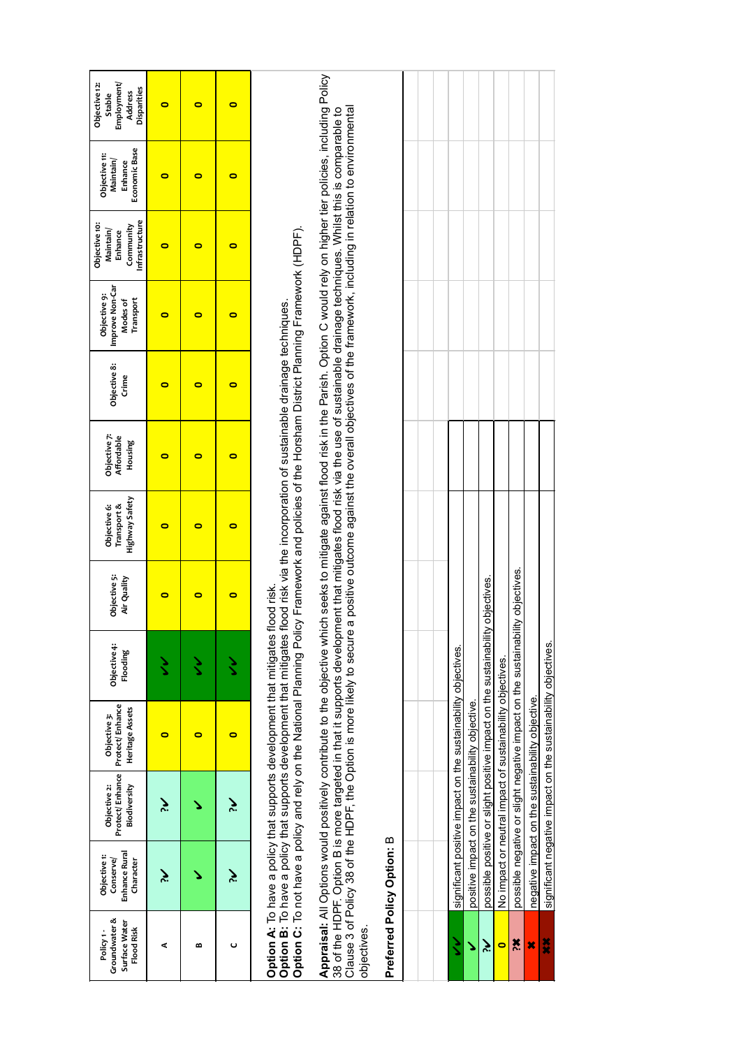| Policy 1 - Groundwater & Surface Water Flood Risk | Objective 1: Conserve/ Enhance Rural Character | Objective 2: Protect/ Enhance Biodiversity | Objective 3: Protect/ Enhance Heritage Assets | Objective 4: Flooding | Objective 5: Air Quality | Objective 6: Transport & Highway Safety | Objective 7: Affordable Housing | Objective 8: Crime | Objective 9: Improve Non-Car Modes of Transport | Objective 10: Maintain/ Enhance Community Infrastructure | Objective 11: Maintain/ Enhance Economic Base | Objective 12: Stable Employment/ Address Disparities |
|---|---|---|---|---|---|---|---|---|---|---|---|---|
| A | ?✓ | ?✓ | 0 | ✓✓ | 0 | 0 | 0 | 0 | 0 | 0 | 0 | 0 |
| B | ✓ | ✓ | 0 | ✓✓ | 0 | 0 | 0 | 0 | 0 | 0 | 0 | 0 |
| C | ?✓ | ?✓ | 0 | ✓✓ | 0 | 0 | 0 | 0 | 0 | 0 | 0 | 0 |

**Option A:** To have a policy that supports development that mitigates flood risk.
**Option B:** To have a policy that supports development that mitigates flood risk via the incorporation of sustainable drainage techniques.
**Option C:** To not have a policy and rely on the National Planning Policy Framework and policies of the Horsham District Planning Framework (HDPF).

**Appraisal:** All Options would positively contribute to the objective which seeks to mitigate against flood risk in the Parish. Option C would rely on higher tier policies, including Policy 38 of the HDPF. Option B is more targeted in that it supports development that mitigates flood risk via the use of sustainable drainage techniques. Whilst this is comparable to Clause 3 of Policy 38 of the HDPF, the Option is more likely to secure a positive outcome against the overall objectives of the framework, including in relation to environmental objectives.

**Preferred Policy Option:** B

| Symbol | Meaning |
|---|---|
| ✓✓ | significant positive impact on the sustainability objectives. |
| ✓ | positive impact on the sustainability objective. |
| ?✓ | possible positive or slight positive impact on the sustainability objectives. |
| 0 | No impact or neutral impact of sustainability objectives. |
| ?✖ | possible negative or slight negative impact on the sustainability objectives. |
| ✖ | negative impact on the sustainability objective. |
| ✖✖ | significant negative impact on the sustainability objectives. |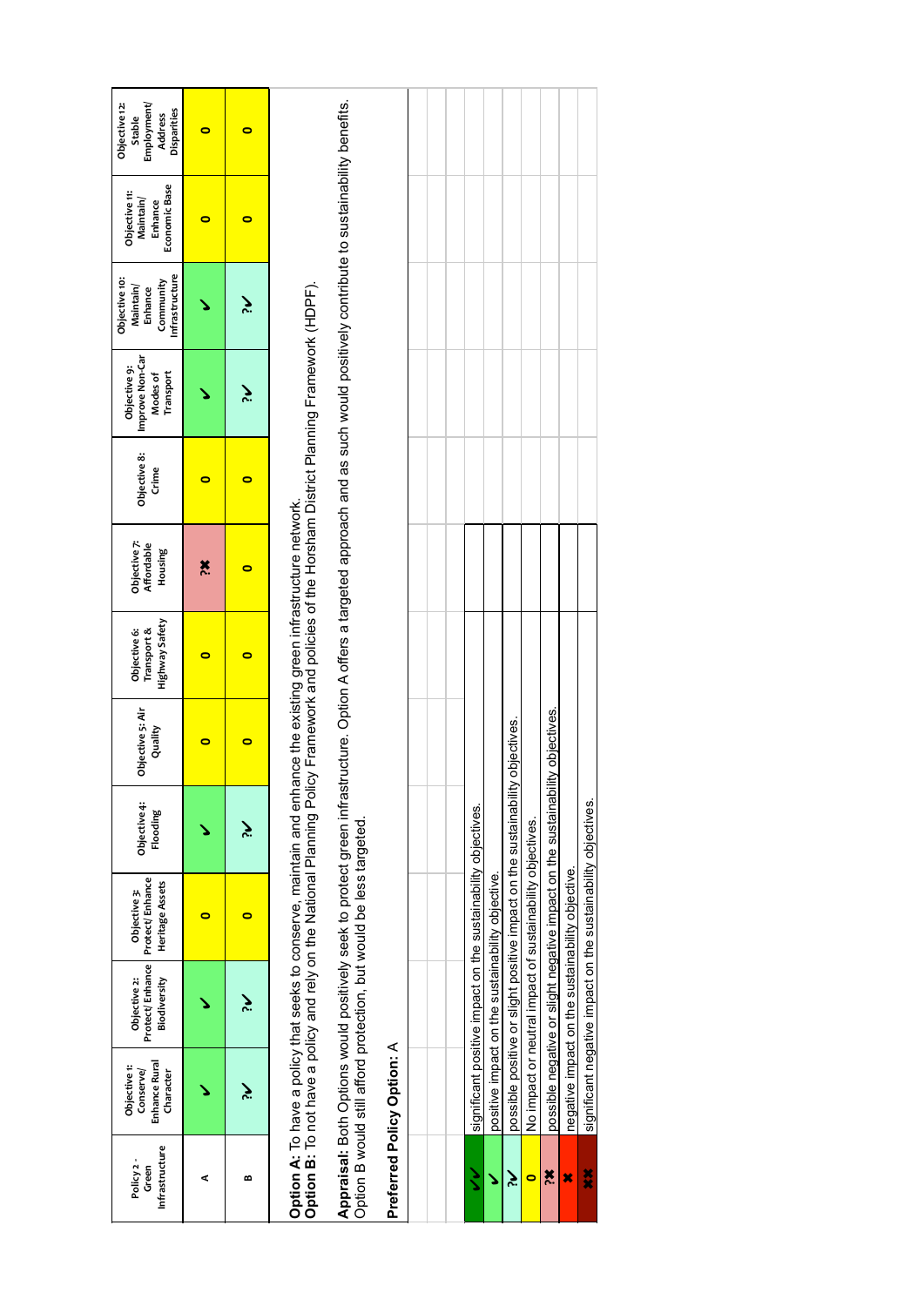| Policy 2 - Green Infrastructure | Objective 1: Conserve/ Enhance Rural Character | Objective 2: Protect/ Enhance Biodiversity | Objective 3: Protect/ Enhance Heritage Assets | Objective 4: Flooding | Objective 5: Air Quality | Objective 6: Transport & Highway Safety | Objective 7: Affordable Housing | Objective 8: Crime | Objective 9: Improve Non-Car Modes of Transport | Objective 10: Maintain/ Enhance Community Infrastructure | Objective 11: Maintain/ Enhance Economic Base | Objective 12: Stable Employment/ Address Disparities |
|---|---|---|---|---|---|---|---|---|---|---|---|---|
| A | ✓ | ✓ | 0 | ✓ | 0 | 0 | ?✖ | 0 | ✓ | ✓ | 0 | 0 |
| B | ?✓ | ?✓ | 0 | ?✓ | 0 | 0 | 0 | 0 | ?✓ | ?✓ | 0 | 0 |

**Option A**: To have a policy that seeks to conserve, maintain and enhance the existing green infrastructure network.
**Option B**: To not have a policy and rely on the National Planning Policy Framework and policies of the Horsham District Planning Framework (HDPF).

**Appraisal:** Both Options would positively seek to protect green infrastructure. Option A offers a targeted approach and as such would positively contribute to sustainability benefits. Option B would still afford protection, but would be less targeted.

**Preferred Policy Option:** A

| Symbol | Meaning |
|---|---|
| ✓✓ | significant positive impact on the sustainability objectives. |
| ✓ | positive impact on the sustainability objective. |
| ?✓ | possible positive or slight positive impact on the sustainability objectives. |
| 0 | No impact or neutral impact of sustainability objectives. |
| ?✖ | possible negative or slight negative impact on the sustainability objectives. |
| ✖ | negative impact on the sustainability objective. |
| ✖✖ | significant negative impact on the sustainability objectives. |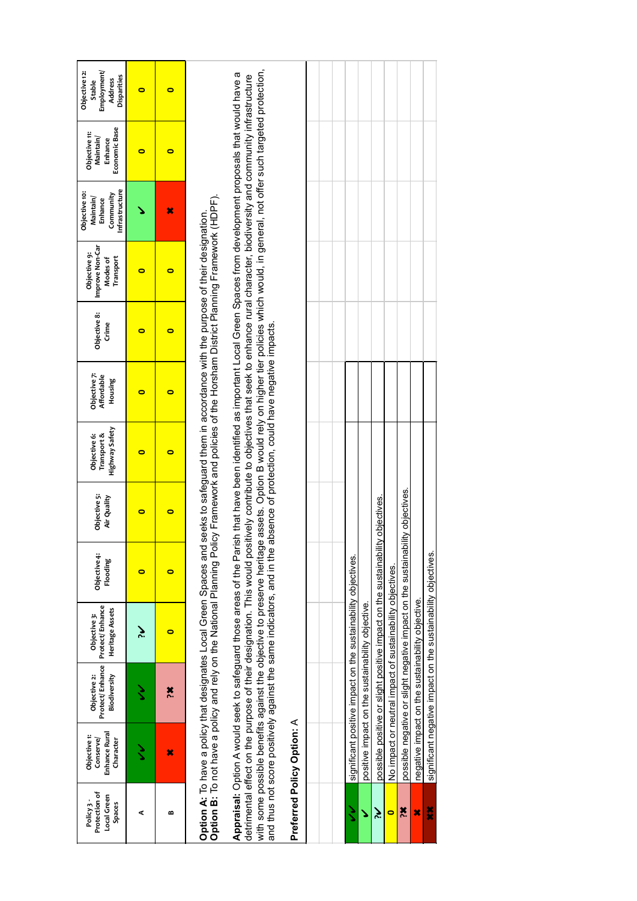| Policy 3 - Protection of Local Green Spaces | Objective 1: Conserve/ Enhance Rural Character | Objective 2: Protect/ Enhance Biodiversity | Objective 3: Protect/ Enhance Heritage Assets | Objective 4: Flooding | Objective 5: Air Quality | Objective 6: Transport & Highway Safety | Objective 7: Affordable Housing | Objective 8: Crime | Objective 9: Improve Non-Car Modes of Transport | Objective 10: Maintain/ Enhance Community Infrastructure | Objective 11: Maintain/ Enhance Economic Base | Objective 12: Stable Employment/ Address Disparities |
|---|---|---|---|---|---|---|---|---|---|---|---|---|
| A | ✓✓ | ✓✓ | ?✓ | 0 | 0 | 0 | 0 | 0 | 0 | ✓ | 0 | 0 |
| B | ✖ | ?✖ | 0 | 0 | 0 | 0 | 0 | 0 | 0 | ✖ | 0 | 0 |

**Option A:** To have a policy that designates Local Green Spaces and seeks to safeguard them in accordance with the purpose of their designation.
**Option B:** To not have a policy and rely on the National Planning Policy Framework and policies of the Horsham District Planning Framework (HDPF).

**Appraisal:** Option A would seek to safeguard those areas of the Parish that have been identified as important Local Green Spaces from development proposals that would have a detrimental effect on the purpose of their designation. This would positively contribute to objectives that seek to enhance rural character, biodiversity and community infrastructure with some possible benefits against the objective to preserve heritage assets. Option B would rely on higher tier policies which would, in general, not offer such targeted protection, and thus not score positively against the same indicators, and in the absence of protection, could have negative impacts.

**Preferred Policy Option:** A

| | |
|---|---|
| ✓✓ | significant positive impact on the sustainability objectives. |
| ✓ | positive impact on the sustainability objective. |
| ?✓ | possible positive or slight positive impact on the sustainability objectives. |
| 0 | No impact or neutral impact of sustainability objectives. |
| ?✖ | possible negative or slight negative impact on the sustainability objectives. |
| ✖ | negative impact on the sustainability objective. |
| ✖✖ | significant negative impact on the sustainability objectives. |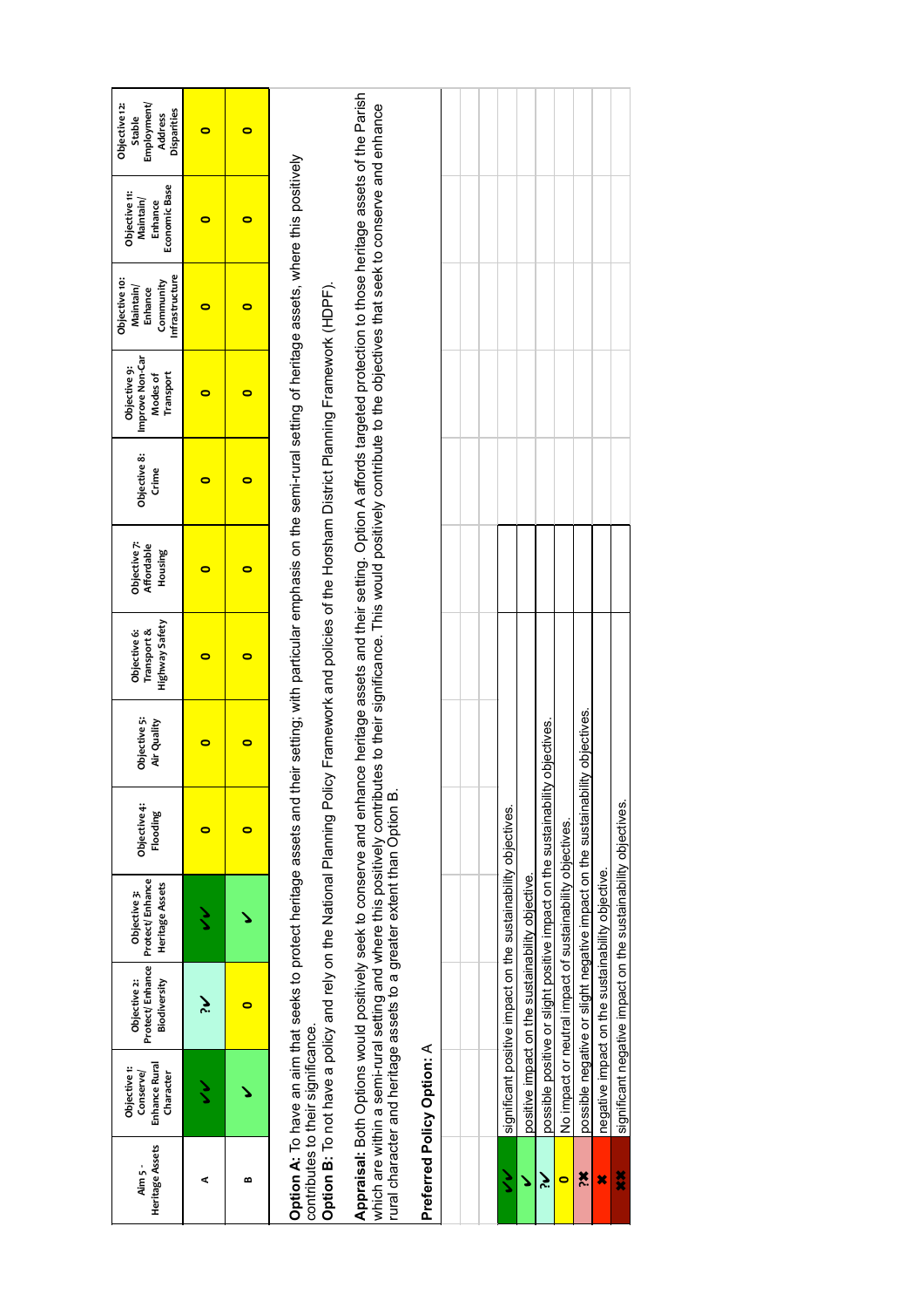| Aim 5 - Heritage Assets | Objective 1: Conserve/ Enhance Rural Character | Objective 2: Protect/ Enhance Biodiversity | Objective 3: Protect/ Enhance Heritage Assets | Objective 4: Flooding | Objective 5: Air Quality | Objective 6: Transport & Highway Safety | Objective 7: Affordable Housing | Objective 8: Crime | Objective 9: Improve Non-Car Modes of Transport | Objective 10: Maintain/ Enhance Community Infrastructure | Objective 11: Maintain/ Enhance Economic Base | Objective 12: Stable Employment/ Address Disparities |
|---|---|---|---|---|---|---|---|---|---|---|---|---|
| A | ✓✓ | ?✓ | ✓✓ | 0 | 0 | 0 | 0 | 0 | 0 | 0 | 0 | 0 |
| B | ✓ | 0 | ✓ | 0 | 0 | 0 | 0 | 0 | 0 | 0 | 0 | 0 |

**Option A:** To have an aim that seeks to protect heritage assets and their setting; with particular emphasis on the semi-rural setting of heritage assets, where this positively contributes to their significance.

**Option B:** To not have a policy and rely on the National Planning Policy Framework and policies of the Horsham District Planning Framework (HDPF).

**Appraisal:** Both Options would positively seek to conserve and enhance heritage assets and their setting. Option A affords targeted protection to those heritage assets of the Parish which are within a semi-rural setting and where this positively contributes to their significance. This would positively contribute to the objectives that seek to conserve and enhance rural character and heritage assets to a greater extent than Option B.

**Preferred Policy Option:** A

| Symbol | Meaning |
|---|---|
| ✓✓ | significant positive impact on the sustainability objectives. |
| ✓ | positive impact on the sustainability objective. |
| ?✓ | possible positive or slight positive impact on the sustainability objectives. |
| 0 | No impact or neutral impact of sustainability objectives. |
| ?✗ | possible negative or slight negative impact on the sustainability objectives. |
| ✗ | negative impact on the sustainability objective. |
| ✗✗ | significant negative impact on the sustainability objectives. |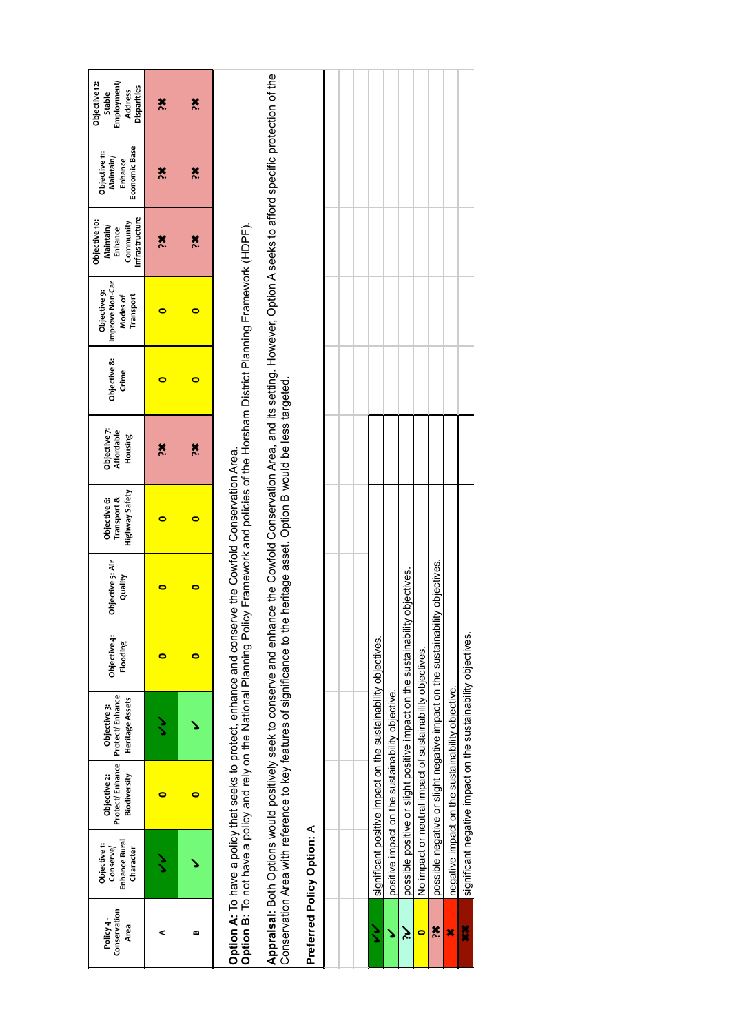| Policy 4: Conservation Area | Objective 1: Conserve/ Enhance Rural Character | Objective 2: Protect/ Enhance Biodiversity | Objective 3: Protect/ Enhance Heritage Assets | Objective 4: Flooding | Objective 5: Air Quality | Objective 6: Transport & Highway Safety | Objective 7: Affordable Housing | Objective 8: Crime | Objective 9: Improve Non-Car Modes of Transport | Objective 10: Maintain/ Enhance Community Infrastructure | Objective 11: Maintain/ Enhance Economic Base | Objective 12: Stable Employment/ Address Disparities |
|---|---|---|---|---|---|---|---|---|---|---|---|---|
| A | ✓✓ | 0 | ✓✓ | 0 | 0 | 0 | ?✖ | 0 | 0 | ?✖ | ?✖ | ?✖ |
| B | ✓ | 0 | ✓ | 0 | 0 | 0 | ?✖ | 0 | 0 | ?✖ | ?✖ | ?✖ |

**Option A:** To have a policy that seeks to protect, enhance and conserve the Cowfold Conservation Area.
**Option B:** To not have a policy and rely on the National Planning Policy Framework and policies of the Horsham District Planning Framework (HDPF).

**Appraisal:** Both Options would positively seek to conserve and enhance the Cowfold Conservation Area, and its setting. However, Option A seeks to afford specific protection of the Conservation Area with reference to key features of significance to the heritage asset. Option B would be less targeted.

**Preferred Policy Option:** A

| Symbol | Meaning |
|---|---|
| ✓✓ | significant positive impact on the sustainability objectives. |
| ✓ | positive impact on the sustainability objective. |
| ?✓ | possible positive or slight positive impact on the sustainability objectives. |
| 0 | No impact or neutral impact of sustainability objectives. |
| ?✖ | possible negative or slight negative impact on the sustainability objectives. |
| ✖ | negative impact on the sustainability objective. |
| ✖✖ | significant negative impact on the sustainability objectives. |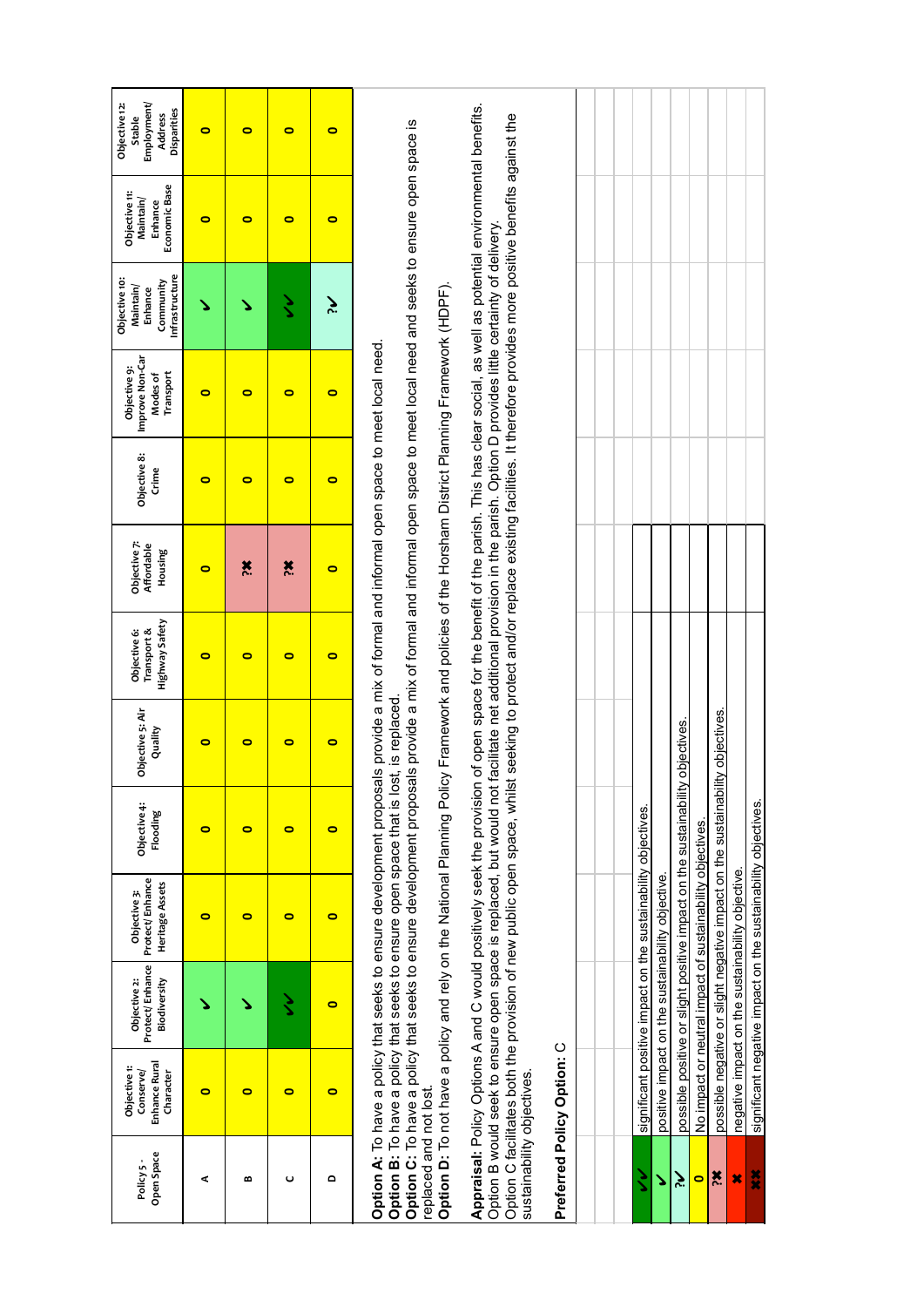| Policy 5 - Open Space | Objective 1: Conserve/ Enhance Rural Character | Objective 2: Protect/ Enhance Biodiversity | Objective 3: Protect/ Enhance Heritage Assets | Objective 4: Flooding | Objective 5: Air Quality | Objective 6: Transport & Highway Safety | Objective 7: Affordable Housing | Objective 8: Crime | Objective 9: Improve Non-Car Modes of Transport | Objective 10: Maintain/ Enhance Community Infrastructure | Objective 11: Maintain/ Enhance Economic Base | Objective 12: Stable Employment/ Address Disparities |
|---|---|---|---|---|---|---|---|---|---|---|---|---|
| A | 0 | ✓ | 0 | 0 | 0 | 0 | 0 | 0 | 0 | ✓ | 0 | 0 |
| B | 0 | ✓ | 0 | 0 | 0 | 0 | ?✖ | 0 | 0 | ✓ | 0 | 0 |
| C | 0 | ✓✓ | 0 | 0 | 0 | 0 | ?✖ | 0 | 0 | ✓✓ | 0 | 0 |
| D | 0 | 0 | 0 | 0 | 0 | 0 | 0 | 0 | 0 | ?✓ | 0 | 0 |

**Option A:** To have a policy that seeks to ensure development proposals provide a mix of formal and informal open space to meet local need.
**Option B:** To have a policy that seeks to ensure open space that is lost, is replaced.
**Option C:** To have a policy that seeks to ensure development proposals provide a mix of formal and informal open space to meet local need and seeks to ensure open space is replaced and not lost.
**Option D:** To not have a policy and rely on the National Planning Policy Framework and policies of the Horsham District Planning Framework (HDPF).

**Appraisal:** Policy Options A and C would positively seek the provision of open space for the benefit of the parish. This has clear social, as well as potential environmental benefits. Option B would seek to ensure open space is replaced, but would not facilitate net additional provision in the parish. Option D provides little certainty of delivery. Option C facilitates both the provision of new public open space, whilst seeking to protect and/or replace existing facilities. It therefore provides more positive benefits against the sustainability objectives.

**Preferred Policy Option:** C

| Symbol | Meaning |
|---|---|
| ✓✓ | significant positive impact on the sustainability objectives. |
| ✓ | positive impact on the sustainability objective. |
| ?✓ | possible positive or slight positive impact on the sustainability objectives. |
| 0 | No impact or neutral impact of sustainability objectives. |
| ?✖ | possible negative or slight negative impact on the sustainability objectives. |
| ✖ | negative impact on the sustainability objective. |
| ✖✖ | significant negative impact on the sustainability objectives. |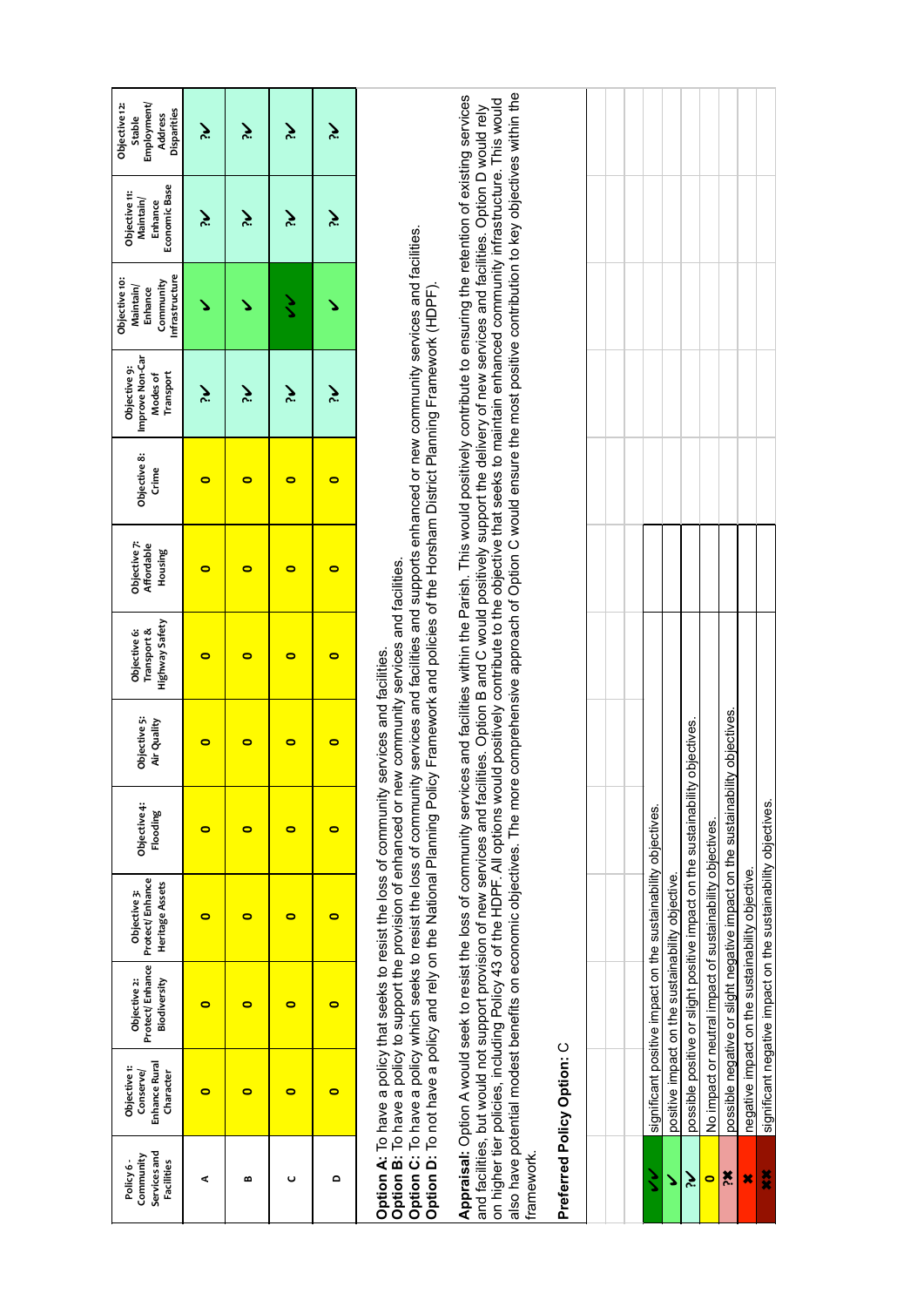| Policy 6 - Community Services and Facilities | Objective 1: Conserve/ Enhance Rural Character | Objective 2: Protect/ Enhance Biodiversity | Objective 3: Protect/ Enhance Heritage Assets | Objective 4: Flooding | Objective 5: Air Quality | Objective 6: Transport & Highway Safety | Objective 7: Affordable Housing | Objective 8: Crime | Objective 9: Improve Non-Car Modes of Transport | Objective 10: Maintain/ Enhance Community Infrastructure | Objective 11: Maintain/ Enhance Economic Base | Objective 12: Stable Employment/ Address Disparities |
|---|---|---|---|---|---|---|---|---|---|---|---|---|
| A | 0 | 0 | 0 | 0 | 0 | 0 | 0 | 0 | ?✓ | ✓ | ?✓ | ?✓ |
| B | 0 | 0 | 0 | 0 | 0 | 0 | 0 | 0 | ?✓ | ✓ | ?✓ | ?✓ |
| C | 0 | 0 | 0 | 0 | 0 | 0 | 0 | 0 | ?✓ | ✓✓ | ?✓ | ?✓ |
| D | 0 | 0 | 0 | 0 | 0 | 0 | 0 | 0 | ?✓ | ✓ | ?✓ | ?✓ |

**Option A:** To have a policy that seeks to resist the loss of community services and facilities.
**Option B:** To have a policy to support the provision of enhanced or new community services and facilities.
**Option C:** To have a policy which seeks to resist the loss of community services and facilities and supports enhanced or new community services and facilities.
**Option D:** To not have a policy and rely on the National Planning Policy Framework and policies of the Horsham District Planning Framework (HDPF).

**Appraisal:** Option A would seek to resist the loss of community services and facilities within the Parish. This would positively contribute to ensuring the retention of existing services and facilities, but would not support provision of new services and facilities. Option B and C would positively support the delivery of new services and facilities. Option D would rely on higher tier policies, including Policy 43 of the HDPF. All options would positively contribute to the objective that seeks to maintain enhanced community infrastructure. This would also have potential modest benefits on economic objectives. The more comprehensive approach of Option C would ensure the most positive contribution to key objectives within the framework.

**Preferred Policy Option:** C

| | |
|---|---|
| ✓✓ | significant positive impact on the sustainability objectives. |
| ✓ | positive impact on the sustainability objective. |
| ?✓ | possible positive or slight positive impact on the sustainability objectives. |
| 0 | No impact or neutral impact of sustainability objectives. |
| ?✖ | possible negative or slight negative impact on the sustainability objectives. |
| ✖ | negative impact on the sustainability objective. |
| ✖✖ | significant negative impact on the sustainability objectives. |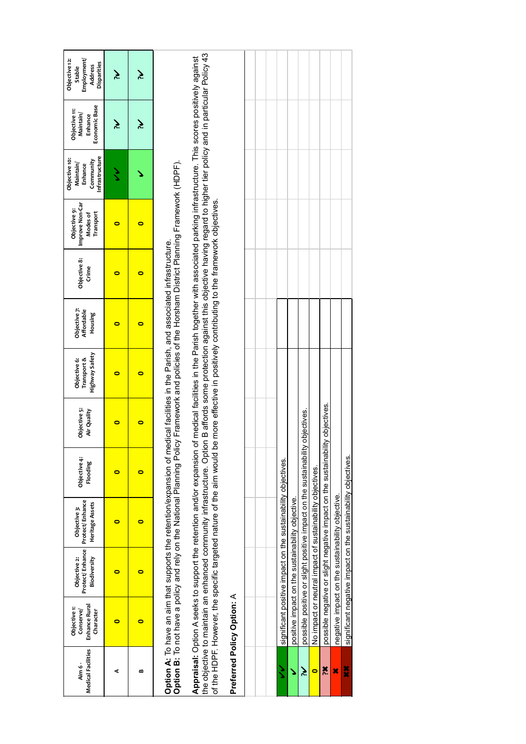| Aim 6 - Medical Facilities | Objective 1: Conserve/ Enhance Rural Character | Objective 2: Protect/ Enhance Biodiversity | Objective 3: Protect/ Enhance Heritage Assets | Objective 4: Flooding | Objective 5: Air Quality | Objective 6: Transport & Highway Safety | Objective 7: Affordable Housing | Objective 8: Crime | Objective 9: Improve Non-Car Modes of Transport | Objective 10: Maintain/ Enhance Community Infrastructure | Objective 11: Maintain/ Enhance Economic Base | Objective 12: Stable Employment/ Address Disparities |
|---|---|---|---|---|---|---|---|---|---|---|---|---|
| A | 0 | 0 | 0 | 0 | 0 | 0 | 0 | 0 | 0 | ✓✓ | ?✓ | ?✓ |
| B | 0 | 0 | 0 | 0 | 0 | 0 | 0 | 0 | 0 | ✓ | ?✓ | ?✓ |

**Option A**: To have an aim that supports the retention/expansion of medical facilities in the Parish, and associated infrastructure.
**Option B**: To not have a policy and rely on the National Planning Policy Framework and policies of the Horsham District Planning Framework (HDPF).

**Appraisal:** Option A seeks to support the retention and/or expansion of medical facilities in the Parish together with associated parking infrastructure. This scores positively against the objective to maintain an enhanced community infrastructure. Option B affords some protection against this objective having regard to higher tier policy and in particular Policy 43 of the HDPF. However, the specific targeted nature of the aim would be more effective in positively contributing to the framework objectives.

**Preferred Policy Option:** A

| Symbol | Meaning |
|---|---|
| ✓✓ | significant positive impact on the sustainability objectives. |
| ✓ | positive impact on the sustainability objective. |
| ?✓ | possible positive or slight positive impact on the sustainability objectives. |
| 0 | No impact or neutral impact of sustainability objectives. |
| ?✗ | possible negative or slight negative impact on the sustainability objectives. |
| ✗ | negative impact on the sustainability objective. |
| ✗✗ | significant negative impact on the sustainability objectives. |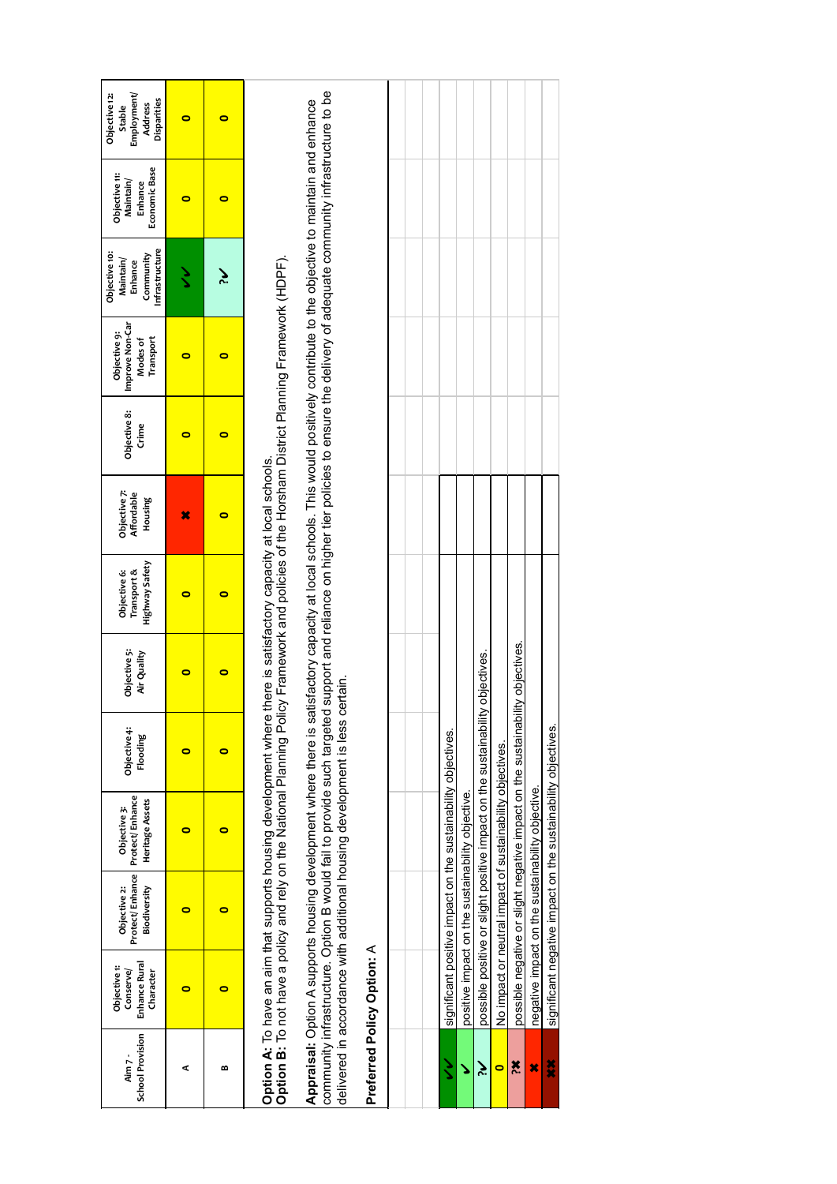| Aim 7 - School Provision | Objective 1: Conserve/ Enhance Rural Character | Objective 2: Protect/ Enhance Biodiversity | Objective 3: Protect/ Enhance Heritage Assets | Objective 4: Flooding | Objective 5: Air Quality | Objective 6: Transport & Highway Safety | Objective 7: Affordable Housing | Objective 8: Crime | Objective 9: Improve Non-Car Modes of Transport | Objective 10: Maintain/ Enhance Community Infrastructure | Objective 11: Maintain/ Enhance Economic Base | Objective 12: Stable Employment/ Address Disparities |
|---|---|---|---|---|---|---|---|---|---|---|---|---|
| A | 0 | 0 | 0 | 0 | 0 | 0 | ✖ | 0 | 0 | ✔✔ | 0 | 0 |
| B | 0 | 0 | 0 | 0 | 0 | 0 | 0 | 0 | 0 | ?✔ | 0 | 0 |

**Option A:** To have an aim that supports housing development where there is satisfactory capacity at local schools.
**Option B:** To not have a policy and rely on the National Planning Policy Framework and policies of the Horsham District Planning Framework (HDPF).

**Appraisal:** Option A supports housing development where there is satisfactory capacity at local schools. This would positively contribute to the objective to maintain and enhance community infrastructure. Option B would fail to provide such targeted support and reliance on higher tier policies to ensure the delivery of adequate community infrastructure to be delivered in accordance with additional housing development is less certain.

**Preferred Policy Option:** A

| Symbol | Meaning |
|---|---|
| ✔✔ | significant positive impact on the sustainability objectives. |
| ✔ | positive impact on the sustainability objective. |
| ?✔ | possible positive or slight positive impact on the sustainability objectives. |
| 0 | No impact or neutral impact of sustainability objectives. |
| ?✖ | possible negative or slight negative impact on the sustainability objectives. |
| ✖ | negative impact on the sustainability objective. |
| ✖✖ | significant negative impact on the sustainability objectives. |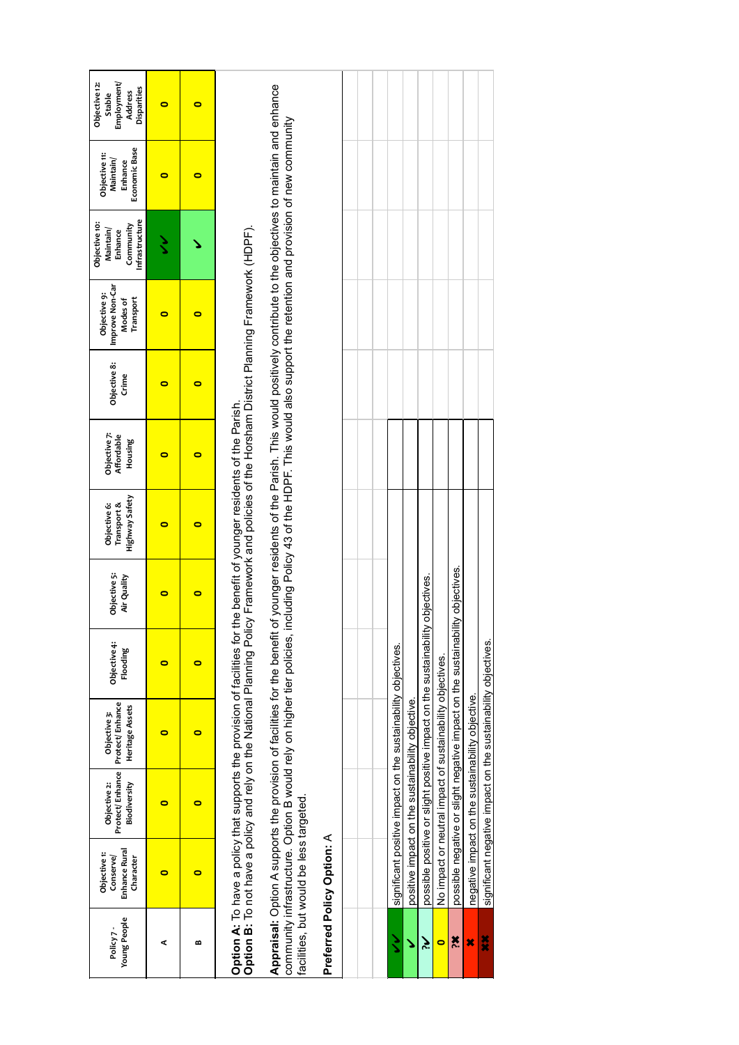| Policy 7 - Young People | Objective 1: Conserve/ Enhance Rural Character | Objective 2: Protect/ Enhance Biodiversity | Objective 3: Protect/ Enhance Heritage Assets | Objective 4: Flooding | Objective 5: Air Quality | Objective 6: Transport & Highway Safety | Objective 7: Affordable Housing | Objective 8: Crime | Objective 9: Improve Non-Car Modes of Transport | Objective 10: Maintain/ Enhance Community Infrastructure | Objective 11: Maintain/ Enhance Economic Base | Objective 12: Stable Employment/ Address Disparities |
|---|---|---|---|---|---|---|---|---|---|---|---|---|
| A | 0 | 0 | 0 | 0 | 0 | 0 | 0 | 0 | 0 | ✓✓ | 0 | 0 |
| B | 0 | 0 | 0 | 0 | 0 | 0 | 0 | 0 | 0 | ✓ | 0 | 0 |

**Option A:** To have a policy that supports the provision of facilities for the benefit of younger residents of the Parish.
**Option B:** To not have a policy and rely on the National Planning Policy Framework and policies of the Horsham District Planning Framework (HDPF).

**Appraisal:** Option A supports the provision of facilities for the benefit of younger residents of the Parish. This would positively contribute to the objectives to maintain and enhance community infrastructure. Option B would rely on higher tier policies, including Policy 43 of the HDPF. This would also support the retention and provision of new community facilities, but would be less targeted.

**Preferred Policy Option:** A

| Symbol | Meaning |
|---|---|
| ✓✓ | significant positive impact on the sustainability objectives. |
| ✓ | positive impact on the sustainability objective. |
| ?✓ | possible positive or slight positive impact on the sustainability objectives. |
| 0 | No impact or neutral impact of sustainability objectives. |
| ?✖ | possible negative or slight negative impact on the sustainability objectives. |
| ✖ | negative impact on the sustainability objective. |
| ✖✖ | significant negative impact on the sustainability objectives. |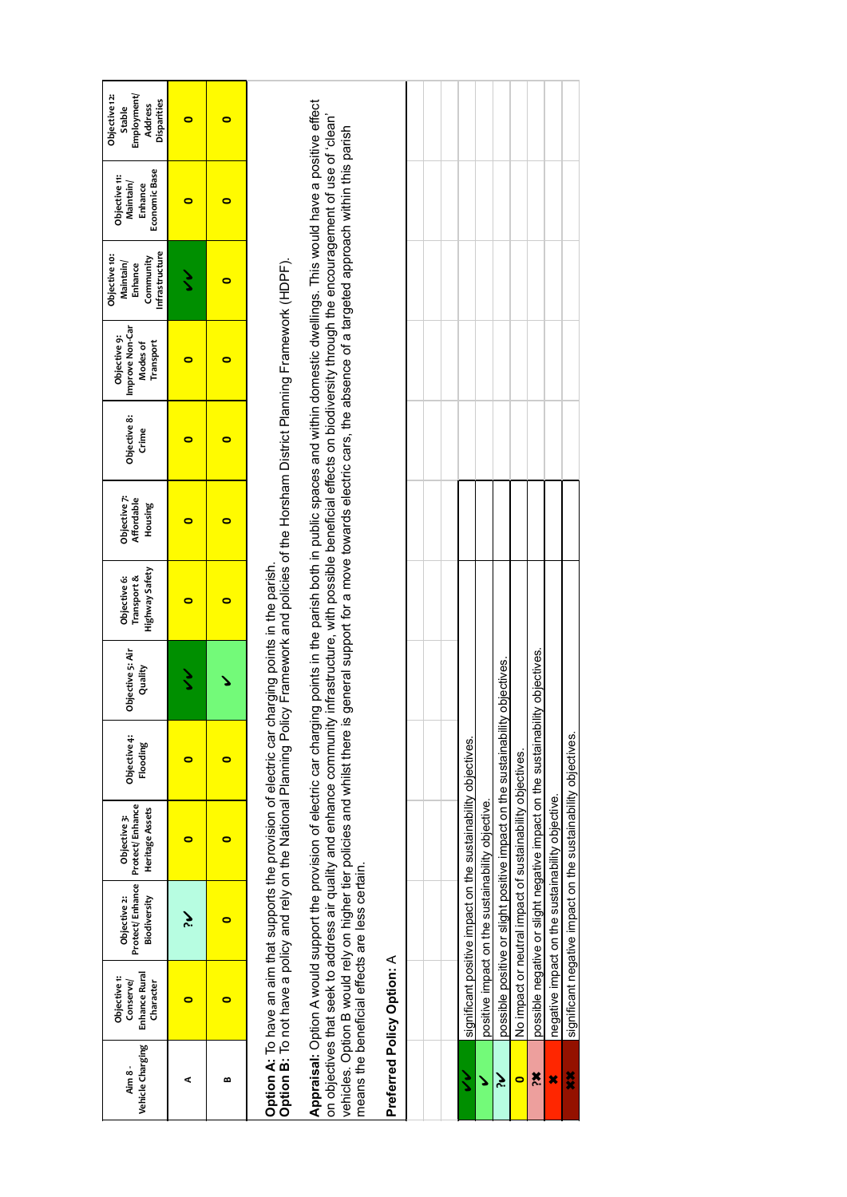| Aim 8 - Vehicle Charging | Objective 1: Conserve/ Enhance Rural Character | Objective 2: Protect/ Enhance Biodiversity | Objective 3: Protect/ Enhance Heritage Assets | Objective 4: Flooding | Objective 5: Air Quality | Objective 6: Transport & Highway Safety | Objective 7: Affordable Housing | Objective 8: Crime | Objective 9: Improve Non-Car Modes of Transport | Objective 10: Maintain/ Enhance Community Infrastructure | Objective 11: Maintain/ Enhance Economic Base | Objective 12: Stable Employment/ Address Disparities |
|---|---|---|---|---|---|---|---|---|---|---|---|---|
| A | 0 | ?✓ | 0 | 0 | ✓✓ | 0 | 0 | 0 | 0 | ✓✓ | 0 | 0 |
| B | 0 | 0 | 0 | 0 | ✓ | 0 | 0 | 0 | 0 | 0 | 0 | 0 |

**Option A:** To have an aim that supports the provision of electric car charging points in the parish.
**Option B:** To not have a policy and rely on the National Planning Policy Framework and policies of the Horsham District Planning Framework (HDPF).

**Appraisal:** Option A would support the provision of electric car charging points in the parish both in public spaces and within domestic dwellings. This would have a positive effect on objectives that seek to address air quality and enhance community infrastructure, with possible beneficial effects on biodiversity through the encouragement of use of 'clean' vehicles. Option B would rely on higher tier policies and whilst there is general support for a move towards electric cars, the absence of a targeted approach within this parish means the beneficial effects are less certain.

**Preferred Policy Option:** A

| Symbol | Meaning |
|---|---|
| ✓✓ | significant positive impact on the sustainability objectives. |
| ✓ | positive impact on the sustainability objective. |
| ?✓ | possible positive or slight positive impact on the sustainability objectives. |
| 0 | No impact or neutral impact of sustainability objectives. |
| ?✗ | possible negative or slight negative impact on the sustainability objectives. |
| ✗ | negative impact on the sustainability objective. |
| ✗✗ | significant negative impact on the sustainability objectives. |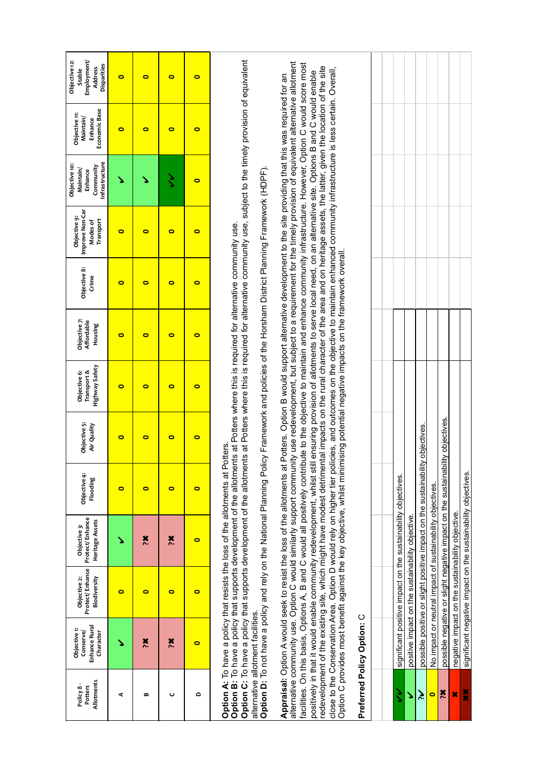| Policy 8 - Potters Allotments | Objective 1: Conserve/ Enhance Rural Character | Objective 2: Protect/ Enhance Biodiversity | Objective 3: Protect/ Enhance Heritage Assets | Objective 4: Flooding | Objective 5: Air Quality | Objective 6: Transport & Highway Safety | Objective 7: Affordable Housing | Objective 8: Crime | Objective 9: Improve Non-Car Modes of Transport | Objective 10: Maintain/ Enhance Community Infrastructure | Objective 11: Maintain/ Enhance Economic Base | Objective 12: Stable Employment/ Address Disparities |
|---|---|---|---|---|---|---|---|---|---|---|---|---|
| A | ✓ | 0 | ✓ | 0 | 0 | 0 | 0 | 0 | 0 | ✓ | 0 | 0 |
| B | ?✗ | 0 | ?✗ | 0 | 0 | 0 | 0 | 0 | 0 | ✓ | 0 | 0 |
| C | ?✗ | 0 | ?✗ | 0 | 0 | 0 | 0 | 0 | 0 | ✓✓ | 0 | 0 |
| D | 0 | 0 | 0 | 0 | 0 | 0 | 0 | 0 | 0 | 0 | 0 | 0 |

**Option A:** To have a policy that resists the loss of the allotments at Potters.
**Option B:** To have a policy that supports development of the allotments at Potters where this is required for alternative community use.
**Option C:** To have a policy that supports development of the allotments at Potters where this is required for alternative community use, subject to the timely provision of equivalent alternative allotment facilities.
**Option D:** To not have a policy and rely on the National Planning Policy Framework and policies of the Horsham District Planning Framework (HDPF).

**Appraisal:** Option A would seek to resist the loss of the allotments at Potters. Option B would support alternative development to the site providing that this was required for an alternative community use. Option C would similarly support community use redevelopment, but subject to a requirement for the timely provision of equivalent alternative allotment facilities. On this basis, Options A, B and C would all positively contribute to the objective to maintain and enhance community infrastructure. However, Option C would score most positively in that it would enable community redevelopment, whilst still ensuring provision of allotments to serve local need, on an alternative site. Options B and C would enable redevelopment of the existing site, which might have modest detrimental impacts on the rural character of the area and on heritage assets, the latter, given the location of the site close to the Conservation Area. Option D would rely on higher tier policies, and outcomes on the objective to maintain enhanced community infrastructure is less certain. Overall, Option C provides most benefit against the key objective, whilst minimising potential negative impacts on the framework overall.

**Preferred Policy Option:** C

| Symbol | Meaning |
|---|---|
| ✓✓ | significant positive impact on the sustainability objectives. |
| ✓ | positive impact on the sustainability objective. |
| ?✓ | possible positive or slight positive impact on the sustainability objectives. |
| 0 | No impact or neutral impact of sustainability objectives. |
| ?✗ | possible negative or slight negative impact on the sustainability objectives. |
| ✗ | negative impact on the sustainability objective. |
| ✗✗ | significant negative impact on the sustainability objectives. |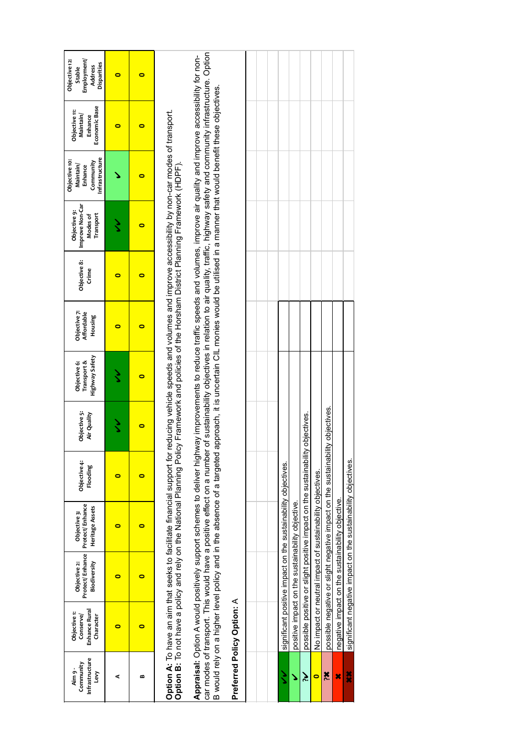| Aim 9 - Community Infrastructure Levy | Objective 1: Conserve/ Enhance Rural Character | Objective 2: Protect/ Enhance Biodiversity | Objective 3: Protect/ Enhance Heritage Assets | Objective 4: Flooding | Objective 5: Air Quality | Objective 6: Transport & Highway Safety | Objective 7: Affordable Housing | Objective 8: Crime | Objective 9: Improve Non-Car Modes of Transport | Objective 10: Maintain/ Enhance Community Infrastructure | Objective 11: Maintain/ Enhance Economic Base | Objective 12: Stable Employment/ Address Disparities |
|---|---|---|---|---|---|---|---|---|---|---|---|---|
| A | 0 | 0 | 0 | 0 | ✔✔ | ✔✔ | 0 | 0 | ✔✔ | ✔ | 0 | 0 |
| B | 0 | 0 | 0 | 0 | 0 | 0 | 0 | 0 | 0 | 0 | 0 | 0 |

**Option A:** To have an aim that seeks to facilitate financial support for reducing vehicle speeds and volumes and improve accessibility by non-car modes of transport.
**Option B:** To not have a policy and rely on the National Planning Policy Framework and policies of the Horsham District Planning Framework (HDPF).

**Appraisal:** Option A would positively support schemes to deliver highway improvements to reduce traffic speeds and volumes, improve air quality and improve accessibility for non-car modes of transport. This would have a positive effect on a number of sustainability objectives in relation to air quality, traffic, highway safety and community infrastructure. Option B would rely on a higher level policy and in the absence of a targeted approach, it is uncertain CIL monies would be utilised in a manner that would benefit these objectives.

**Preferred Policy Option:** A

| Symbol | Meaning |
|---|---|
| ✔✔ | significant positive impact on the sustainability objectives. |
| ✔ | positive impact on the sustainability objective. |
| ?✔ | possible positive or slight positive impact on the sustainability objectives. |
| 0 | No impact or neutral impact of sustainability objectives. |
| ?✖ | possible negative or slight negative impact on the sustainability objectives. |
| ✖ | negative impact on the sustainability objective. |
| ✖✖ | significant negative impact on the sustainability objectives. |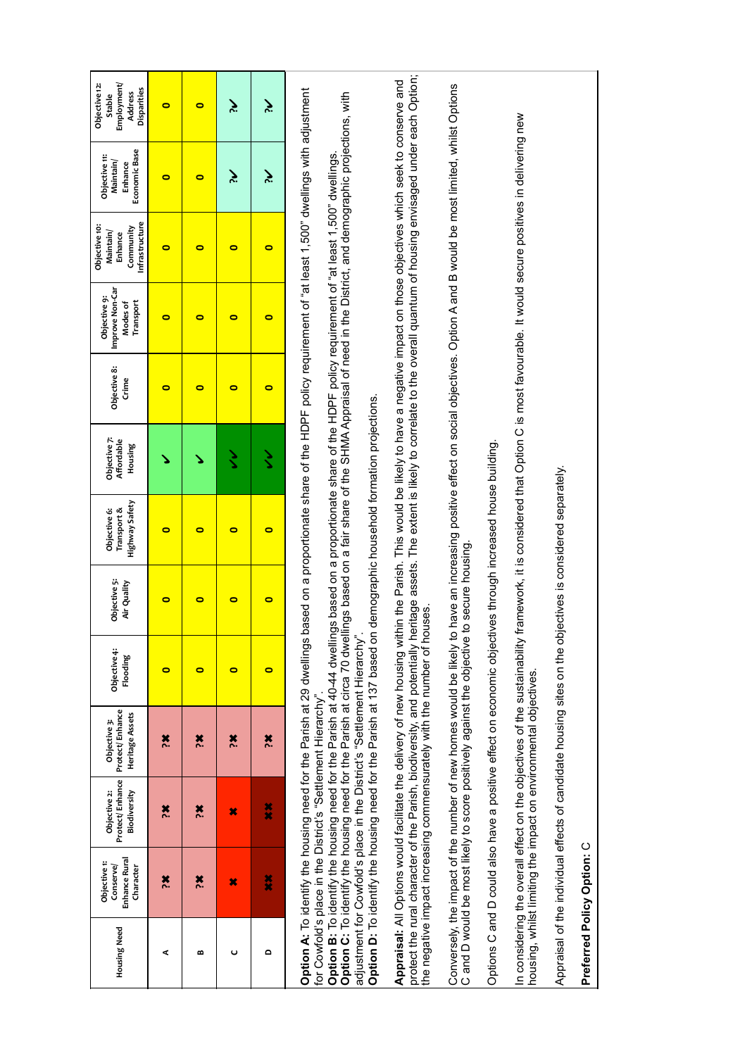| Housing Need | Objective 1: Conserve/ Enhance Rural Character | Objective 2: Protect/ Enhance Biodiversity | Objective 3: Protect/ Enhance Heritage Assets | Objective 4: Flooding | Objective 5: Air Quality | Objective 6: Transport & Highway Safety | Objective 7: Affordable Housing | Objective 8: Crime | Objective 9: Improve Non-Car Modes of Transport | Objective 10: Maintain/ Enhance Community Infrastructure | Objective 11: Maintain/ Enhance Economic Base | Objective 12: Stable Employment/ Address Disparities |
|---|---|---|---|---|---|---|---|---|---|---|---|---|
| A | ?✖ | ?✖ | ?✖ | 0 | 0 | 0 | ✔ | 0 | 0 | 0 | 0 | 0 |
| B | ?✖ | ?✖ | ?✖ | 0 | 0 | 0 | ✔ | 0 | 0 | 0 | 0 | 0 |
| C | ✖ | ✖ | ?✖ | 0 | 0 | 0 | ✔✔ | 0 | 0 | 0 | ?✔ | ?✔ |
| D | ✖✖ | ✖✖ | ?✖ | 0 | 0 | 0 | ✔✔ | 0 | 0 | 0 | ?✔ | ?✔ |

**Option A:** To identify the housing need for the Parish at 29 dwellings based on a proportionate share of the HDPF policy requirement of "at least 1,500" dwellings with adjustment for Cowfold's place in the District's "Settlement Hierarchy".
**Option B:** To identify the housing need for the Parish at 40-44 dwellings based on a proportionate share of the HDPF policy requirement of "at least 1,500" dwellings.
**Option C:** To identify the housing need for the Parish at circa 70 dwellings based on a fair share of the SHMA Appraisal of need in the District, and demographic projections, with adjustment for Cowfold's place in the District's "Settlement Hierarchy".
**Option D:** To identify the housing need for the Parish at 137 based on demographic household formation projections.

**Appraisal:** All Options would facilitate the delivery of new housing within the Parish. This would be likely to have a negative impact on those objectives which seek to conserve and protect the rural character of the Parish, biodiversity, and potentially heritage assets. The extent is likely to correlate to the overall quantum of housing envisaged under each Option; the negative impact increasing commensurately with the number of houses.

Conversely, the impact of the number of new homes would be likely to have an increasing positive effect on social objectives. Option A and B would be most limited, whilst Options C and D would be most likely to score positively against the objective to secure housing.

Options C and D could also have a positive effect on economic objectives through increased house building.

In considering the overall effect on the objectives of the sustainability framework, it is considered that Option C is most favourable. It would secure positives in delivering new housing, whilst limiting the impact on environmental objectives.

Appraisal of the individual effects of candidate housing sites on the objectives is considered separately.

**Preferred Policy Option:** C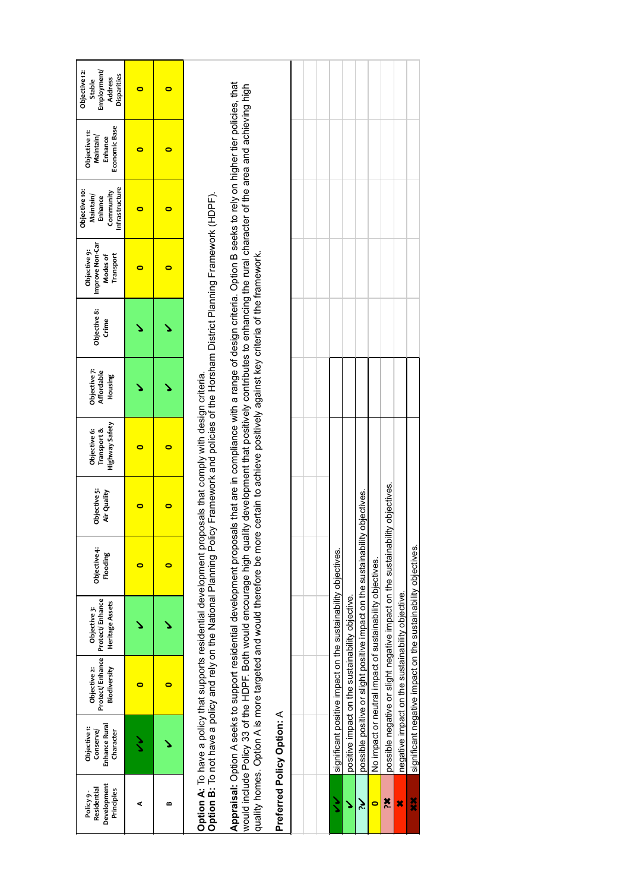| Policy 9 - Residential Development Principles | Objective 1: Conserve/ Enhance Rural Character | Objective 2: Protect/ Enhance Biodiversity | Objective 3: Protect/ Enhance Heritage Assets | Objective 4: Flooding | Objective 5: Air Quality | Objective 6: Transport & Highway Safety | Objective 7: Affordable Housing | Objective 8: Crime | Objective 9: Improve Non-Car Modes of Transport | Objective 10: Maintain/ Enhance Community Infrastructure | Objective 11: Maintain/ Enhance Economic Base | Objective 12: Stable Employment/ Address Disparities |
|---|---|---|---|---|---|---|---|---|---|---|---|---|
| A | ✓✓ | 0 | ✓ | 0 | 0 | 0 | ✓ | ✓ | 0 | 0 | 0 | 0 |
| B | ✓ | 0 | ✓ | 0 | 0 | 0 | ✓ | ✓ | 0 | 0 | 0 | 0 |

**Option A:** To have a policy that supports residential development proposals that comply with design criteria.
**Option B:** To not have a policy and rely on the National Planning Policy Framework and policies of the Horsham District Planning Framework (HDPF).

**Appraisal:** Option A seeks to support residential development proposals that are in compliance with a range of design criteria. Option B seeks to rely on higher tier policies, that would include Policy 33 of the HDPF. Both would encourage high quality development that positively contributes to enhancing the rural character of the area and achieving high quality homes. Option A is more targeted and would therefore be more certain to achieve positively against key criteria of the framework.

**Preferred Policy Option:** A

| Key | Description |
|---|---|
| ✓✓ | significant positive impact on the sustainability objectives. |
| ✓ | positive impact on the sustainability objective. |
| ?✓ | possible positive or slight positive impact on the sustainability objectives. |
| 0 | No impact or neutral impact of sustainability objectives. |
| ?✖ | possible negative or slight negative impact on the sustainability objectives. |
| ✖ | negative impact on the sustainability objective. |
| ✖✖ | significant negative impact on the sustainability objectives. |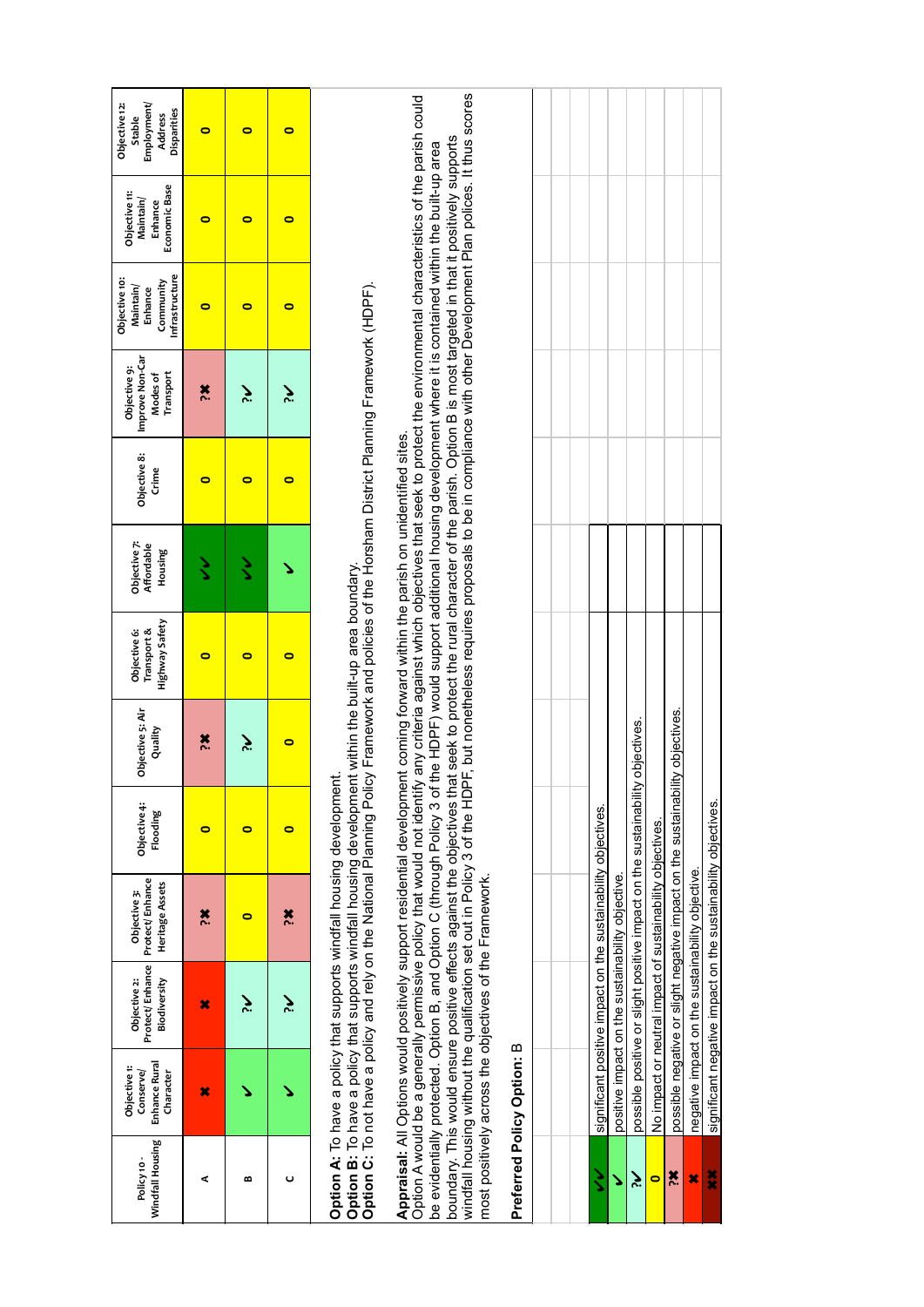| Policy 10 - Windfall Housing | Objective 1: Conserve/ Enhance Rural Character | Objective 2: Protect/ Enhance Biodiversity | Objective 3: Protect/ Enhance Heritage Assets | Objective 4: Flooding | Objective 5: Air Quality | Objective 6: Transport & Highway Safety | Objective 7: Affordable Housing | Objective 8: Crime | Objective 9: Improve Non-Car Modes of Transport | Objective 10: Maintain/ Enhance Community Infrastructure | Objective 11: Maintain/ Enhance Economic Base | Objective 12: Stable Employment/ Address Disparities |
|---|---|---|---|---|---|---|---|---|---|---|---|---|
| A | ✖ | ✖ | ?✖ | 0 | ?✖ | 0 | ✔✔ | 0 | ?✖ | 0 | 0 | 0 |
| B | ✔ | ?✔ | 0 | 0 | ?✔ | 0 | ✔✔ | 0 | ?✔ | 0 | 0 | 0 |
| C | ✔ | ?✔ | ?✖ | 0 | 0 | 0 | ✔ | 0 | ?✔ | 0 | 0 | 0 |

**Option A:** To have a policy that supports windfall housing development.
**Option B:** To have a policy that supports windfall housing development within the built-up area boundary.
**Option C:** To not have a policy and rely on the National Planning Policy Framework and policies of the Horsham District Planning Framework (HDPF).

**Appraisal:** All Options would positively support residential development coming forward within the parish on unidentified sites. Option A would be a generally permissive policy that would not identify any criteria against which objectives that seek to protect the environmental characteristics of the parish could be evidentially protected. Option B, and Option C (through Policy 3 of the HDPF) would support additional housing development where it is contained within the built-up area boundary. This would ensure positive effects against the objectives that seek to protect the rural character of the parish. Option B is most targeted in that it positively supports windfall housing without the qualification set out in Policy 3 of the HDPF, but nonetheless requires proposals to be in compliance with other Development Plan polices. It thus scores most positively across the objectives of the Framework.

**Preferred Policy Option:** B

| Symbol | Meaning |
|---|---|
| ✔✔ | significant positive impact on the sustainability objectives. |
| ✔ | positive impact on the sustainability objective. |
| ?✔ | possible positive or slight positive impact on the sustainability objectives. |
| 0 | No impact or neutral impact of sustainability objectives. |
| ?✖ | possible negative or slight negative impact on the sustainability objectives. |
| ✖ | negative impact on the sustainability objective. |
| ✖✖ | significant negative impact on the sustainability objectives. |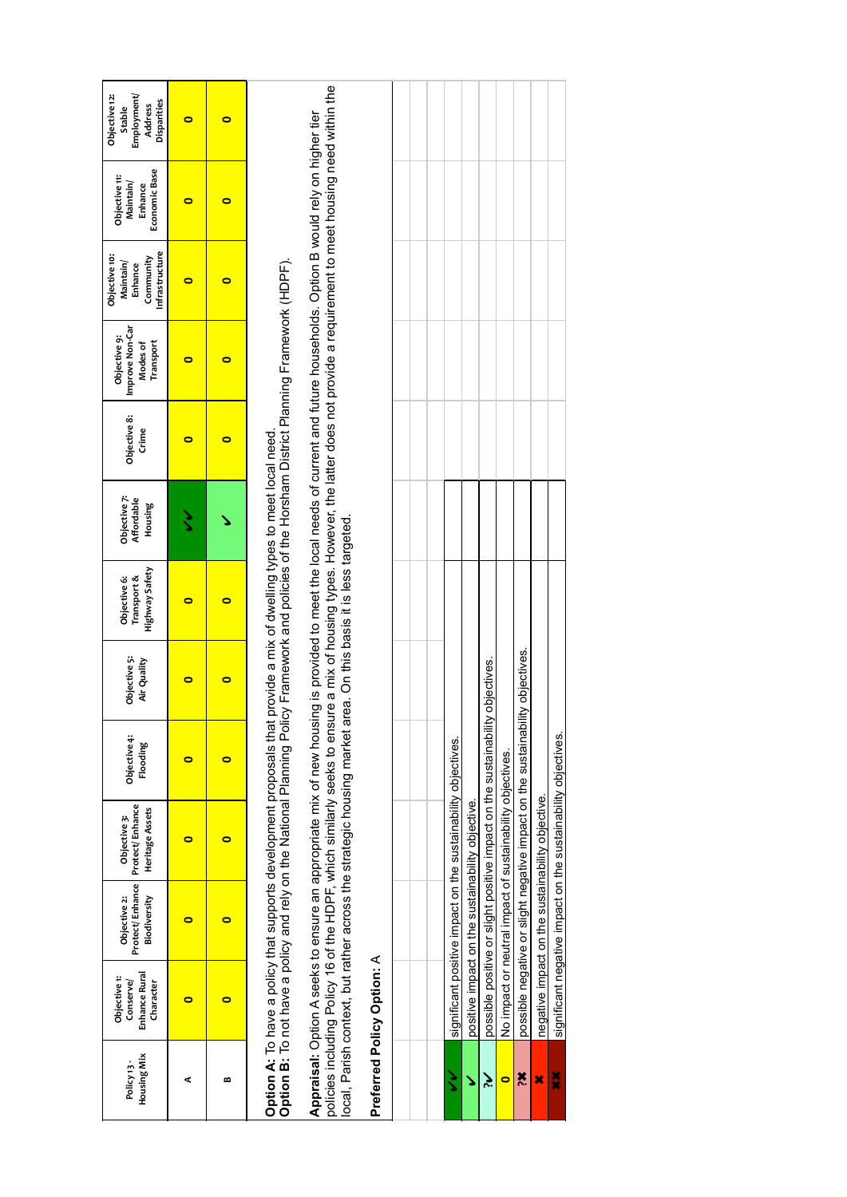| Policy 13 - Housing Mix | Objective 1: Conserve/ Enhance Rural Character | Objective 2: Protect/ Enhance Biodiversity | Objective 3: Protect/ Enhance Heritage Assets | Objective 4: Flooding | Objective 5: Air Quality | Objective 6: Transport & Highway Safety | Objective 7: Affordable Housing | Objective 8: Crime | Objective 9: Improve Non-Car Modes of Transport | Objective 10: Maintain/ Enhance Community Infrastructure | Objective 11: Maintain/ Enhance Economic Base | Objective 12: Stable Employment/ Address Disparities |
|---|---|---|---|---|---|---|---|---|---|---|---|---|
| A | 0 | 0 | 0 | 0 | 0 | 0 | ✓✓ | 0 | 0 | 0 | 0 | 0 |
| B | 0 | 0 | 0 | 0 | 0 | 0 | ✓ | 0 | 0 | 0 | 0 | 0 |

**Option A**: To have a policy that supports development proposals that provide a mix of dwelling types to meet local need.
**Option B**: To not have a policy and rely on the National Planning Policy Framework and policies of the Horsham District Planning Framework (HDPF).

**Appraisal:** Option A seeks to ensure an appropriate mix of new housing is provided to meet the local needs of current and future households. Option B would rely on higher tier policies including Policy 16 of the HDPF, which similarly seeks to ensure a mix of housing types. However, the latter does not provide a requirement to meet housing need within the local, Parish context, but rather across the strategic housing market area. On this basis it is less targeted.

**Preferred Policy Option:** A

| Symbol | Meaning |
|---|---|
| ✓✓ | significant positive impact on the sustainability objectives. |
| ✓ | positive impact on the sustainability objective. |
| ?✓ | possible positive or slight positive impact on the sustainability objectives. |
| 0 | No impact or neutral impact of sustainability objectives. |
| ?✗ | possible negative or slight negative impact on the sustainability objectives. |
| ✗ | negative impact on the sustainability objective. |
| ✗✗ | significant negative impact on the sustainability objectives. |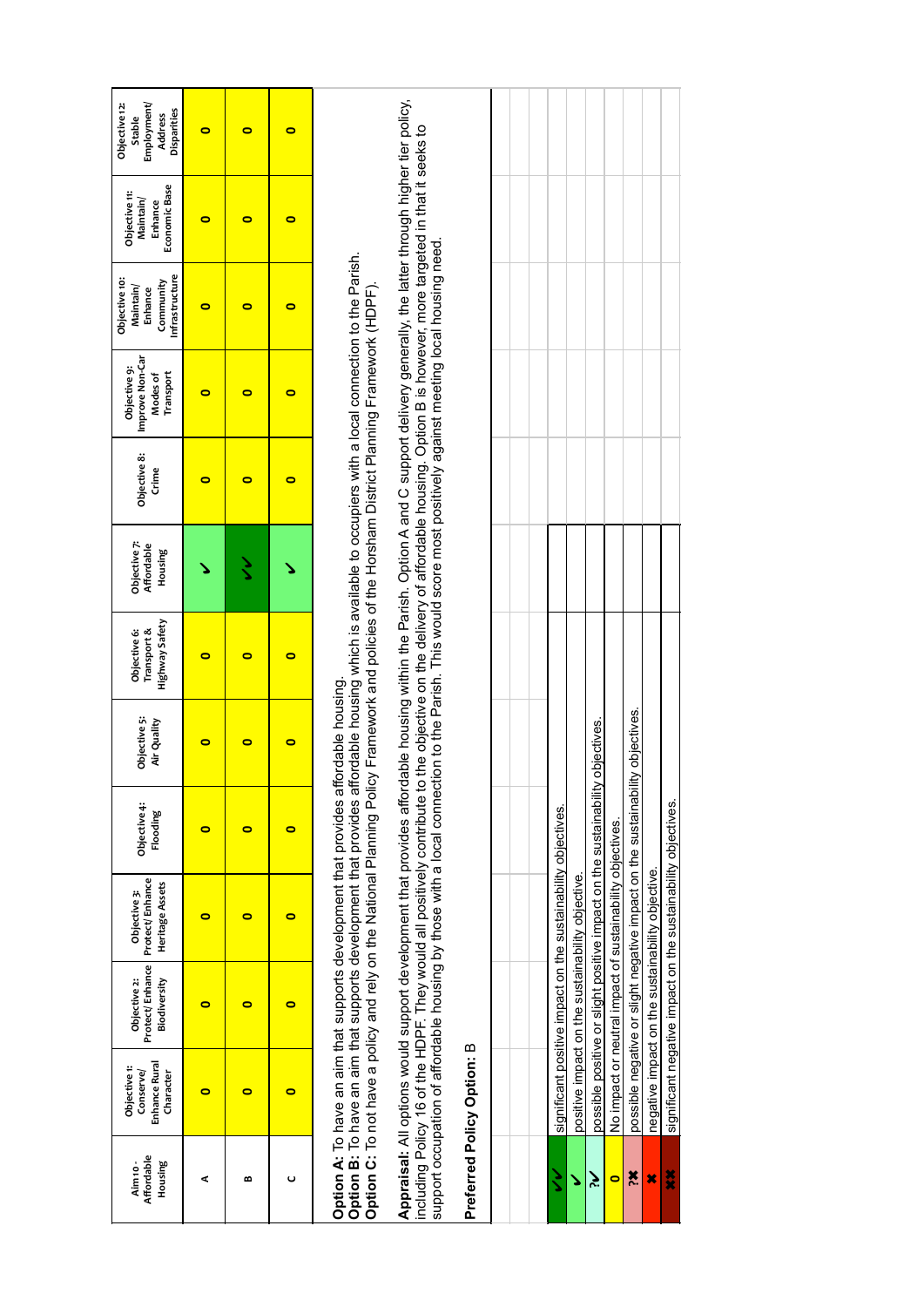| Aim 10 - Affordable Housing | Objective 1: Conserve/ Enhance Rural Character | Objective 2: Protect/ Enhance Biodiversity | Objective 3: Protect/ Enhance Heritage Assets | Objective 4: Flooding | Objective 5: Air Quality | Objective 6: Transport & Highway Safety | Objective 7: Affordable Housing | Objective 8: Crime | Objective 9: Improve Non-Car Modes of Transport | Objective 10: Maintain/ Enhance Community Infrastructure | Objective 11: Maintain/ Enhance Economic Base | Objective 12: Stable Employment/ Address Disparities |
|---|---|---|---|---|---|---|---|---|---|---|---|---|
| A | 0 | 0 | 0 | 0 | 0 | 0 | ✓ | 0 | 0 | 0 | 0 | 0 |
| B | 0 | 0 | 0 | 0 | 0 | 0 | ✓✓ | 0 | 0 | 0 | 0 | 0 |
| C | 0 | 0 | 0 | 0 | 0 | 0 | ✓ | 0 | 0 | 0 | 0 | 0 |

**Option A:** To have an aim that supports development that provides affordable housing.
**Option B:** To have an aim that supports development that provides affordable housing which is available to occupiers with a local connection to the Parish.
**Option C:** To not have a policy and rely on the National Planning Policy Framework and policies of the Horsham District Planning Framework (HDPF).

**Appraisal:** All options would support development that provides affordable housing within the Parish. Option A and C support delivery generally, the latter through higher tier policy, including Policy 16 of the HDPF. They would all positively contribute to the objective on the delivery of affordable housing. Option B is however, more targeted in that it seeks to support occupation of affordable housing by those with a local connection to the Parish. This would score most positively against meeting local housing need.

**Preferred Policy Option:** B

| Symbol | Meaning |
|---|---|
| ✓✓ | significant positive impact on the sustainability objectives. |
| ✓ | positive impact on the sustainability objective. |
| ?✓ | possible positive or slight positive impact on the sustainability objectives. |
| 0 | No impact or neutral impact of sustainability objectives. |
| ?✗ | possible negative or slight negative impact on the sustainability objectives. |
| ✗ | negative impact on the sustainability objective. |
| ✗✗ | significant negative impact on the sustainability objectives. |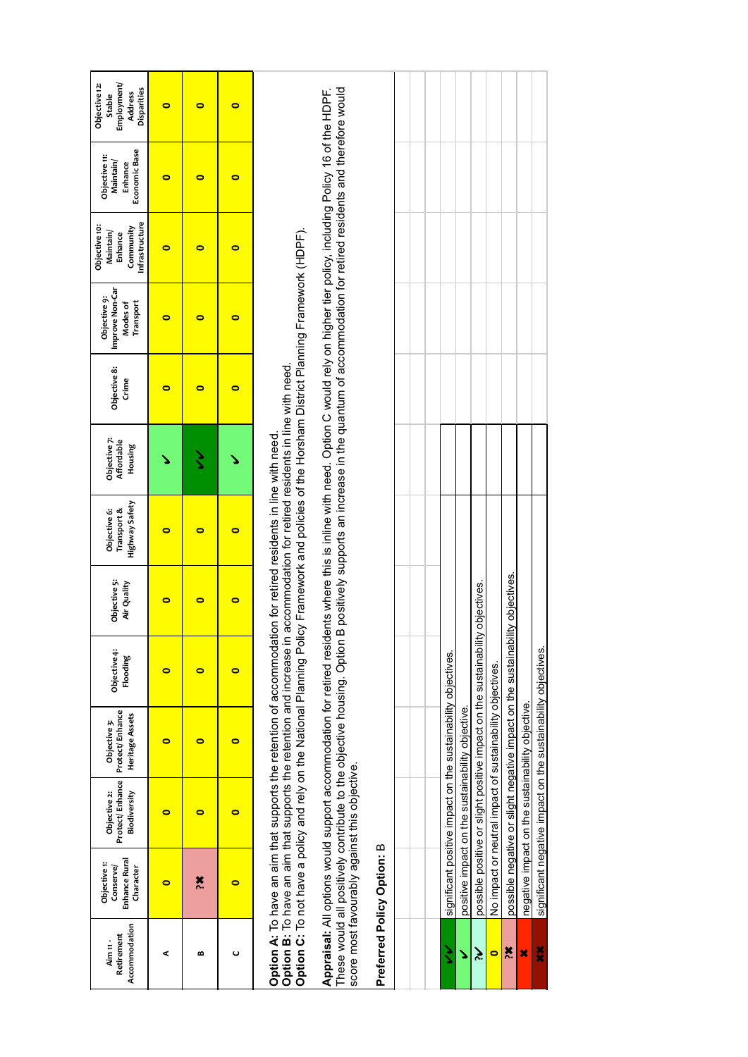| Aim 11 - Retirement Accommodation | Objective 1: Conserve/ Enhance Rural Character | Objective 2: Protect/ Enhance Biodiversity | Objective 3: Protect/ Enhance Heritage Assets | Objective 4: Flooding | Objective 5: Air Quality | Objective 6: Transport & Highway Safety | Objective 7: Affordable Housing | Objective 8: Crime | Objective 9: Improve Non-Car Modes of Transport | Objective 10: Maintain/ Enhance Community Infrastructure | Objective 11: Maintain/ Enhance Economic Base | Objective 12: Stable Employment/ Address Disparities |
|---|---|---|---|---|---|---|---|---|---|---|---|---|
| A | 0 | 0 | 0 | 0 | 0 | 0 | ✓ | 0 | 0 | 0 | 0 | 0 |
| B | ?✗ | 0 | 0 | 0 | 0 | 0 | ✓✓ | 0 | 0 | 0 | 0 | 0 |
| C | 0 | 0 | 0 | 0 | 0 | 0 | ✓ | 0 | 0 | 0 | 0 | 0 |

**Option A:** To have an aim that supports the retention of accommodation for retired residents in line with need.
**Option B:** To have an aim that supports the retention and increase in accommodation for retired residents in line with need.
**Option C:** To not have a policy and rely on the National Planning Policy Framework and policies of the Horsham District Planning Framework (HDPF).

**Appraisal:** All options would support accommodation for retired residents where this is inline with need. Option C would rely on higher tier policy, including Policy 16 of the HDPF. These would all positively contribute to the objective housing. Option B positively supports an increase in the quantum of accommodation for retired residents and therefore would score most favourably against this objective.

**Preferred Policy Option:** B

| Symbol | Meaning |
|---|---|
| ✓✓ | significant positive impact on the sustainability objectives. |
| ✓ | positive impact on the sustainability objective. |
| ?✓ | possible positive or slight positive impact on the sustainability objectives. |
| 0 | No impact or neutral impact of sustainability objectives. |
| ?✗ | possible negative or slight negative impact on the sustainability objectives. |
| ✗ | negative impact on the sustainability objective. |
| ✗✗ | significant negative impact on the sustainability objectives. |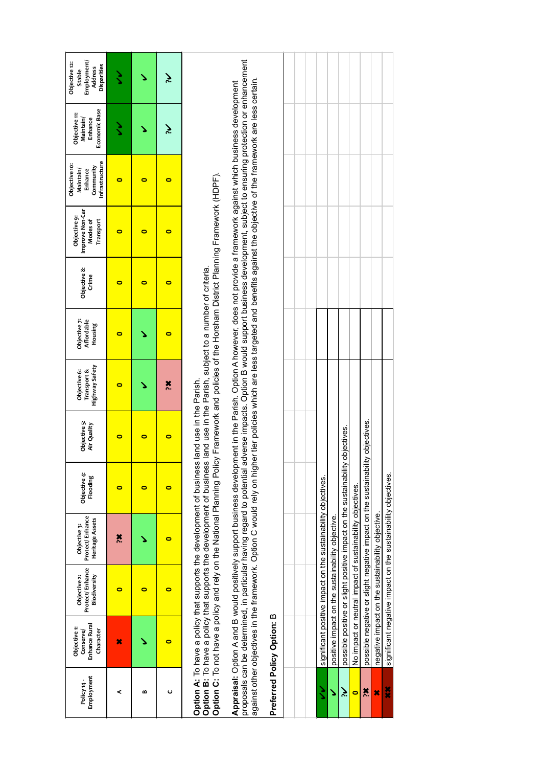| Policy 14 - Employment | Objective 1: Conserve/ Enhance Rural Character | Objective 2: Protect/ Enhance Biodiversity | Objective 3: Protect/ Enhance Heritage Assets | Objective 4: Flooding | Objective 5: Air Quality | Objective 6: Transport & Highway Safety | Objective 7: Affordable Housing | Objective 8: Crime | Objective 9: Improve Non-Car Modes of Transport | Objective 10: Maintain/ Enhance Community Infrastructure | Objective 11: Maintain/ Enhance Economic Base | Objective 12: Stable Employment/ Address Disparities |
|---|---|---|---|---|---|---|---|---|---|---|---|---|
| A | ✖ | 0 | ?✖ | 0 | 0 | 0 | 0 | 0 | 0 | 0 | ✓✓ | ✓✓ |
| B | ✓ | 0 | ✓ | 0 | 0 | ✓ | ✓ | 0 | 0 | 0 | ✓ | ✓ |
| C | 0 | 0 | 0 | 0 | 0 | ?✖ | 0 | 0 | 0 | 0 | ?✓ | ?✓ |

**Option A:** To have a policy that supports the development of business land use in the Parish.
**Option B:** To have a policy that supports the development of business land use in the Parish, subject to a number of criteria.
**Option C:** To not have a policy and rely on the National Planning Policy Framework and policies of the Horsham District Planning Framework (HDPF).

**Appraisal:** Option A and B would positively support business development in the Parish. Option A however, does not provide a framework against which business development proposals can be determined, in particular having regard to potential adverse impacts. Option B would support business development, subject to ensuring protection or enhancement against other objectives in the framework. Option C would rely on higher tier policies which are less targeted and benefits against the objective of the framework are less certain.

**Preferred Policy Option:** B

| Symbol | Meaning |
|---|---|
| ✓✓ | significant positive impact on the sustainability objectives. |
| ✓ | positive impact on the sustainability objective. |
| ?✓ | possible positive or slight positive impact on the sustainability objectives. |
| 0 | No impact or neutral impact of sustainability objectives. |
| ?✖ | possible negative or slight negative impact on the sustainability objectives. |
| ✖ | negative impact on the sustainability objective. |
| ✖✖ | significant negative impact on the sustainability objectives. |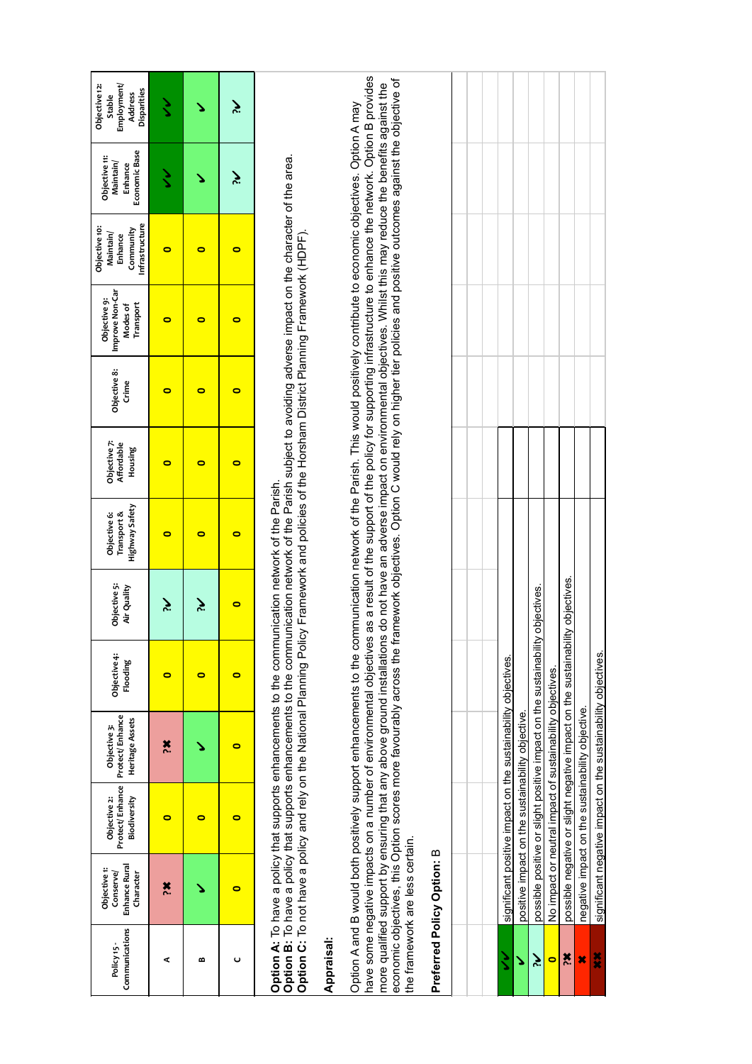| Policy 15 - Communications | Objective 1: Conserve/ Enhance Rural Character | Objective 2: Protect/ Enhance Biodiversity | Objective 3: Protect/ Enhance Heritage Assets | Objective 4: Flooding | Objective 5: Air Quality | Objective 6: Transport & Highway Safety | Objective 7: Affordable Housing | Objective 8: Crime | Objective 9: Improve Non-Car Modes of Transport | Objective 10: Maintain/ Enhance Community Infrastructure | Objective 11: Maintain/ Enhance Economic Base | Objective 12: Stable Employment/ Address Disparities |
|---|---|---|---|---|---|---|---|---|---|---|---|---|
| A | ?✖ | 0 | ?✖ | 0 | ?✔ | 0 | 0 | 0 | 0 | 0 | ✔✔ | ✔✔ |
| B | ✔ | 0 | ✔ | 0 | ?✔ | 0 | 0 | 0 | 0 | 0 | ✔ | ✔ |
| C | 0 | 0 | 0 | 0 | 0 | 0 | 0 | 0 | 0 | 0 | ?✔ | ?✔ |

**Option A:** To have a policy that supports enhancements to the communication network of the Parish.
**Option B:** To have a policy that supports enhancements to the communication network of the Parish subject to avoiding adverse impact on the character of the area.
**Option C:** To not have a policy and rely on the National Planning Policy Framework and policies of the Horsham District Planning Framework (HDPF).

**Appraisal:**

Option A and B would both positively support enhancements to the communication network of the Parish. This would positively contribute to economic objectives. Option A may have some negative impacts on a number of environmental objectives as a result of the support of the policy for supporting infrastructure to enhance the network. Option B provides more qualified support by ensuring that any above ground installations do not have an adverse impact on environmental objectives. Whilst this may reduce the benefits against the economic objectives, this Option scores more favourably across the framework objectives. Option C would rely on higher tier policies and positive outcomes against the objective of the framework are less certain.

**Preferred Policy Option:** B

| | |
|---|---|
| ✔✔ | significant positive impact on the sustainability objectives. |
| ✔ | positive impact on the sustainability objective. |
| ?✔ | possible positive or slight positive impact on the sustainability objectives. |
| 0 | No impact or neutral impact of sustainability objectives. |
| ?✖ | possible negative or slight negative impact on the sustainability objectives. |
| ✖ | negative impact on the sustainability objective. |
| ✖✖ | significant negative impact on the sustainability objectives. |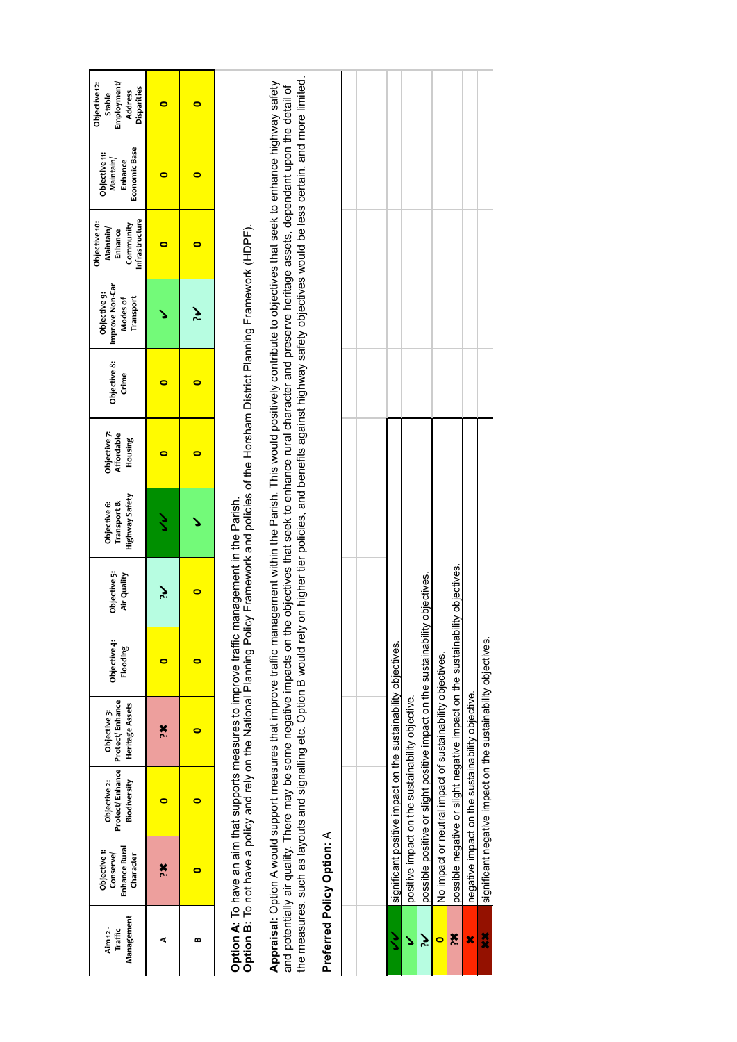| Aim 12 - Traffic Management | Objective 1: Conserve/ Enhance Rural Character | Objective 2: Protect/ Enhance Biodiversity | Objective 3: Protect/ Enhance Heritage Assets | Objective 4: Flooding | Objective 5: Air Quality | Objective 6: Transport & Highway Safety | Objective 7: Affordable Housing | Objective 8: Crime | Objective 9: Improve Non-Car Modes of Transport | Objective 10: Maintain/ Enhance Community Infrastructure | Objective 11: Maintain/ Enhance Economic Base | Objective 12: Stable Employment/ Address Disparities |
|---|---|---|---|---|---|---|---|---|---|---|---|---|
| A | ?✖ | 0 | ?✖ | 0 | ?✔ | ✔✔ | 0 | 0 | ✔ | 0 | 0 | 0 |
| B | 0 | 0 | 0 | 0 | 0 | ✔ | 0 | 0 | ?✔ | 0 | 0 | 0 |

**Option A**: To have an aim that supports measures to improve traffic management in the Parish.
**Option B**: To not have a policy and rely on the National Planning Policy Framework and policies of the Horsham District Planning Framework (HDPF).

**Appraisal:** Option A would support measures that improve traffic management within the Parish. This would positively contribute to objectives that seek to enhance highway safety and potentially air quality. There may be some negative impacts on the objectives that seek to enhance rural character and preserve heritage assets, dependant upon the detail of the measures, such as layouts and signalling etc. Option B would rely on higher tier policies, and benefits against highway safety objectives would be less certain, and more limited.

**Preferred Policy Option:** A

| Symbol | Meaning |
|---|---|
| ✔✔ | significant positive impact on the sustainability objectives. |
| ✔ | positive impact on the sustainability objective. |
| ?✔ | possible positive or slight positive impact on the sustainability objectives. |
| 0 | No impact or neutral impact of sustainability objectives. |
| ?✖ | possible negative or slight negative impact on the sustainability objectives. |
| ✖ | negative impact on the sustainability objective. |
| ✖✖ | significant negative impact on the sustainability objectives. |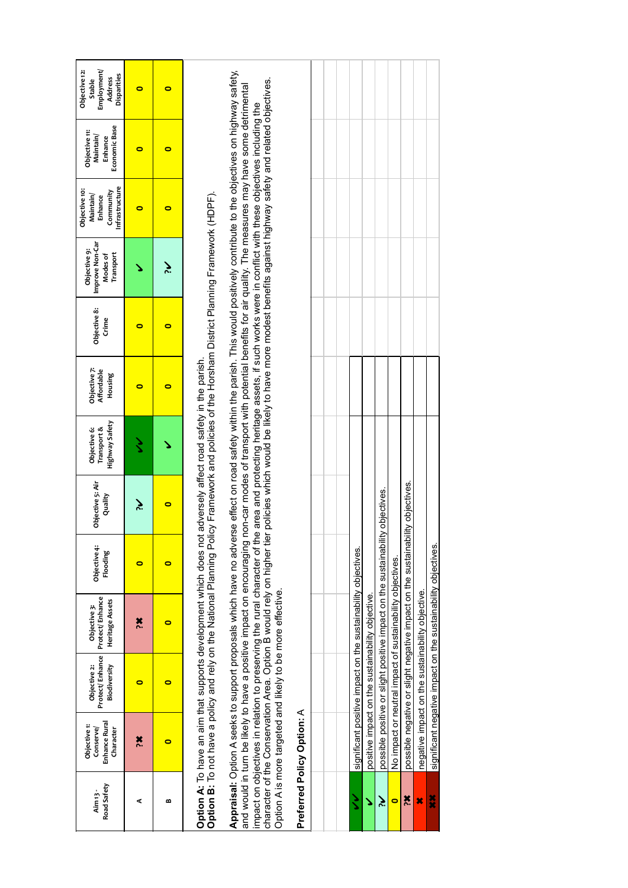| Aim 13 - Road Safety | Objective 1: Conserve/ Enhance Rural Character | Objective 2: Protect/ Enhance Biodiversity | Objective 3: Protect/ Enhance Heritage Assets | Objective 4: Flooding | Objective 5: Air Quality | Objective 6: Transport & Highway Safety | Objective 7: Affordable Housing | Objective 8: Crime | Objective 9: Improve Non-Car Modes of Transport | Objective 10: Maintain/ Enhance Community Infrastructure | Objective 11: Maintain/ Enhance Economic Base | Objective 12: Stable Employment/ Address Disparities |
|---|---|---|---|---|---|---|---|---|---|---|---|---|
| A | ?✖ | 0 | ?✖ | 0 | ?✔ | ✔✔ | 0 | 0 | ✔ | 0 | 0 | 0 |
| B | 0 | 0 | 0 | 0 | 0 | ✔ | 0 | 0 | ?✔ | 0 | 0 | 0 |

**Option A**: To have an aim that supports development which does not adversely affect road safety in the parish.
**Option B**: To not have a policy and rely on the National Planning Policy Framework and policies of the Horsham District Planning Framework (HDPF).

**Appraisal**: Option A seeks to support proposals which have no adverse effect on road safety within the parish. This would positively contribute to the objectives on highway safety, and would in turn be likely to have a positive impact on encouraging non-car modes of transport with potential benefits for air quality. The measures may have some detrimental impact on objectives in relation to preserving the rural character of the area and protecting heritage assets, if such works were in conflict with these objectives including the character of the Conservation Area. Option B would rely on higher tier policies which would be likely to have more modest benefits against highway safety and related objectives. Option A is more targeted and likely to be more effective.

**Preferred Policy Option**: A

| Symbol | Meaning |
|---|---|
| ✔✔ | significant positive impact on the sustainability objectives. |
| ✔ | positive impact on the sustainability objective. |
| ?✔ | possible positive or slight positive impact on the sustainability objectives. |
| 0 | No impact or neutral impact of sustainability objectives. |
| ?✖ | possible negative or slight negative impact on the sustainability objectives. |
| ✖ | negative impact on the sustainability objective. |
| ✖✖ | significant negative impact on the sustainability objectives. |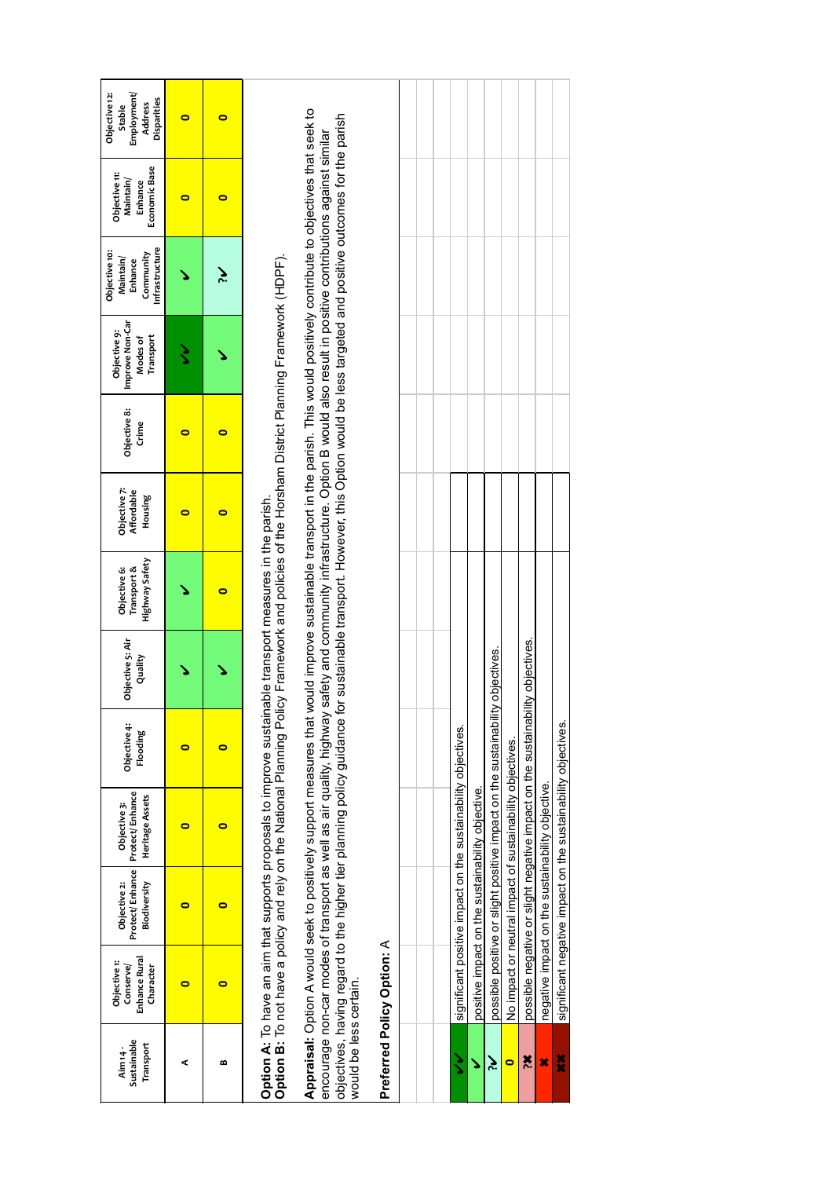| Aim 14 - Sustainable Transport | Objective 1: Conserve/ Enhance Rural Character | Objective 2: Protect/ Enhance Biodiversity | Objective 3: Protect/ Enhance Heritage Assets | Objective 4: Flooding | Objective 5: Air Quality | Objective 6: Transport & Highway Safety | Objective 7: Affordable Housing | Objective 8: Crime | Objective 9: Improve Non-Car Modes of Transport | Objective 10: Maintain/ Enhance Community Infrastructure | Objective 11: Maintain/ Enhance Economic Base | Objective 12: Stable Employment/ Address Disparities |
|---|---|---|---|---|---|---|---|---|---|---|---|---|
| A | 0 | 0 | 0 | 0 | ✔ | ✔ | 0 | 0 | ✔✔ | ✔ | 0 | 0 |
| B | 0 | 0 | 0 | 0 | ✔ | 0 | 0 | 0 | ✔ | ?✔ | 0 | 0 |

**Option A**: To have an aim that supports proposals to improve sustainable transport measures in the parish.
**Option B**: To not have a policy and rely on the National Planning Policy Framework and policies of the Horsham District Planning Framework (HDPF).

**Appraisal:** Option A would seek to positively support measures that would improve sustainable transport in the parish. This would positively contribute to objectives that seek to encourage non-car modes of transport as well as air quality, highway safety and community infrastructure. Option B would also result in positive contributions against similar objectives, having regard to the higher tier planning policy guidance for sustainable transport. However, this Option would be less targeted and positive outcomes for the parish would be less certain.

**Preferred Policy Option:** A

| Symbol | Meaning |
|---|---|
| ✔✔ | significant positive impact on the sustainability objectives. |
| ✔ | positive impact on the sustainability objective. |
| ?✔ | possible positive or slight positive impact on the sustainability objectives. |
| 0 | No impact or neutral impact of sustainability objectives. |
| ?✖ | possible negative or slight negative impact on the sustainability objectives. |
| ✖ | negative impact on the sustainability objective. |
| ✖✖ | significant negative impact on the sustainability objectives. |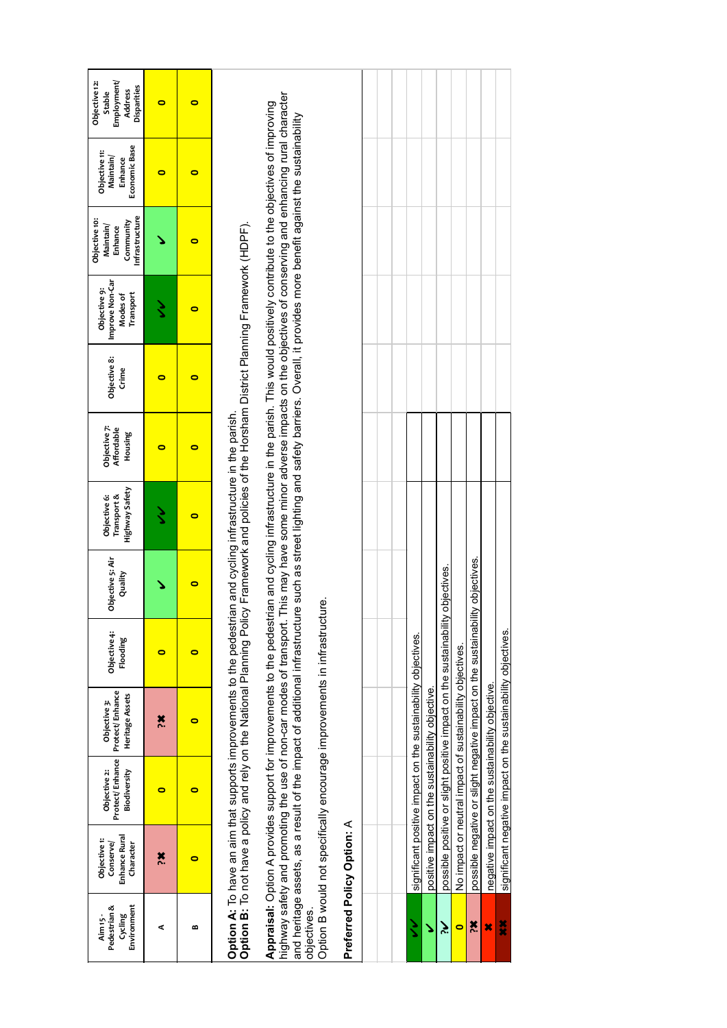| Aim 15 - Pedestrian & Cycling Environment | Objective 1: Conserve/ Enhance Rural Character | Objective 2: Protect/ Enhance Biodiversity | Objective 3: Protect/ Enhance Heritage Assets | Objective 4: Flooding | Objective 5: Air Quality | Objective 6: Transport & Highway Safety | Objective 7: Affordable Housing | Objective 8: Crime | Objective 9: Improve Non-Car Modes of Transport | Objective 10: Maintain/ Enhance Community Infrastructure | Objective 11: Maintain/ Enhance Economic Base | Objective 12: Stable Employment/ Address Disparities |
|---|---|---|---|---|---|---|---|---|---|---|---|---|
| A | ?✖ | 0 | ?✖ | 0 | ✔ | ✔✔ | 0 | 0 | ✔✔ | ✔ | 0 | 0 |
| B | 0 | 0 | 0 | 0 | 0 | 0 | 0 | 0 | 0 | 0 | 0 | 0 |

**Option A:** To have an aim that supports improvements to the pedestrian and cycling infrastructure in the parish.
**Option B:** To not have a policy and rely on the National Planning Policy Framework and policies of the Horsham District Planning Framework (HDPF).

**Appraisal:** Option A provides support for improvements to the pedestrian and cycling infrastructure in the parish. This would positively contribute to the objectives of improving highway safety and promoting the use of non-car modes of transport. This may have some minor adverse impacts on the objectives of conserving and enhancing rural character and heritage assets, as a result of the impact of additional infrastructure such as street lighting and safety barriers. Overall, it provides more benefit against the sustainability objectives.
Option B would not specifically encourage improvements in infrastructure.

**Preferred Policy Option:** A

| Symbol | Meaning |
|---|---|
| ✔✔ | significant positive impact on the sustainability objectives. |
| ✔ | positive impact on the sustainability objective. |
| ?✔ | possible positive or slight positive impact on the sustainability objectives. |
| 0 | No impact or neutral impact of sustainability objectives. |
| ?✖ | possible negative or slight negative impact on the sustainability objectives. |
| ✖ | negative impact on the sustainability objective. |
| ✖✖ | significant negative impact on the sustainability objectives. |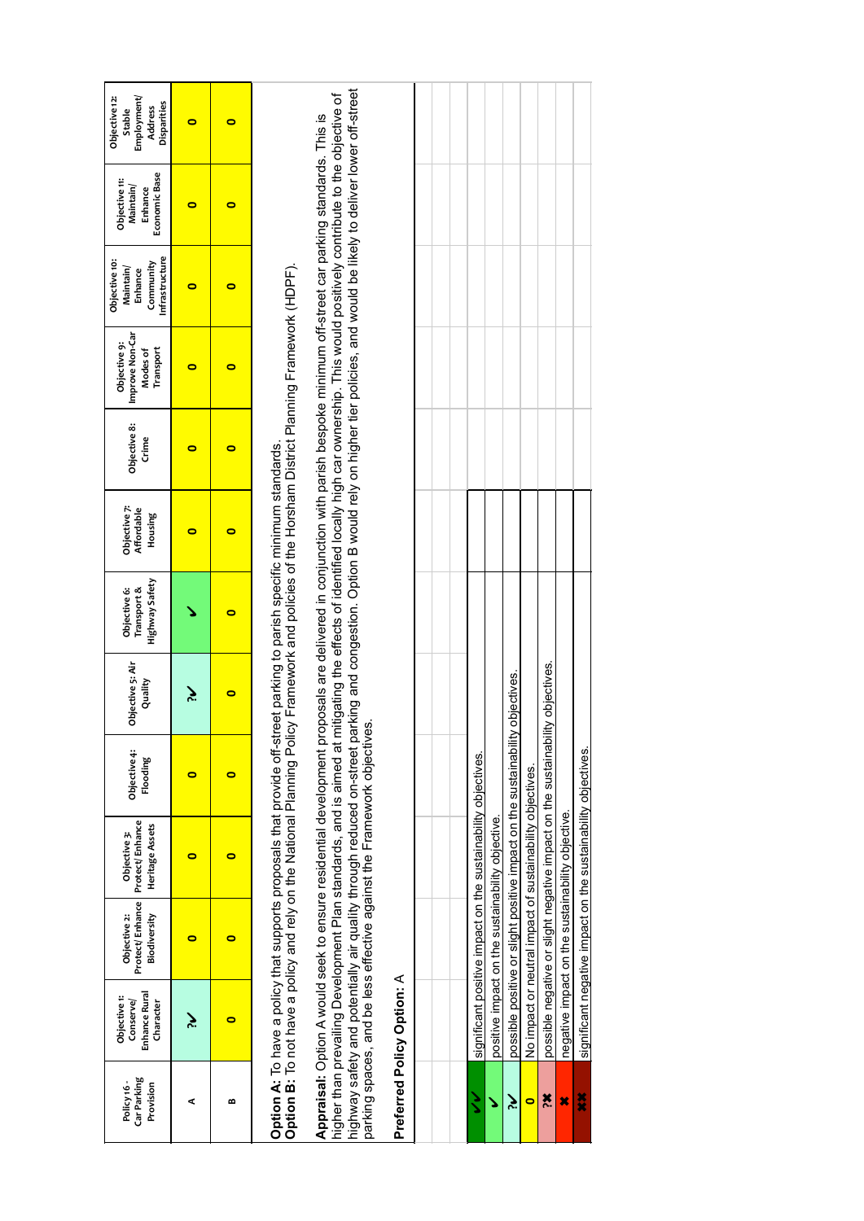| Policy 16 - Car Parking Provision | Objective 1: Conserve/ Enhance Rural Character | Objective 2: Protect/ Enhance Biodiversity | Objective 3: Protect/ Enhance Heritage Assets | Objective 4: Flooding | Objective 5: Air Quality | Objective 6: Transport & Highway Safety | Objective 7: Affordable Housing | Objective 8: Crime | Objective 9: Improve Non-Car Modes of Transport | Objective 10: Maintain/ Enhance Community Infrastructure | Objective 11: Maintain/ Enhance Economic Base | Objective 12: Stable Employment/ Address Disparities |
|---|---|---|---|---|---|---|---|---|---|---|---|---|
| A | ?✓ | 0 | 0 | 0 | ?✓ | ✓ | 0 | 0 | 0 | 0 | 0 | 0 |
| B | 0 | 0 | 0 | 0 | 0 | 0 | 0 | 0 | 0 | 0 | 0 | 0 |

**Option A:** To have a policy that supports proposals that provide off-street parking to parish specific minimum standards.
**Option B:** To not have a policy and rely on the National Planning Policy Framework and policies of the Horsham District Planning Framework (HDPF).

**Appraisal:** Option A would seek to ensure residential development proposals are delivered in conjunction with parish bespoke minimum off-street car parking standards. This is higher than prevailing Development Plan standards, and is aimed at mitigating the effects of identified locally high car ownership. This would positively contribute to the objective of highway safety and potentially air quality through reduced on-street parking and congestion. Option B would rely on higher tier policies, and would be likely to deliver lower off-street parking spaces, and be less effective against the Framework objectives.

**Preferred Policy Option:** A

| Symbol | Meaning |
|---|---|
| ✓✓ | significant positive impact on the sustainability objectives. |
| ✓ | positive impact on the sustainability objective. |
| ?✓ | possible positive or slight positive impact on the sustainability objectives. |
| 0 | No impact or neutral impact of sustainability objectives. |
| ?✗ | possible negative or slight negative impact on the sustainability objectives. |
| ✗ | negative impact on the sustainability objective. |
| ✗✗ | significant negative impact on the sustainability objectives. |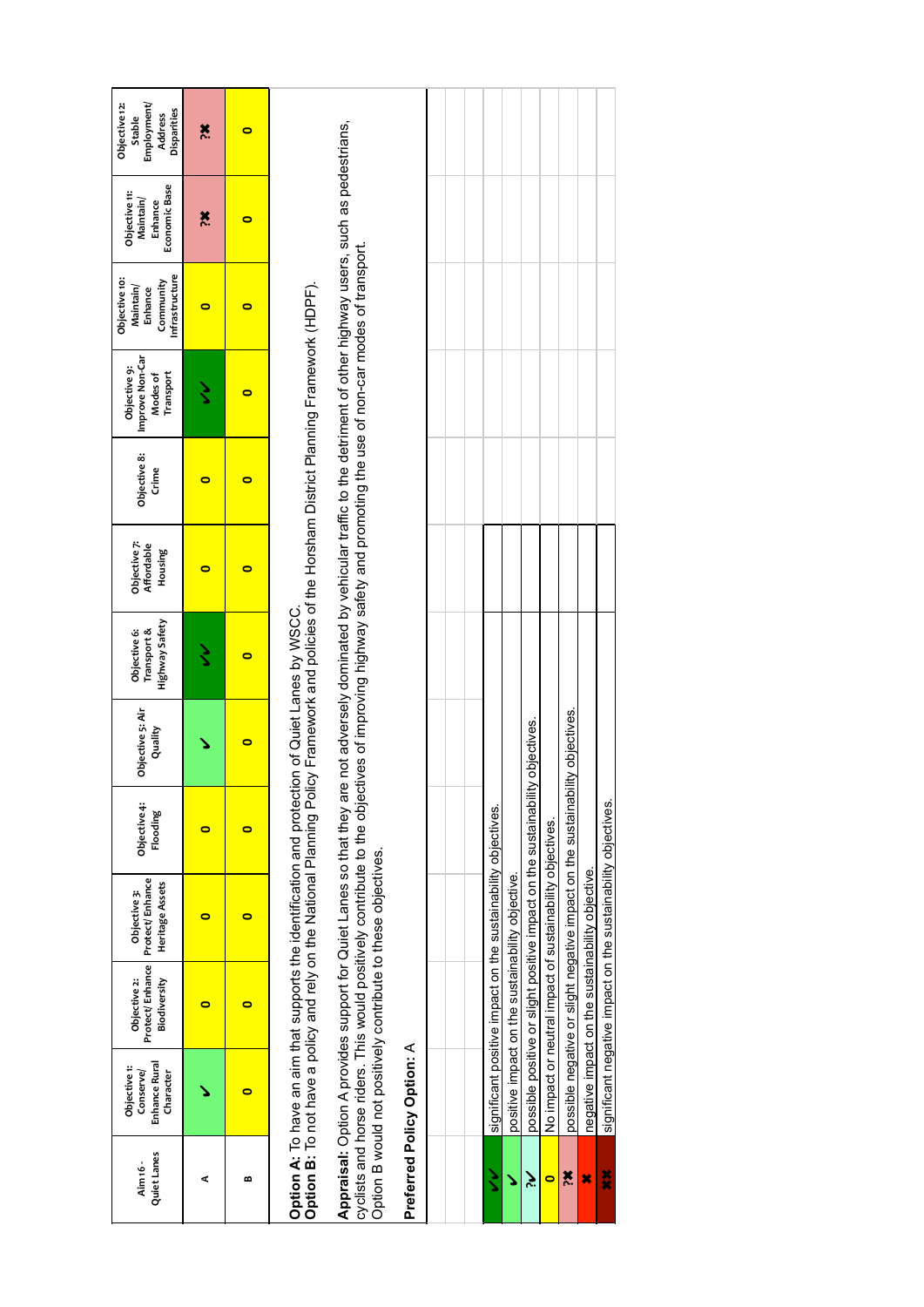| Aim 16 - Quiet Lanes | Objective 1: Conserve/ Enhance Rural Character | Objective 2: Protect/ Enhance Biodiversity | Objective 3: Protect/ Enhance Heritage Assets | Objective 4: Flooding | Objective 5: Air Quality | Objective 6: Transport & Highway Safety | Objective 7: Affordable Housing | Objective 8: Crime | Objective 9: Improve Non-Car Modes of Transport | Objective 10: Maintain/ Enhance Community Infrastructure | Objective 11: Maintain/ Enhance Economic Base | Objective 12: Stable Employment/ Address Disparities |
|---|---|---|---|---|---|---|---|---|---|---|---|---|
| A | ✔ | 0 | 0 | 0 | ✔ | ✔✔ | 0 | 0 | ✔✔ | 0 | ?✖ | ?✖ |
| B | 0 | 0 | 0 | 0 | 0 | 0 | 0 | 0 | 0 | 0 | 0 | 0 |

**Option A**: To have an aim that supports the identification and protection of Quiet Lanes by WSCC.
**Option B**: To not have a policy and rely on the National Planning Policy Framework and policies of the Horsham District Planning Framework (HDPF).

**Appraisal:** Option A provides support for Quiet Lanes so that they are not adversely dominated by vehicular traffic to the detriment of other highway users, such as pedestrians, cyclists and horse riders. This would positively contribute to the objectives of improving highway safety and promoting the use of non-car modes of transport. Option B would not positively contribute to these objectives.

**Preferred Policy Option:** A

| | |
|---|---|
| ✔✔ | significant positive impact on the sustainability objectives. |
| ✔ | positive impact on the sustainability objective. |
| ?✔ | possible positive or slight positive impact on the sustainability objectives. |
| 0 | No impact or neutral impact of sustainability objectives. |
| ?✖ | possible negative or slight negative impact on the sustainability objectives. |
| ✖ | negative impact on the sustainability objective. |
| ✖✖ | significant negative impact on the sustainability objectives. |